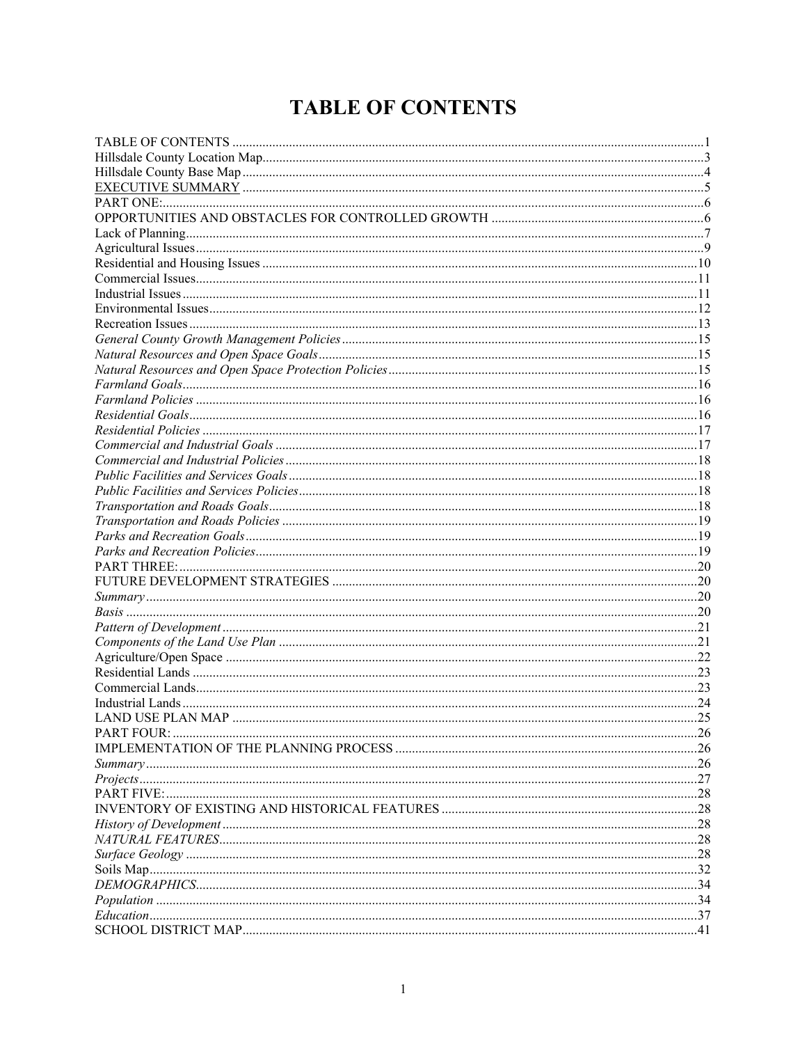# TABLE OF CONTENTS

TABLE OF CONTENTS ....................................................................................................................................1
Hillsdale County Location Map....................................................................................................................3
Hillsdale County Base Map ..........................................................................................................................4
EXECUTIVE SUMMARY ..........................................................................................................................5
PART ONE:..................................................................................................................................................6
OPPORTUNITIES AND OBSTACLES FOR CONTROLLED GROWTH ................................................6
Lack of Planning............................................................................................................................................7
Agricultural Issues.........................................................................................................................................9
Residential and Housing Issues ..................................................................................................................10
Commercial Issues.......................................................................................................................................11
Industrial Issues ...........................................................................................................................................11
Environmental Issues...................................................................................................................................12
Recreation Issues .........................................................................................................................................13
*General County Growth Management Policies* ...........................................................................................15
*Natural Resources and Open Space Goals* ..................................................................................................15
*Natural Resources and Open Space Protection Policies* .............................................................................15
*Farmland Goals*...........................................................................................................................................16
*Farmland Policies* ......................................................................................................................................16
*Residential Goals*.........................................................................................................................................16
*Residential Policies* ....................................................................................................................................17
*Commercial and Industrial Goals* ..............................................................................................................17
*Commercial and Industrial Policies* ............................................................................................................18
*Public Facilities and Services Goals* ..........................................................................................................18
*Public Facilities and Services Policies*........................................................................................................18
*Transportation and Roads Goals*................................................................................................................18
*Transportation and Roads Policies* ............................................................................................................19
*Parks and Recreation Goals*.......................................................................................................................19
*Parks and Recreation Policies*....................................................................................................................19
PART THREE:............................................................................................................................................20
FUTURE DEVELOPMENT STRATEGIES .............................................................................................20
*Summary*....................................................................................................................................................20
*Basis* ..........................................................................................................................................................20
*Pattern of Development* .............................................................................................................................21
*Components of the Land Use Plan* ............................................................................................................21
Agriculture/Open Space .............................................................................................................................22
Residential Lands .......................................................................................................................................23
Commercial Lands.......................................................................................................................................23
Industrial Lands ..........................................................................................................................................24
LAND USE PLAN MAP ...........................................................................................................................25
PART FOUR: .............................................................................................................................................26
IMPLEMENTATION OF THE PLANNING PROCESS ...........................................................................26
*Summary*....................................................................................................................................................26
*Projects*......................................................................................................................................................27
PART FIVE:................................................................................................................................................28
INVENTORY OF EXISTING AND HISTORICAL FEATURES .............................................................28
*History of Development* .............................................................................................................................28
*NATURAL FEATURES*...............................................................................................................................28
*Surface Geology* .........................................................................................................................................28
Soils Map....................................................................................................................................................32
*DEMOGRAPHICS*......................................................................................................................................34
*Population* .................................................................................................................................................34
*Education*...................................................................................................................................................37
SCHOOL DISTRICT MAP.........................................................................................................................41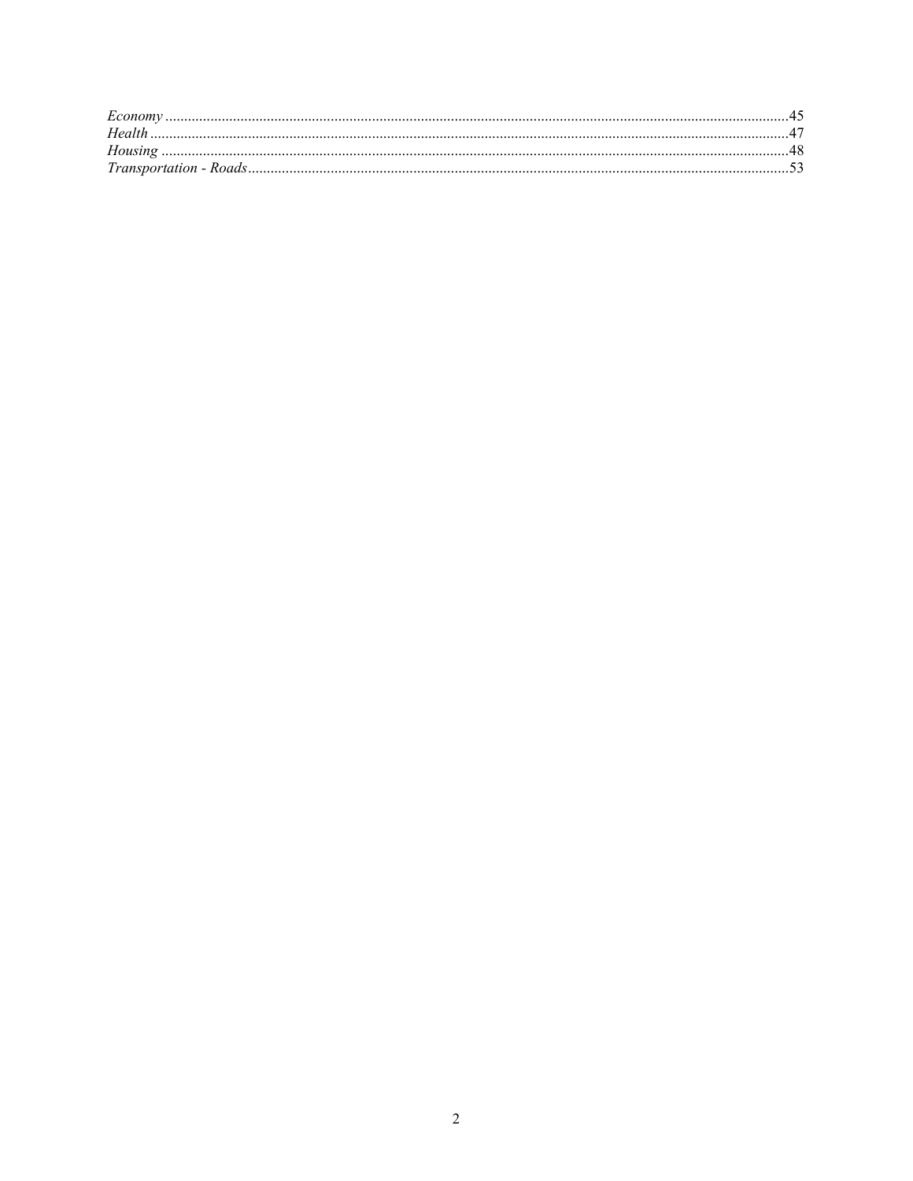*Economy* ....................................................................................................................................................45
*Health* ........................................................................................................................................................47
*Housing* .....................................................................................................................................................48
*Transportation - Roads* ..............................................................................................................................53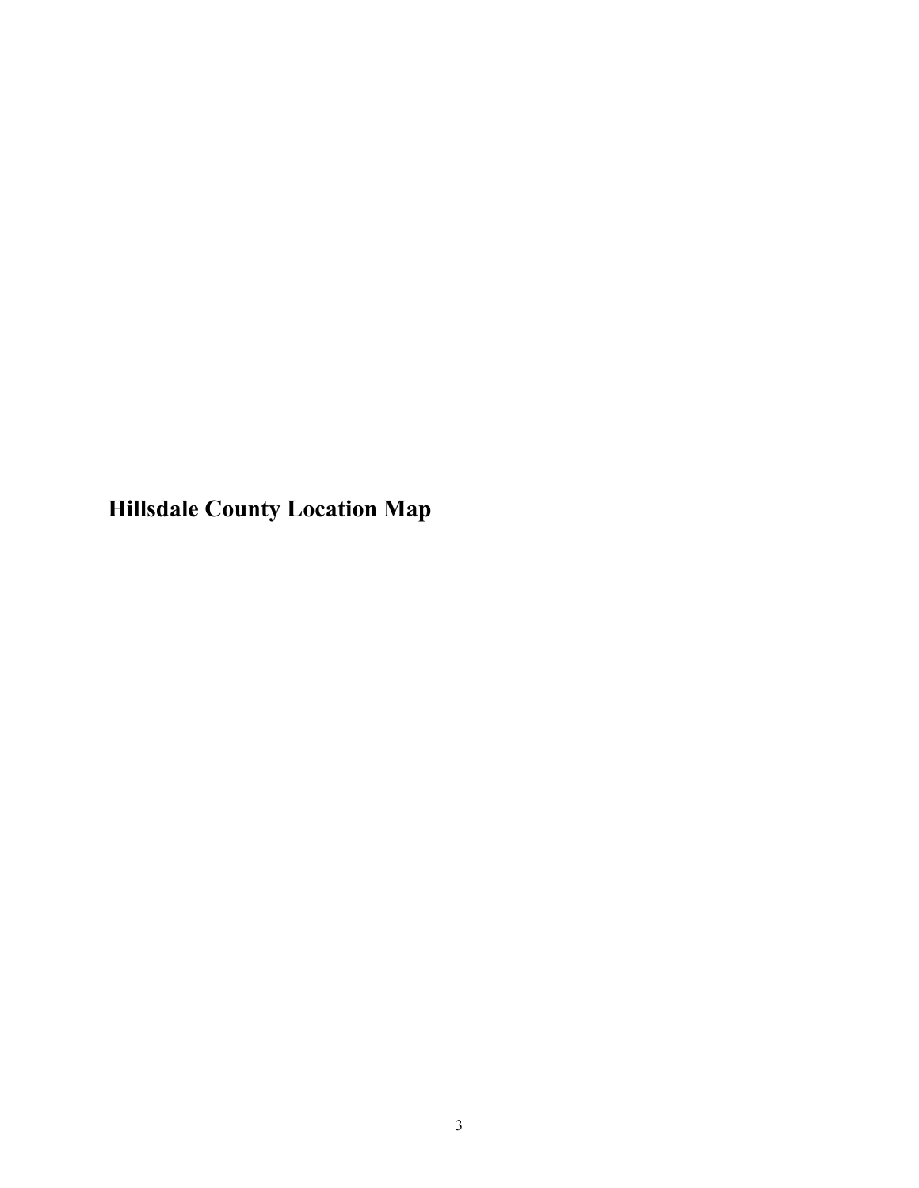## Hillsdale County Location Map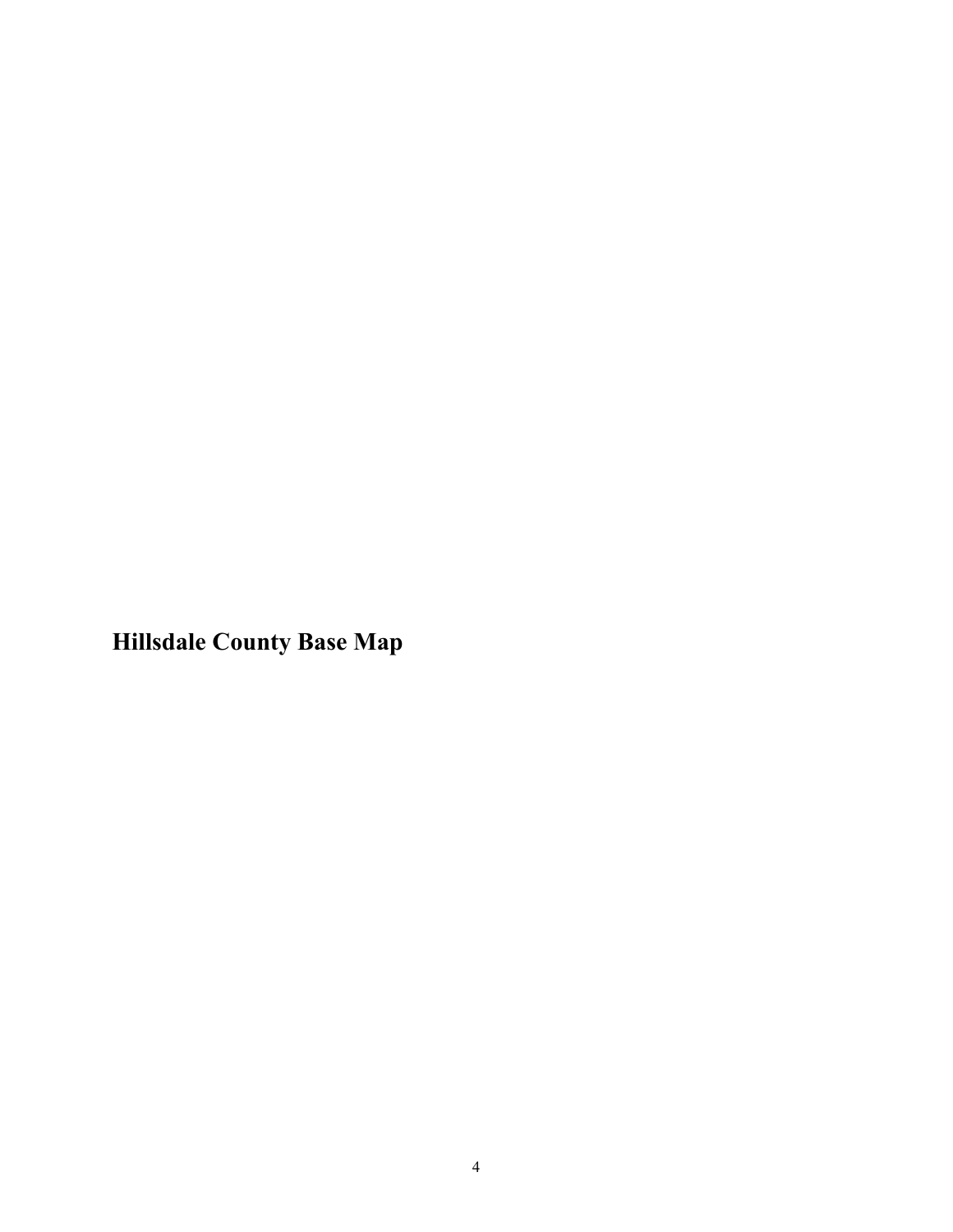## Hillsdale County Base Map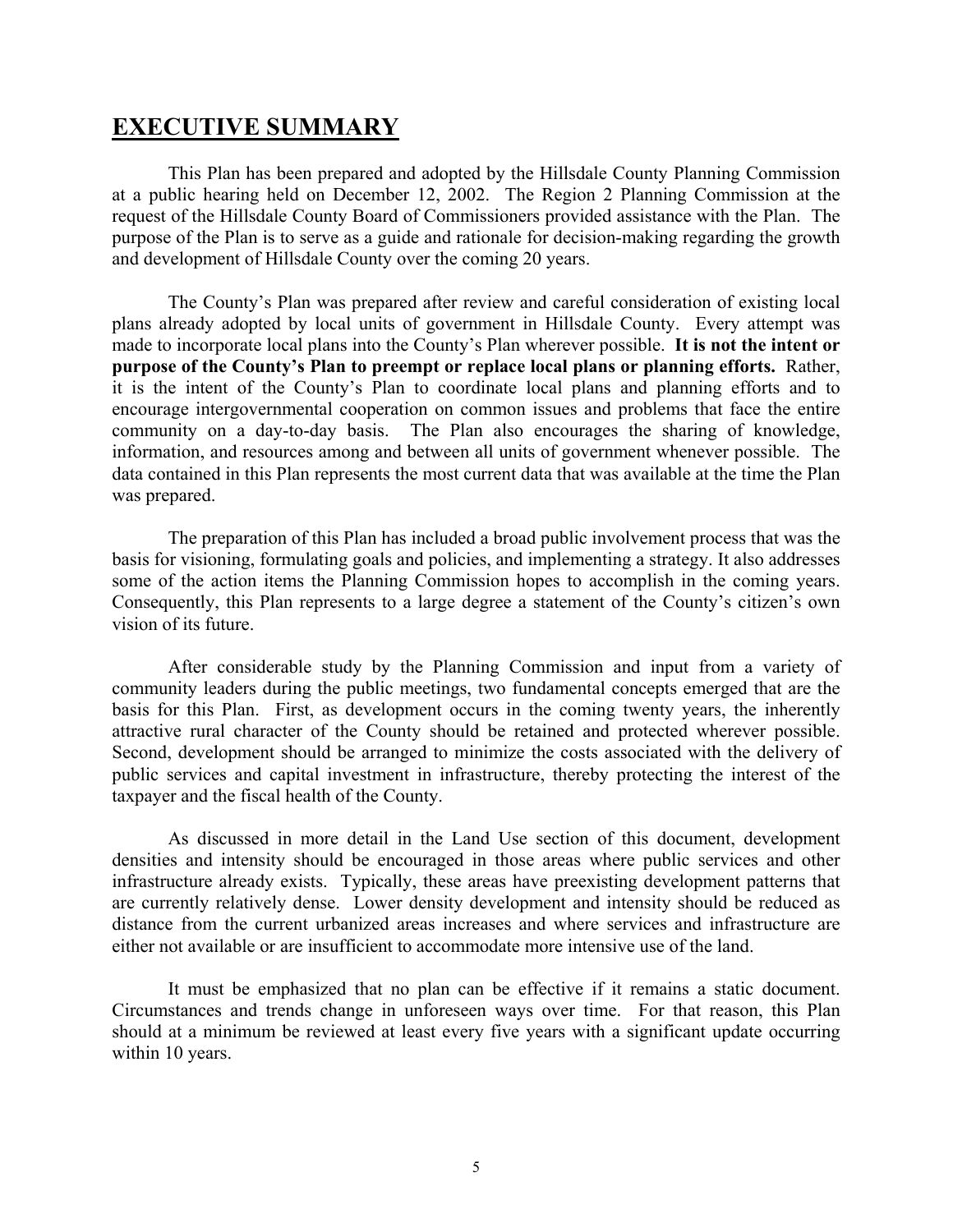# EXECUTIVE SUMMARY

This Plan has been prepared and adopted by the Hillsdale County Planning Commission at a public hearing held on December 12, 2002. The Region 2 Planning Commission at the request of the Hillsdale County Board of Commissioners provided assistance with the Plan. The purpose of the Plan is to serve as a guide and rationale for decision-making regarding the growth and development of Hillsdale County over the coming 20 years.

The County's Plan was prepared after review and careful consideration of existing local plans already adopted by local units of government in Hillsdale County. Every attempt was made to incorporate local plans into the County's Plan wherever possible. **It is not the intent or purpose of the County's Plan to preempt or replace local plans or planning efforts.** Rather, it is the intent of the County's Plan to coordinate local plans and planning efforts and to encourage intergovernmental cooperation on common issues and problems that face the entire community on a day-to-day basis. The Plan also encourages the sharing of knowledge, information, and resources among and between all units of government whenever possible. The data contained in this Plan represents the most current data that was available at the time the Plan was prepared.

The preparation of this Plan has included a broad public involvement process that was the basis for visioning, formulating goals and policies, and implementing a strategy. It also addresses some of the action items the Planning Commission hopes to accomplish in the coming years. Consequently, this Plan represents to a large degree a statement of the County's citizen's own vision of its future.

After considerable study by the Planning Commission and input from a variety of community leaders during the public meetings, two fundamental concepts emerged that are the basis for this Plan. First, as development occurs in the coming twenty years, the inherently attractive rural character of the County should be retained and protected wherever possible. Second, development should be arranged to minimize the costs associated with the delivery of public services and capital investment in infrastructure, thereby protecting the interest of the taxpayer and the fiscal health of the County.

As discussed in more detail in the Land Use section of this document, development densities and intensity should be encouraged in those areas where public services and other infrastructure already exists. Typically, these areas have preexisting development patterns that are currently relatively dense. Lower density development and intensity should be reduced as distance from the current urbanized areas increases and where services and infrastructure are either not available or are insufficient to accommodate more intensive use of the land.

It must be emphasized that no plan can be effective if it remains a static document. Circumstances and trends change in unforeseen ways over time. For that reason, this Plan should at a minimum be reviewed at least every five years with a significant update occurring within 10 years.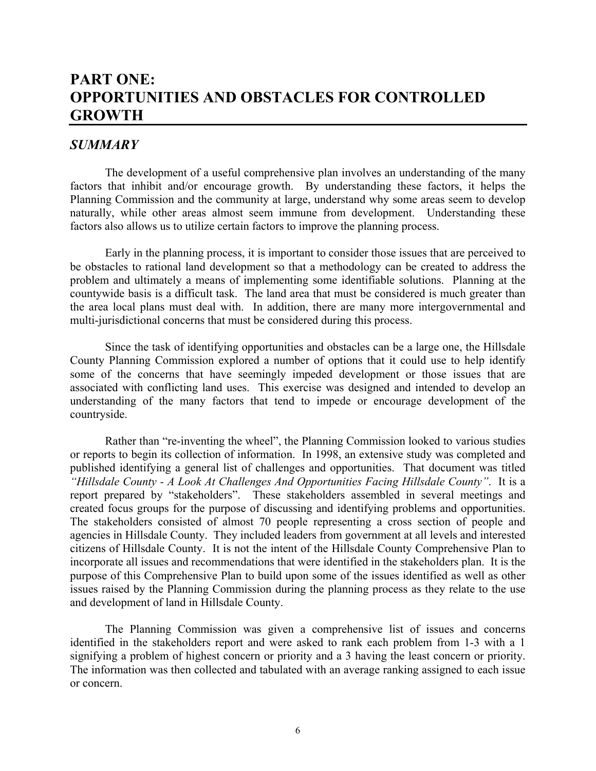# PART ONE: OPPORTUNITIES AND OBSTACLES FOR CONTROLLED GROWTH

## *SUMMARY*

The development of a useful comprehensive plan involves an understanding of the many factors that inhibit and/or encourage growth. By understanding these factors, it helps the Planning Commission and the community at large, understand why some areas seem to develop naturally, while other areas almost seem immune from development. Understanding these factors also allows us to utilize certain factors to improve the planning process.

Early in the planning process, it is important to consider those issues that are perceived to be obstacles to rational land development so that a methodology can be created to address the problem and ultimately a means of implementing some identifiable solutions. Planning at the countywide basis is a difficult task. The land area that must be considered is much greater than the area local plans must deal with. In addition, there are many more intergovernmental and multi-jurisdictional concerns that must be considered during this process.

Since the task of identifying opportunities and obstacles can be a large one, the Hillsdale County Planning Commission explored a number of options that it could use to help identify some of the concerns that have seemingly impeded development or those issues that are associated with conflicting land uses. This exercise was designed and intended to develop an understanding of the many factors that tend to impede or encourage development of the countryside.

Rather than "re-inventing the wheel", the Planning Commission looked to various studies or reports to begin its collection of information. In 1998, an extensive study was completed and published identifying a general list of challenges and opportunities. That document was titled *"Hillsdale County - A Look At Challenges And Opportunities Facing Hillsdale County"*. It is a report prepared by "stakeholders". These stakeholders assembled in several meetings and created focus groups for the purpose of discussing and identifying problems and opportunities. The stakeholders consisted of almost 70 people representing a cross section of people and agencies in Hillsdale County. They included leaders from government at all levels and interested citizens of Hillsdale County. It is not the intent of the Hillsdale County Comprehensive Plan to incorporate all issues and recommendations that were identified in the stakeholders plan. It is the purpose of this Comprehensive Plan to build upon some of the issues identified as well as other issues raised by the Planning Commission during the planning process as they relate to the use and development of land in Hillsdale County.

The Planning Commission was given a comprehensive list of issues and concerns identified in the stakeholders report and were asked to rank each problem from 1-3 with a 1 signifying a problem of highest concern or priority and a 3 having the least concern or priority. The information was then collected and tabulated with an average ranking assigned to each issue or concern.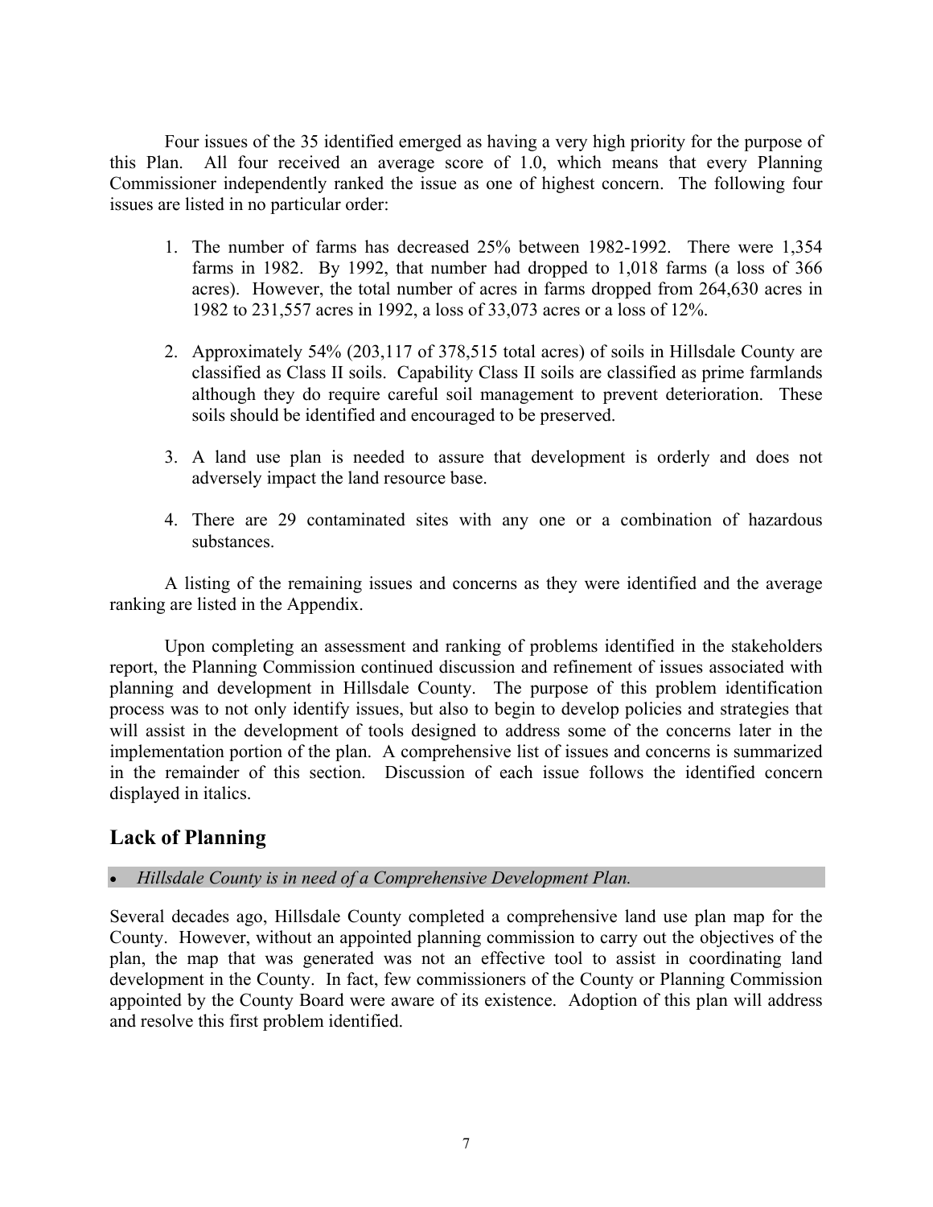Four issues of the 35 identified emerged as having a very high priority for the purpose of this Plan. All four received an average score of 1.0, which means that every Planning Commissioner independently ranked the issue as one of highest concern. The following four issues are listed in no particular order:

1. The number of farms has decreased 25% between 1982-1992. There were 1,354 farms in 1982. By 1992, that number had dropped to 1,018 farms (a loss of 366 acres). However, the total number of acres in farms dropped from 264,630 acres in 1982 to 231,557 acres in 1992, a loss of 33,073 acres or a loss of 12%.

2. Approximately 54% (203,117 of 378,515 total acres) of soils in Hillsdale County are classified as Class II soils. Capability Class II soils are classified as prime farmlands although they do require careful soil management to prevent deterioration. These soils should be identified and encouraged to be preserved.

3. A land use plan is needed to assure that development is orderly and does not adversely impact the land resource base.

4. There are 29 contaminated sites with any one or a combination of hazardous substances.

A listing of the remaining issues and concerns as they were identified and the average ranking are listed in the Appendix.

Upon completing an assessment and ranking of problems identified in the stakeholders report, the Planning Commission continued discussion and refinement of issues associated with planning and development in Hillsdale County. The purpose of this problem identification process was to not only identify issues, but also to begin to develop policies and strategies that will assist in the development of tools designed to address some of the concerns later in the implementation portion of the plan. A comprehensive list of issues and concerns is summarized in the remainder of this section. Discussion of each issue follows the identified concern displayed in italics.

## Lack of Planning

- *Hillsdale County is in need of a Comprehensive Development Plan.*

Several decades ago, Hillsdale County completed a comprehensive land use plan map for the County. However, without an appointed planning commission to carry out the objectives of the plan, the map that was generated was not an effective tool to assist in coordinating land development in the County. In fact, few commissioners of the County or Planning Commission appointed by the County Board were aware of its existence. Adoption of this plan will address and resolve this first problem identified.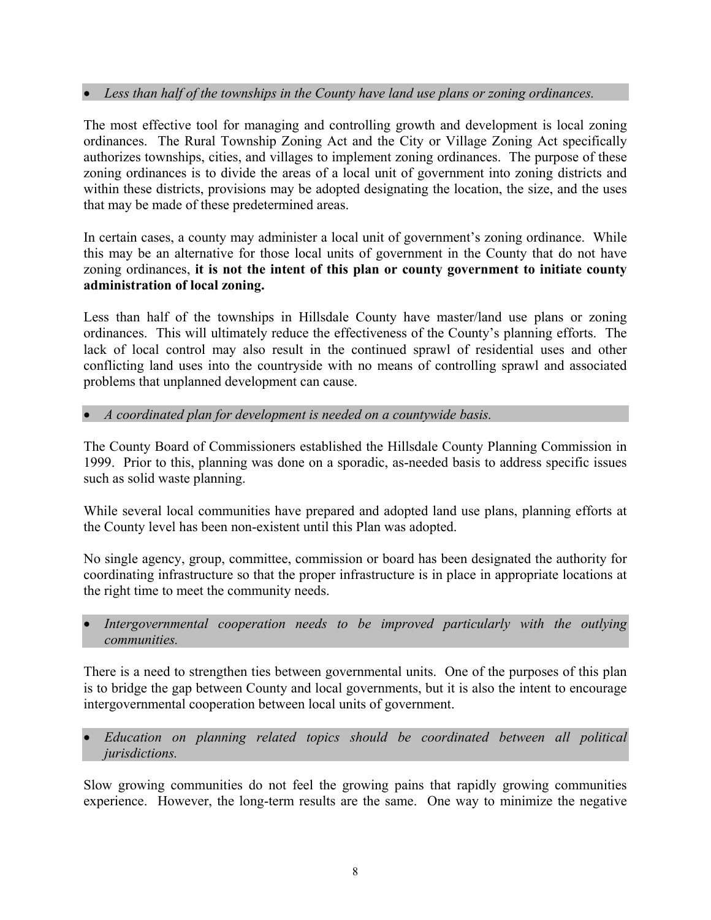- *Less than half of the townships in the County have land use plans or zoning ordinances.*

The most effective tool for managing and controlling growth and development is local zoning ordinances. The Rural Township Zoning Act and the City or Village Zoning Act specifically authorizes townships, cities, and villages to implement zoning ordinances. The purpose of these zoning ordinances is to divide the areas of a local unit of government into zoning districts and within these districts, provisions may be adopted designating the location, the size, and the uses that may be made of these predetermined areas.

In certain cases, a county may administer a local unit of government's zoning ordinance. While this may be an alternative for those local units of government in the County that do not have zoning ordinances, **it is not the intent of this plan or county government to initiate county administration of local zoning.**

Less than half of the townships in Hillsdale County have master/land use plans or zoning ordinances. This will ultimately reduce the effectiveness of the County's planning efforts. The lack of local control may also result in the continued sprawl of residential uses and other conflicting land uses into the countryside with no means of controlling sprawl and associated problems that unplanned development can cause.

- *A coordinated plan for development is needed on a countywide basis.*

The County Board of Commissioners established the Hillsdale County Planning Commission in 1999. Prior to this, planning was done on a sporadic, as-needed basis to address specific issues such as solid waste planning.

While several local communities have prepared and adopted land use plans, planning efforts at the County level has been non-existent until this Plan was adopted.

No single agency, group, committee, commission or board has been designated the authority for coordinating infrastructure so that the proper infrastructure is in place in appropriate locations at the right time to meet the community needs.

- *Intergovernmental cooperation needs to be improved particularly with the outlying communities.*

There is a need to strengthen ties between governmental units. One of the purposes of this plan is to bridge the gap between County and local governments, but it is also the intent to encourage intergovernmental cooperation between local units of government.

- *Education on planning related topics should be coordinated between all political jurisdictions.*

Slow growing communities do not feel the growing pains that rapidly growing communities experience. However, the long-term results are the same. One way to minimize the negative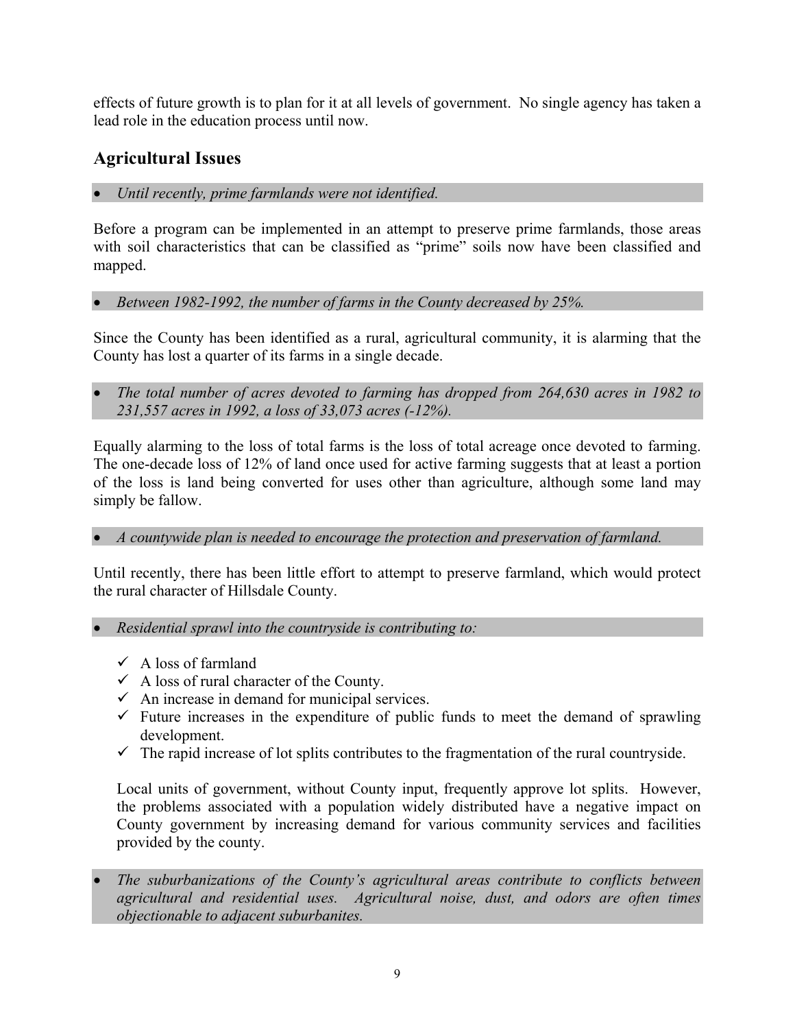effects of future growth is to plan for it at all levels of government. No single agency has taken a lead role in the education process until now.

## Agricultural Issues

- *Until recently, prime farmlands were not identified.*

Before a program can be implemented in an attempt to preserve prime farmlands, those areas with soil characteristics that can be classified as "prime" soils now have been classified and mapped.

- *Between 1982-1992, the number of farms in the County decreased by 25%.*

Since the County has been identified as a rural, agricultural community, it is alarming that the County has lost a quarter of its farms in a single decade.

- *The total number of acres devoted to farming has dropped from 264,630 acres in 1982 to 231,557 acres in 1992, a loss of 33,073 acres (-12%).*

Equally alarming to the loss of total farms is the loss of total acreage once devoted to farming. The one-decade loss of 12% of land once used for active farming suggests that at least a portion of the loss is land being converted for uses other than agriculture, although some land may simply be fallow.

- *A countywide plan is needed to encourage the protection and preservation of farmland.*

Until recently, there has been little effort to attempt to preserve farmland, which would protect the rural character of Hillsdale County.

- *Residential sprawl into the countryside is contributing to:*

  - ✓ A loss of farmland
  - ✓ A loss of rural character of the County.
  - ✓ An increase in demand for municipal services.
  - ✓ Future increases in the expenditure of public funds to meet the demand of sprawling development.
  - ✓ The rapid increase of lot splits contributes to the fragmentation of the rural countryside.

  Local units of government, without County input, frequently approve lot splits. However, the problems associated with a population widely distributed have a negative impact on County government by increasing demand for various community services and facilities provided by the county.

- *The suburbanizations of the County's agricultural areas contribute to conflicts between agricultural and residential uses. Agricultural noise, dust, and odors are often times objectionable to adjacent suburbanites.*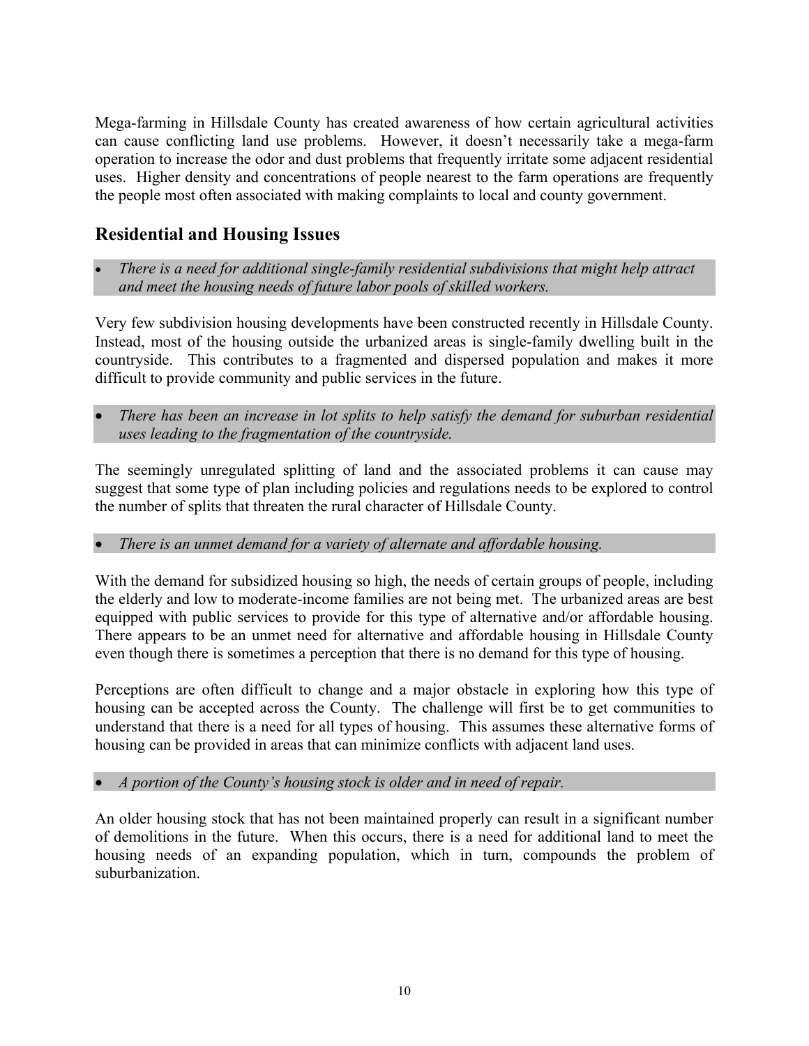Mega-farming in Hillsdale County has created awareness of how certain agricultural activities can cause conflicting land use problems. However, it doesn't necessarily take a mega-farm operation to increase the odor and dust problems that frequently irritate some adjacent residential uses. Higher density and concentrations of people nearest to the farm operations are frequently the people most often associated with making complaints to local and county government.

## Residential and Housing Issues

- *There is a need for additional single-family residential subdivisions that might help attract and meet the housing needs of future labor pools of skilled workers.*

Very few subdivision housing developments have been constructed recently in Hillsdale County. Instead, most of the housing outside the urbanized areas is single-family dwelling built in the countryside. This contributes to a fragmented and dispersed population and makes it more difficult to provide community and public services in the future.

- *There has been an increase in lot splits to help satisfy the demand for suburban residential uses leading to the fragmentation of the countryside.*

The seemingly unregulated splitting of land and the associated problems it can cause may suggest that some type of plan including policies and regulations needs to be explored to control the number of splits that threaten the rural character of Hillsdale County.

- *There is an unmet demand for a variety of alternate and affordable housing.*

With the demand for subsidized housing so high, the needs of certain groups of people, including the elderly and low to moderate-income families are not being met. The urbanized areas are best equipped with public services to provide for this type of alternative and/or affordable housing. There appears to be an unmet need for alternative and affordable housing in Hillsdale County even though there is sometimes a perception that there is no demand for this type of housing.

Perceptions are often difficult to change and a major obstacle in exploring how this type of housing can be accepted across the County. The challenge will first be to get communities to understand that there is a need for all types of housing. This assumes these alternative forms of housing can be provided in areas that can minimize conflicts with adjacent land uses.

- *A portion of the County's housing stock is older and in need of repair.*

An older housing stock that has not been maintained properly can result in a significant number of demolitions in the future. When this occurs, there is a need for additional land to meet the housing needs of an expanding population, which in turn, compounds the problem of suburbanization.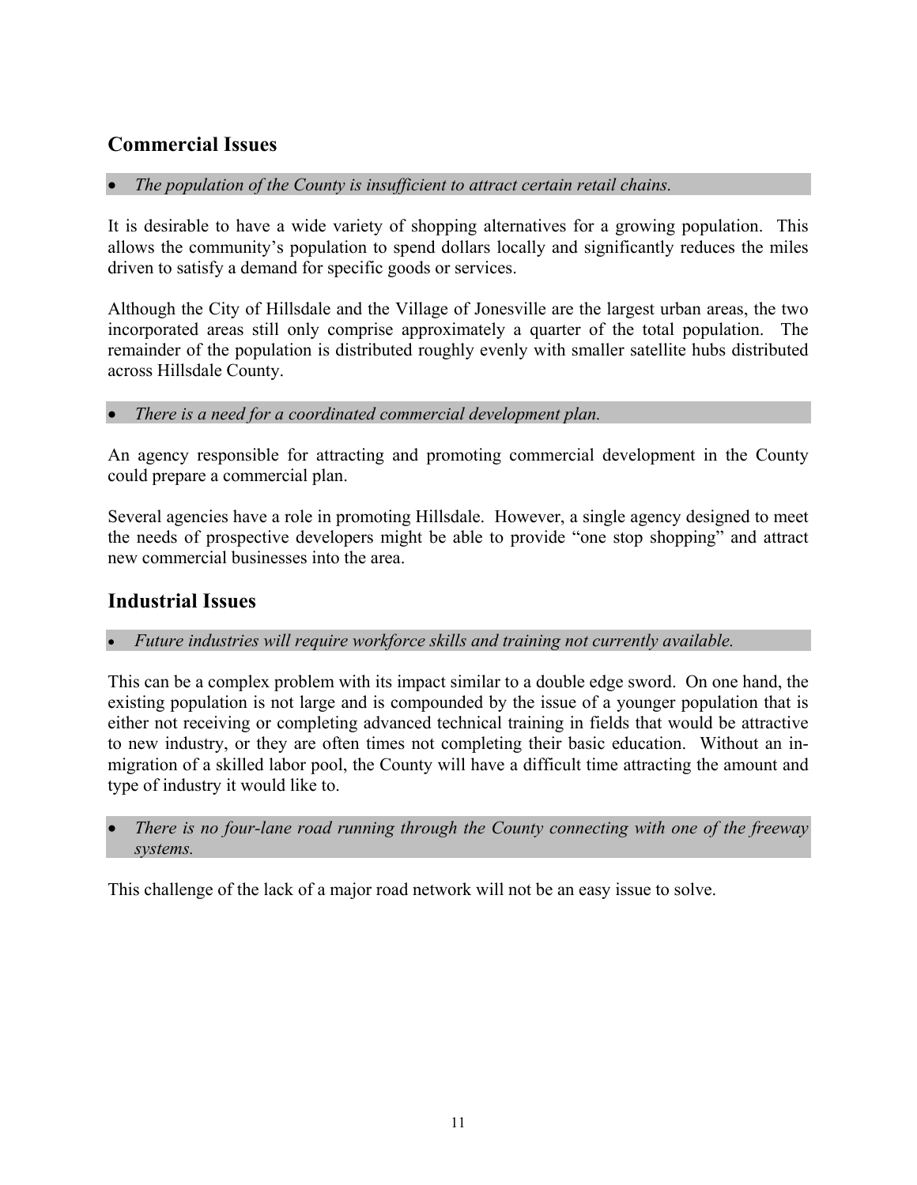## Commercial Issues

- *The population of the County is insufficient to attract certain retail chains.*

It is desirable to have a wide variety of shopping alternatives for a growing population. This allows the community's population to spend dollars locally and significantly reduces the miles driven to satisfy a demand for specific goods or services.

Although the City of Hillsdale and the Village of Jonesville are the largest urban areas, the two incorporated areas still only comprise approximately a quarter of the total population. The remainder of the population is distributed roughly evenly with smaller satellite hubs distributed across Hillsdale County.

- *There is a need for a coordinated commercial development plan.*

An agency responsible for attracting and promoting commercial development in the County could prepare a commercial plan.

Several agencies have a role in promoting Hillsdale. However, a single agency designed to meet the needs of prospective developers might be able to provide "one stop shopping" and attract new commercial businesses into the area.

## Industrial Issues

- *Future industries will require workforce skills and training not currently available.*

This can be a complex problem with its impact similar to a double edge sword. On one hand, the existing population is not large and is compounded by the issue of a younger population that is either not receiving or completing advanced technical training in fields that would be attractive to new industry, or they are often times not completing their basic education. Without an in-migration of a skilled labor pool, the County will have a difficult time attracting the amount and type of industry it would like to.

- *There is no four-lane road running through the County connecting with one of the freeway systems.*

This challenge of the lack of a major road network will not be an easy issue to solve.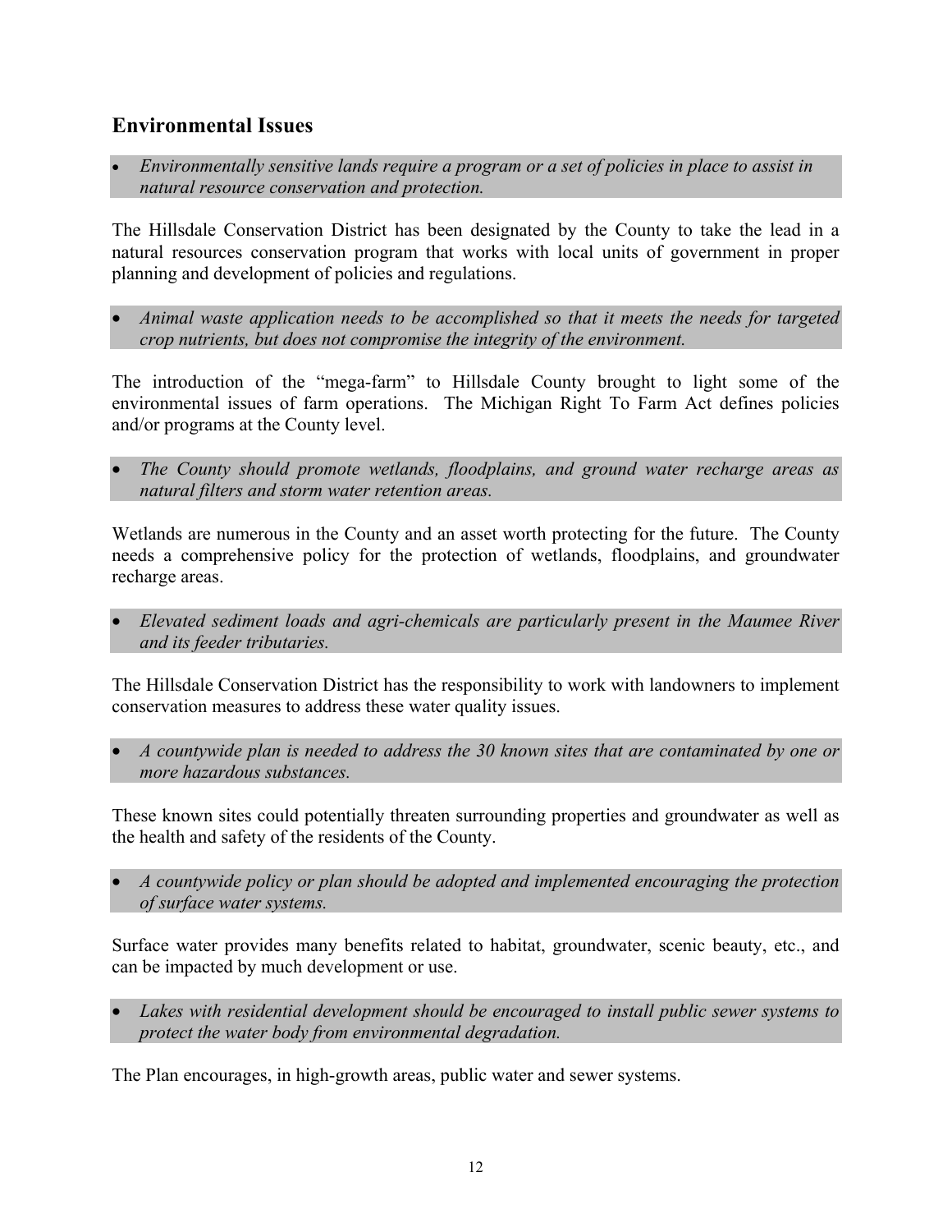## Environmental Issues

- *Environmentally sensitive lands require a program or a set of policies in place to assist in natural resource conservation and protection.*

The Hillsdale Conservation District has been designated by the County to take the lead in a natural resources conservation program that works with local units of government in proper planning and development of policies and regulations.

- *Animal waste application needs to be accomplished so that it meets the needs for targeted crop nutrients, but does not compromise the integrity of the environment.*

The introduction of the "mega-farm" to Hillsdale County brought to light some of the environmental issues of farm operations. The Michigan Right To Farm Act defines policies and/or programs at the County level.

- *The County should promote wetlands, floodplains, and ground water recharge areas as natural filters and storm water retention areas.*

Wetlands are numerous in the County and an asset worth protecting for the future. The County needs a comprehensive policy for the protection of wetlands, floodplains, and groundwater recharge areas.

- *Elevated sediment loads and agri-chemicals are particularly present in the Maumee River and its feeder tributaries.*

The Hillsdale Conservation District has the responsibility to work with landowners to implement conservation measures to address these water quality issues.

- *A countywide plan is needed to address the 30 known sites that are contaminated by one or more hazardous substances.*

These known sites could potentially threaten surrounding properties and groundwater as well as the health and safety of the residents of the County.

- *A countywide policy or plan should be adopted and implemented encouraging the protection of surface water systems.*

Surface water provides many benefits related to habitat, groundwater, scenic beauty, etc., and can be impacted by much development or use.

- *Lakes with residential development should be encouraged to install public sewer systems to protect the water body from environmental degradation.*

The Plan encourages, in high-growth areas, public water and sewer systems.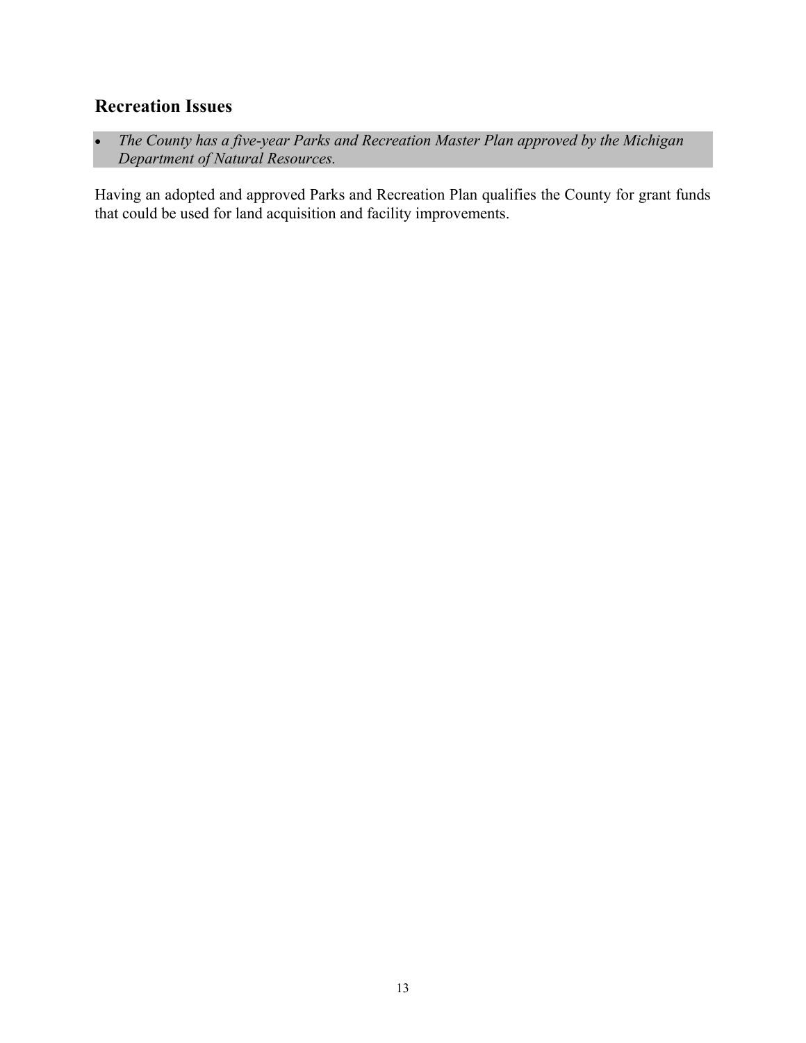## Recreation Issues

- *The County has a five-year Parks and Recreation Master Plan approved by the Michigan Department of Natural Resources.*

Having an adopted and approved Parks and Recreation Plan qualifies the County for grant funds that could be used for land acquisition and facility improvements.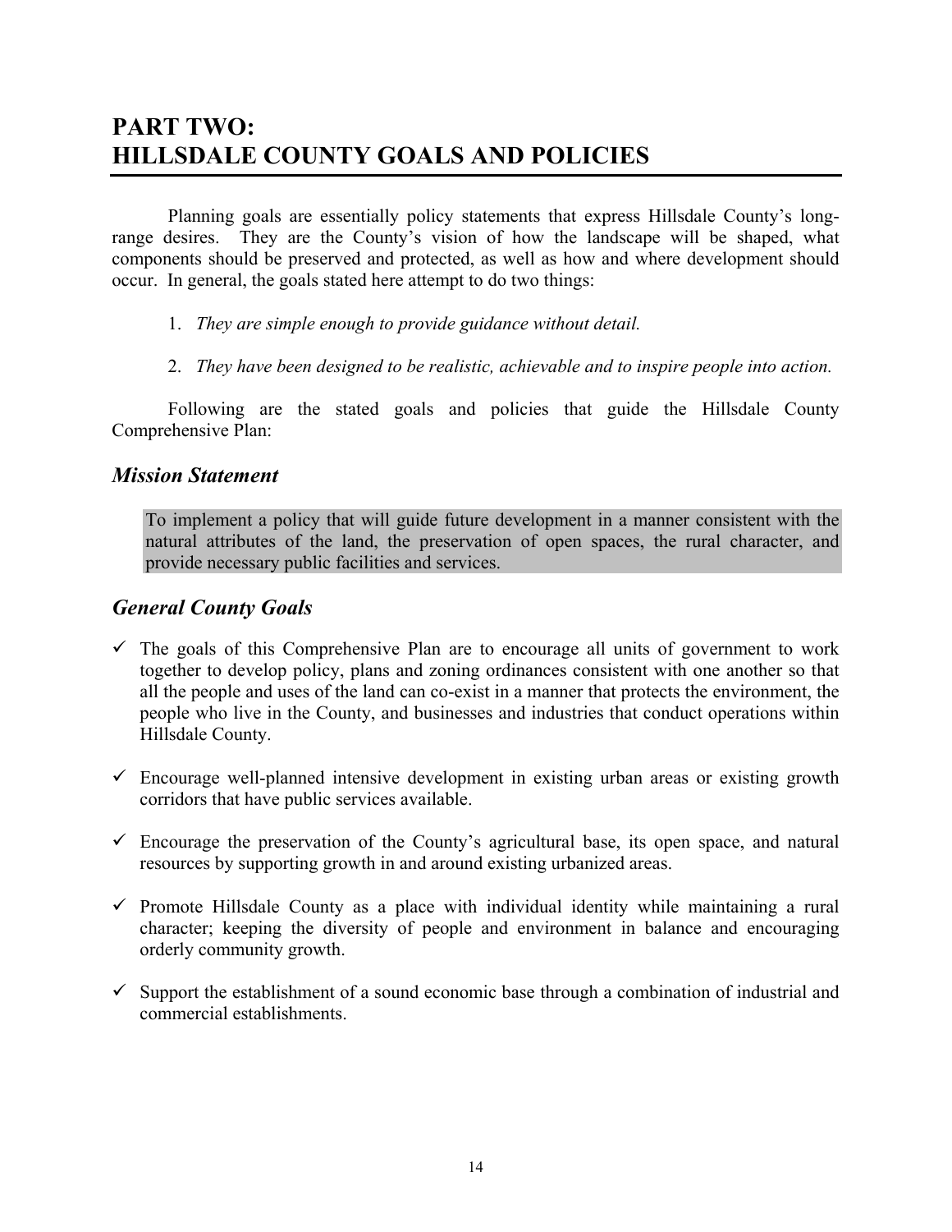# PART TWO: HILLSDALE COUNTY GOALS AND POLICIES

Planning goals are essentially policy statements that express Hillsdale County's long-range desires. They are the County's vision of how the landscape will be shaped, what components should be preserved and protected, as well as how and where development should occur. In general, the goals stated here attempt to do two things:

1. *They are simple enough to provide guidance without detail.*

2. *They have been designed to be realistic, achievable and to inspire people into action.*

Following are the stated goals and policies that guide the Hillsdale County Comprehensive Plan:

## *Mission Statement*

To implement a policy that will guide future development in a manner consistent with the natural attributes of the land, the preservation of open spaces, the rural character, and provide necessary public facilities and services.

## *General County Goals*

- ✓ The goals of this Comprehensive Plan are to encourage all units of government to work together to develop policy, plans and zoning ordinances consistent with one another so that all the people and uses of the land can co-exist in a manner that protects the environment, the people who live in the County, and businesses and industries that conduct operations within Hillsdale County.

- ✓ Encourage well-planned intensive development in existing urban areas or existing growth corridors that have public services available.

- ✓ Encourage the preservation of the County's agricultural base, its open space, and natural resources by supporting growth in and around existing urbanized areas.

- ✓ Promote Hillsdale County as a place with individual identity while maintaining a rural character; keeping the diversity of people and environment in balance and encouraging orderly community growth.

- ✓ Support the establishment of a sound economic base through a combination of industrial and commercial establishments.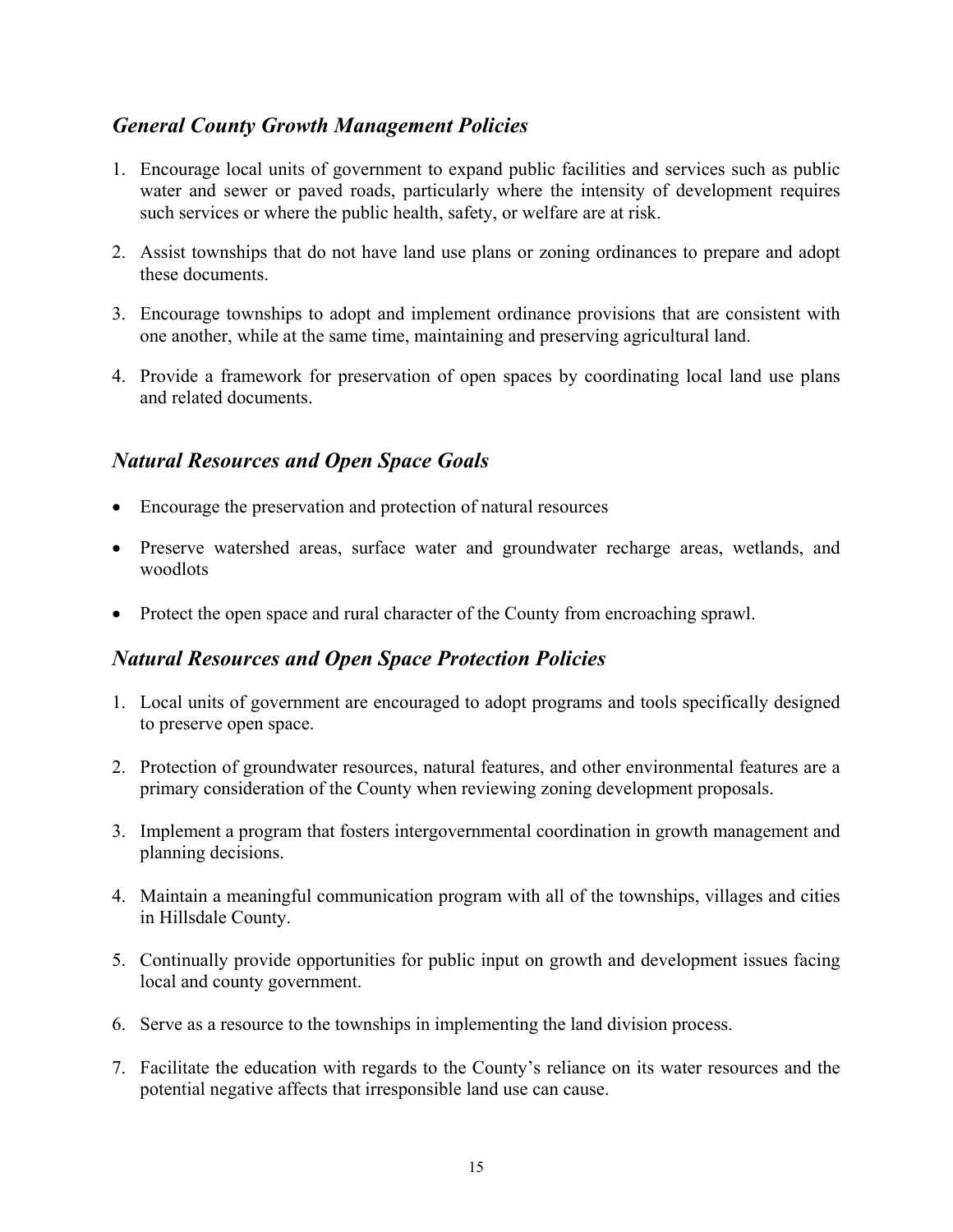## *General County Growth Management Policies*

1. Encourage local units of government to expand public facilities and services such as public water and sewer or paved roads, particularly where the intensity of development requires such services or where the public health, safety, or welfare are at risk.

2. Assist townships that do not have land use plans or zoning ordinances to prepare and adopt these documents.

3. Encourage townships to adopt and implement ordinance provisions that are consistent with one another, while at the same time, maintaining and preserving agricultural land.

4. Provide a framework for preservation of open spaces by coordinating local land use plans and related documents.

## *Natural Resources and Open Space Goals*

- Encourage the preservation and protection of natural resources
- Preserve watershed areas, surface water and groundwater recharge areas, wetlands, and woodlots
- Protect the open space and rural character of the County from encroaching sprawl.

## *Natural Resources and Open Space Protection Policies*

1. Local units of government are encouraged to adopt programs and tools specifically designed to preserve open space.

2. Protection of groundwater resources, natural features, and other environmental features are a primary consideration of the County when reviewing zoning development proposals.

3. Implement a program that fosters intergovernmental coordination in growth management and planning decisions.

4. Maintain a meaningful communication program with all of the townships, villages and cities in Hillsdale County.

5. Continually provide opportunities for public input on growth and development issues facing local and county government.

6. Serve as a resource to the townships in implementing the land division process.

7. Facilitate the education with regards to the County's reliance on its water resources and the potential negative affects that irresponsible land use can cause.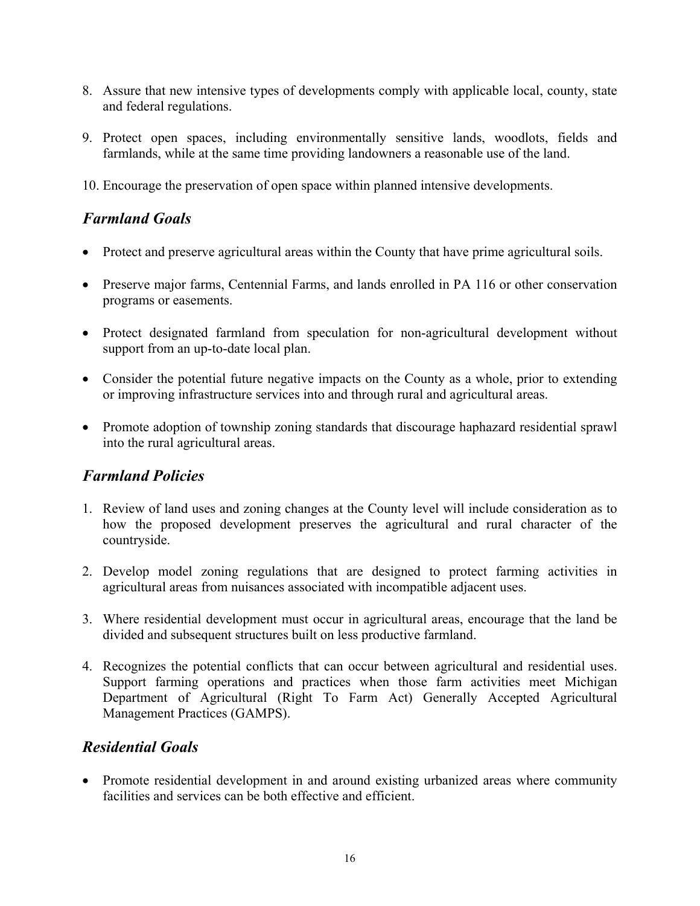8. Assure that new intensive types of developments comply with applicable local, county, state and federal regulations.

9. Protect open spaces, including environmentally sensitive lands, woodlots, fields and farmlands, while at the same time providing landowners a reasonable use of the land.

10. Encourage the preservation of open space within planned intensive developments.

## *Farmland Goals*

- Protect and preserve agricultural areas within the County that have prime agricultural soils.

- Preserve major farms, Centennial Farms, and lands enrolled in PA 116 or other conservation programs or easements.

- Protect designated farmland from speculation for non-agricultural development without support from an up-to-date local plan.

- Consider the potential future negative impacts on the County as a whole, prior to extending or improving infrastructure services into and through rural and agricultural areas.

- Promote adoption of township zoning standards that discourage haphazard residential sprawl into the rural agricultural areas.

## *Farmland Policies*

1. Review of land uses and zoning changes at the County level will include consideration as to how the proposed development preserves the agricultural and rural character of the countryside.

2. Develop model zoning regulations that are designed to protect farming activities in agricultural areas from nuisances associated with incompatible adjacent uses.

3. Where residential development must occur in agricultural areas, encourage that the land be divided and subsequent structures built on less productive farmland.

4. Recognizes the potential conflicts that can occur between agricultural and residential uses. Support farming operations and practices when those farm activities meet Michigan Department of Agricultural (Right To Farm Act) Generally Accepted Agricultural Management Practices (GAMPS).

## *Residential Goals*

- Promote residential development in and around existing urbanized areas where community facilities and services can be both effective and efficient.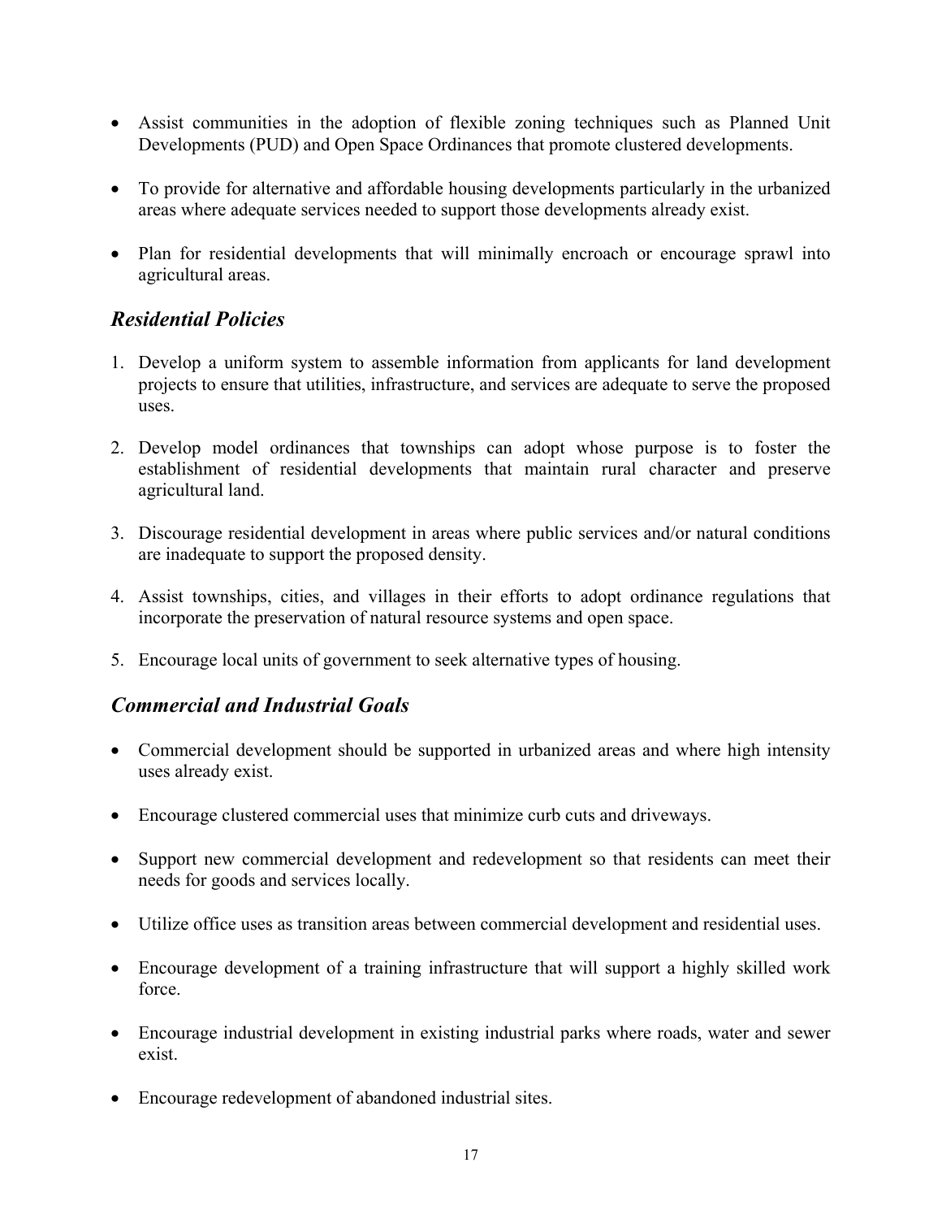- Assist communities in the adoption of flexible zoning techniques such as Planned Unit Developments (PUD) and Open Space Ordinances that promote clustered developments.

- To provide for alternative and affordable housing developments particularly in the urbanized areas where adequate services needed to support those developments already exist.

- Plan for residential developments that will minimally encroach or encourage sprawl into agricultural areas.

## *Residential Policies*

1. Develop a uniform system to assemble information from applicants for land development projects to ensure that utilities, infrastructure, and services are adequate to serve the proposed uses.

2. Develop model ordinances that townships can adopt whose purpose is to foster the establishment of residential developments that maintain rural character and preserve agricultural land.

3. Discourage residential development in areas where public services and/or natural conditions are inadequate to support the proposed density.

4. Assist townships, cities, and villages in their efforts to adopt ordinance regulations that incorporate the preservation of natural resource systems and open space.

5. Encourage local units of government to seek alternative types of housing.

## *Commercial and Industrial Goals*

- Commercial development should be supported in urbanized areas and where high intensity uses already exist.

- Encourage clustered commercial uses that minimize curb cuts and driveways.

- Support new commercial development and redevelopment so that residents can meet their needs for goods and services locally.

- Utilize office uses as transition areas between commercial development and residential uses.

- Encourage development of a training infrastructure that will support a highly skilled work force.

- Encourage industrial development in existing industrial parks where roads, water and sewer exist.

- Encourage redevelopment of abandoned industrial sites.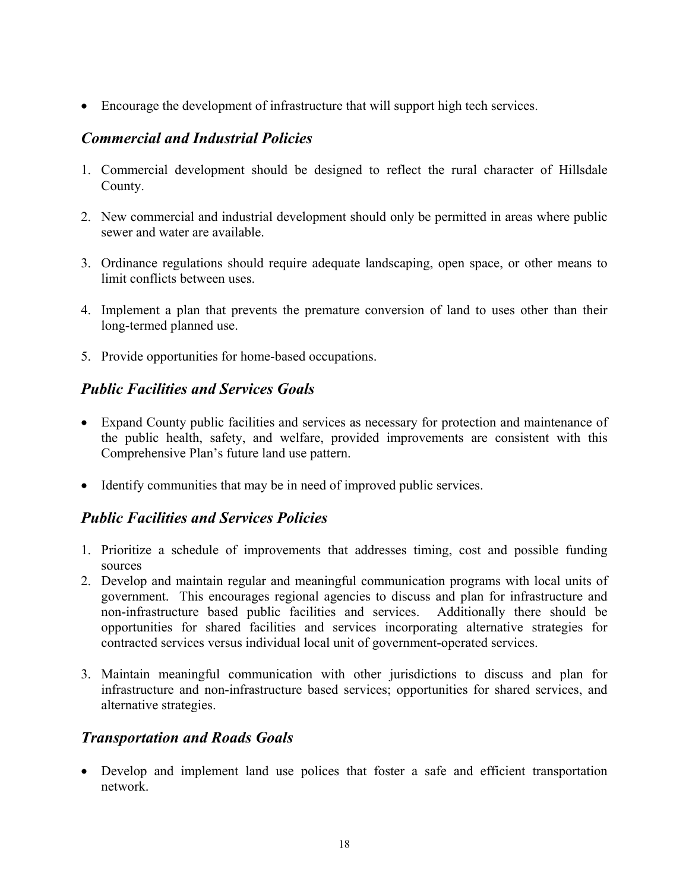- Encourage the development of infrastructure that will support high tech services.

### *Commercial and Industrial Policies*

1. Commercial development should be designed to reflect the rural character of Hillsdale County.

2. New commercial and industrial development should only be permitted in areas where public sewer and water are available.

3. Ordinance regulations should require adequate landscaping, open space, or other means to limit conflicts between uses.

4. Implement a plan that prevents the premature conversion of land to uses other than their long-termed planned use.

5. Provide opportunities for home-based occupations.

### *Public Facilities and Services Goals*

- Expand County public facilities and services as necessary for protection and maintenance of the public health, safety, and welfare, provided improvements are consistent with this Comprehensive Plan's future land use pattern.

- Identify communities that may be in need of improved public services.

### *Public Facilities and Services Policies*

1. Prioritize a schedule of improvements that addresses timing, cost and possible funding sources
2. Develop and maintain regular and meaningful communication programs with local units of government. This encourages regional agencies to discuss and plan for infrastructure and non-infrastructure based public facilities and services. Additionally there should be opportunities for shared facilities and services incorporating alternative strategies for contracted services versus individual local unit of government-operated services.

3. Maintain meaningful communication with other jurisdictions to discuss and plan for infrastructure and non-infrastructure based services; opportunities for shared services, and alternative strategies.

### *Transportation and Roads Goals*

- Develop and implement land use polices that foster a safe and efficient transportation network.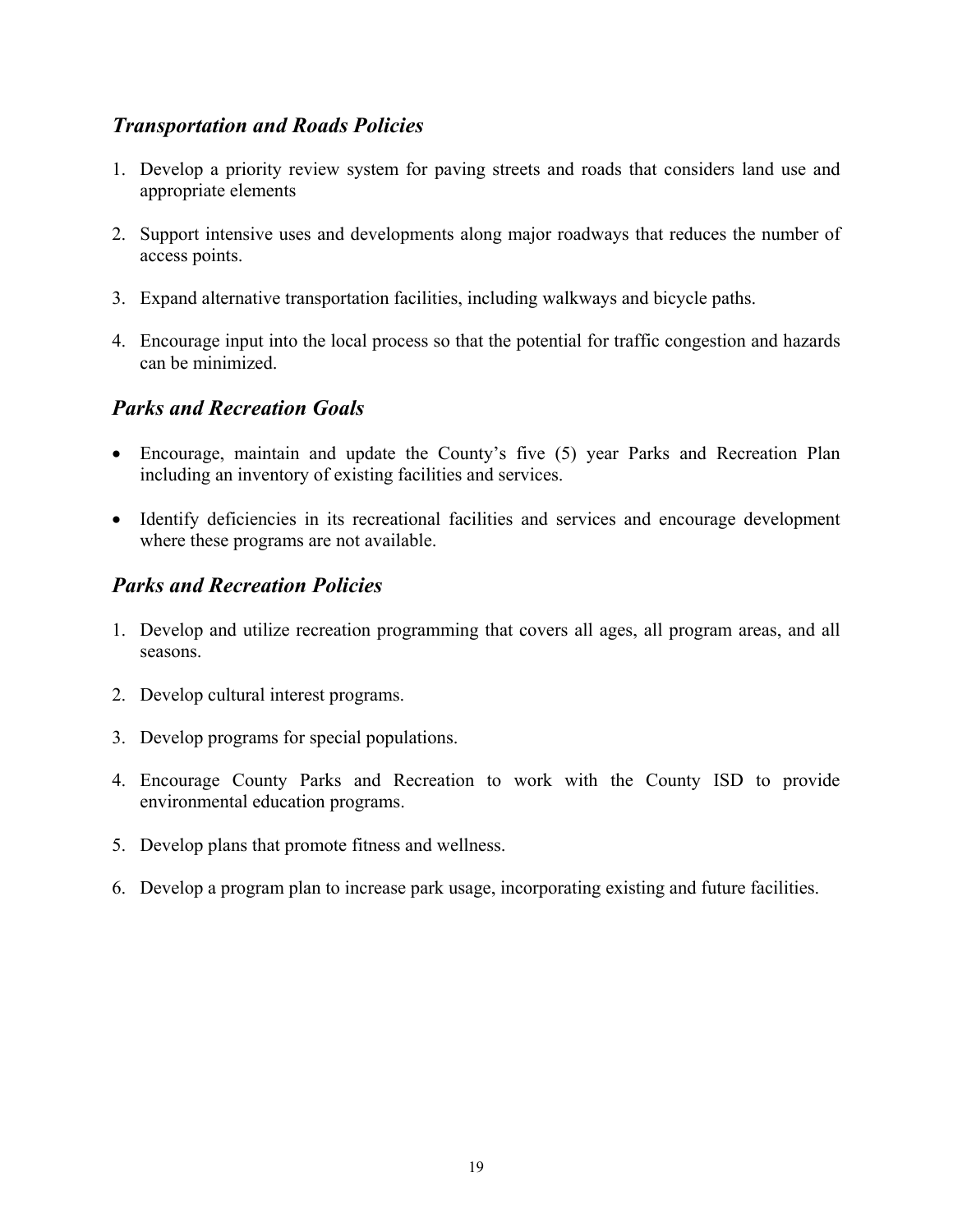### *Transportation and Roads Policies*

1. Develop a priority review system for paving streets and roads that considers land use and appropriate elements

2. Support intensive uses and developments along major roadways that reduces the number of access points.

3. Expand alternative transportation facilities, including walkways and bicycle paths.

4. Encourage input into the local process so that the potential for traffic congestion and hazards can be minimized.

### *Parks and Recreation Goals*

- Encourage, maintain and update the County's five (5) year Parks and Recreation Plan including an inventory of existing facilities and services.

- Identify deficiencies in its recreational facilities and services and encourage development where these programs are not available.

### *Parks and Recreation Policies*

1. Develop and utilize recreation programming that covers all ages, all program areas, and all seasons.

2. Develop cultural interest programs.

3. Develop programs for special populations.

4. Encourage County Parks and Recreation to work with the County ISD to provide environmental education programs.

5. Develop plans that promote fitness and wellness.

6. Develop a program plan to increase park usage, incorporating existing and future facilities.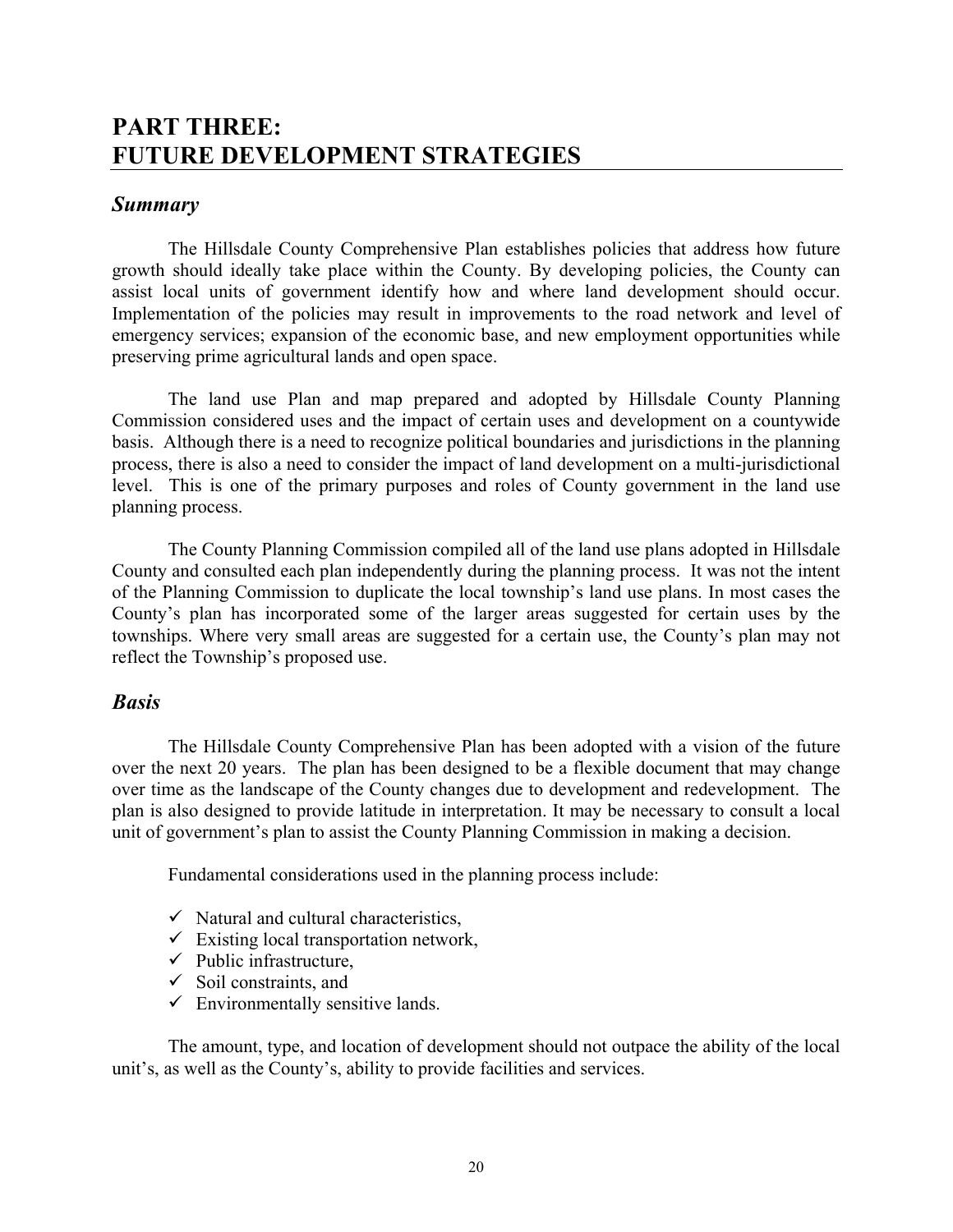# PART THREE: FUTURE DEVELOPMENT STRATEGIES

## *Summary*

The Hillsdale County Comprehensive Plan establishes policies that address how future growth should ideally take place within the County. By developing policies, the County can assist local units of government identify how and where land development should occur. Implementation of the policies may result in improvements to the road network and level of emergency services; expansion of the economic base, and new employment opportunities while preserving prime agricultural lands and open space.

The land use Plan and map prepared and adopted by Hillsdale County Planning Commission considered uses and the impact of certain uses and development on a countywide basis. Although there is a need to recognize political boundaries and jurisdictions in the planning process, there is also a need to consider the impact of land development on a multi-jurisdictional level. This is one of the primary purposes and roles of County government in the land use planning process.

The County Planning Commission compiled all of the land use plans adopted in Hillsdale County and consulted each plan independently during the planning process. It was not the intent of the Planning Commission to duplicate the local township's land use plans. In most cases the County's plan has incorporated some of the larger areas suggested for certain uses by the townships. Where very small areas are suggested for a certain use, the County's plan may not reflect the Township's proposed use.

## *Basis*

The Hillsdale County Comprehensive Plan has been adopted with a vision of the future over the next 20 years. The plan has been designed to be a flexible document that may change over time as the landscape of the County changes due to development and redevelopment. The plan is also designed to provide latitude in interpretation. It may be necessary to consult a local unit of government's plan to assist the County Planning Commission in making a decision.

Fundamental considerations used in the planning process include:

- ✓ Natural and cultural characteristics,
- ✓ Existing local transportation network,
- ✓ Public infrastructure,
- ✓ Soil constraints, and
- ✓ Environmentally sensitive lands.

The amount, type, and location of development should not outpace the ability of the local unit's, as well as the County's, ability to provide facilities and services.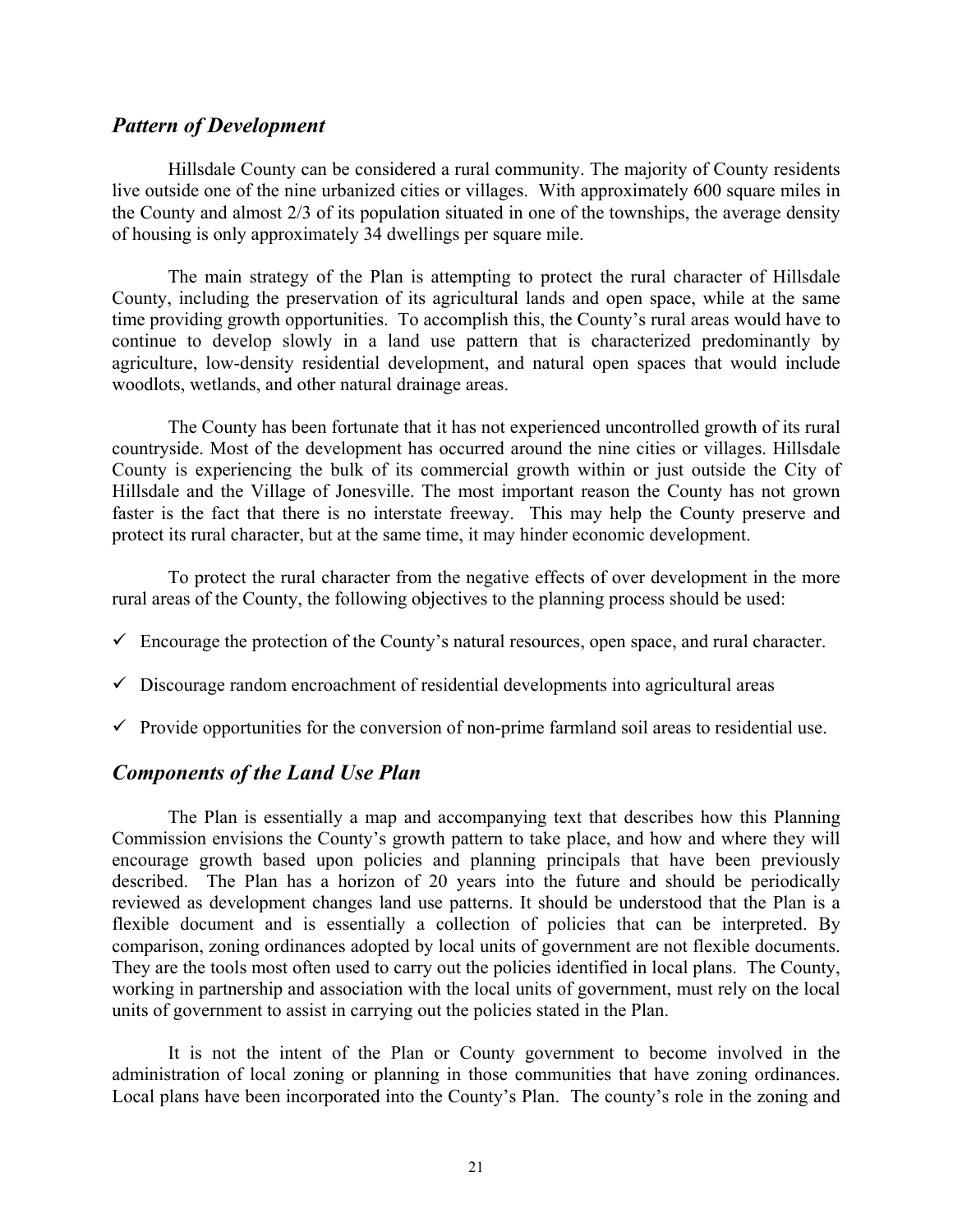## *Pattern of Development*

Hillsdale County can be considered a rural community. The majority of County residents live outside one of the nine urbanized cities or villages. With approximately 600 square miles in the County and almost 2/3 of its population situated in one of the townships, the average density of housing is only approximately 34 dwellings per square mile.

The main strategy of the Plan is attempting to protect the rural character of Hillsdale County, including the preservation of its agricultural lands and open space, while at the same time providing growth opportunities. To accomplish this, the County's rural areas would have to continue to develop slowly in a land use pattern that is characterized predominantly by agriculture, low-density residential development, and natural open spaces that would include woodlots, wetlands, and other natural drainage areas.

The County has been fortunate that it has not experienced uncontrolled growth of its rural countryside. Most of the development has occurred around the nine cities or villages. Hillsdale County is experiencing the bulk of its commercial growth within or just outside the City of Hillsdale and the Village of Jonesville. The most important reason the County has not grown faster is the fact that there is no interstate freeway. This may help the County preserve and protect its rural character, but at the same time, it may hinder economic development.

To protect the rural character from the negative effects of over development in the more rural areas of the County, the following objectives to the planning process should be used:

- ✓ Encourage the protection of the County's natural resources, open space, and rural character.
- ✓ Discourage random encroachment of residential developments into agricultural areas
- ✓ Provide opportunities for the conversion of non-prime farmland soil areas to residential use.

## *Components of the Land Use Plan*

The Plan is essentially a map and accompanying text that describes how this Planning Commission envisions the County's growth pattern to take place, and how and where they will encourage growth based upon policies and planning principals that have been previously described. The Plan has a horizon of 20 years into the future and should be periodically reviewed as development changes land use patterns. It should be understood that the Plan is a flexible document and is essentially a collection of policies that can be interpreted. By comparison, zoning ordinances adopted by local units of government are not flexible documents. They are the tools most often used to carry out the policies identified in local plans. The County, working in partnership and association with the local units of government, must rely on the local units of government to assist in carrying out the policies stated in the Plan.

It is not the intent of the Plan or County government to become involved in the administration of local zoning or planning in those communities that have zoning ordinances. Local plans have been incorporated into the County's Plan. The county's role in the zoning and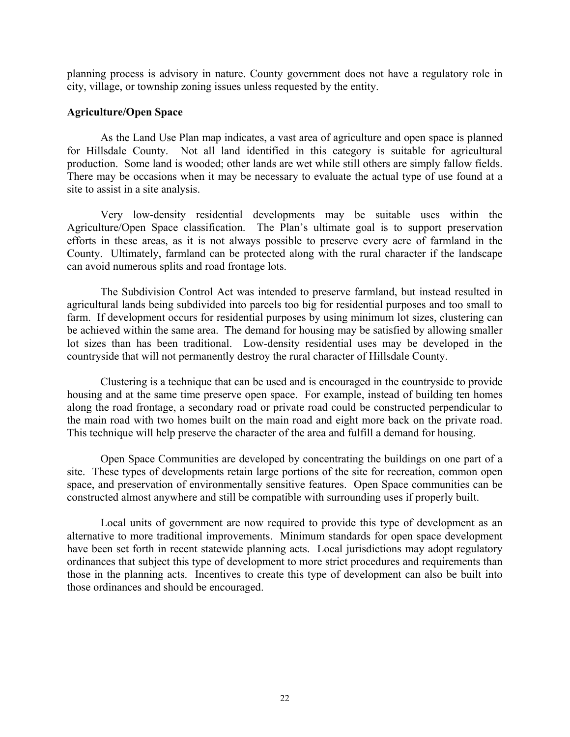planning process is advisory in nature. County government does not have a regulatory role in city, village, or township zoning issues unless requested by the entity.

**Agriculture/Open Space**

As the Land Use Plan map indicates, a vast area of agriculture and open space is planned for Hillsdale County. Not all land identified in this category is suitable for agricultural production. Some land is wooded; other lands are wet while still others are simply fallow fields. There may be occasions when it may be necessary to evaluate the actual type of use found at a site to assist in a site analysis.

Very low-density residential developments may be suitable uses within the Agriculture/Open Space classification. The Plan's ultimate goal is to support preservation efforts in these areas, as it is not always possible to preserve every acre of farmland in the County. Ultimately, farmland can be protected along with the rural character if the landscape can avoid numerous splits and road frontage lots.

The Subdivision Control Act was intended to preserve farmland, but instead resulted in agricultural lands being subdivided into parcels too big for residential purposes and too small to farm. If development occurs for residential purposes by using minimum lot sizes, clustering can be achieved within the same area. The demand for housing may be satisfied by allowing smaller lot sizes than has been traditional. Low-density residential uses may be developed in the countryside that will not permanently destroy the rural character of Hillsdale County.

Clustering is a technique that can be used and is encouraged in the countryside to provide housing and at the same time preserve open space. For example, instead of building ten homes along the road frontage, a secondary road or private road could be constructed perpendicular to the main road with two homes built on the main road and eight more back on the private road. This technique will help preserve the character of the area and fulfill a demand for housing.

Open Space Communities are developed by concentrating the buildings on one part of a site. These types of developments retain large portions of the site for recreation, common open space, and preservation of environmentally sensitive features. Open Space communities can be constructed almost anywhere and still be compatible with surrounding uses if properly built.

Local units of government are now required to provide this type of development as an alternative to more traditional improvements. Minimum standards for open space development have been set forth in recent statewide planning acts. Local jurisdictions may adopt regulatory ordinances that subject this type of development to more strict procedures and requirements than those in the planning acts. Incentives to create this type of development can also be built into those ordinances and should be encouraged.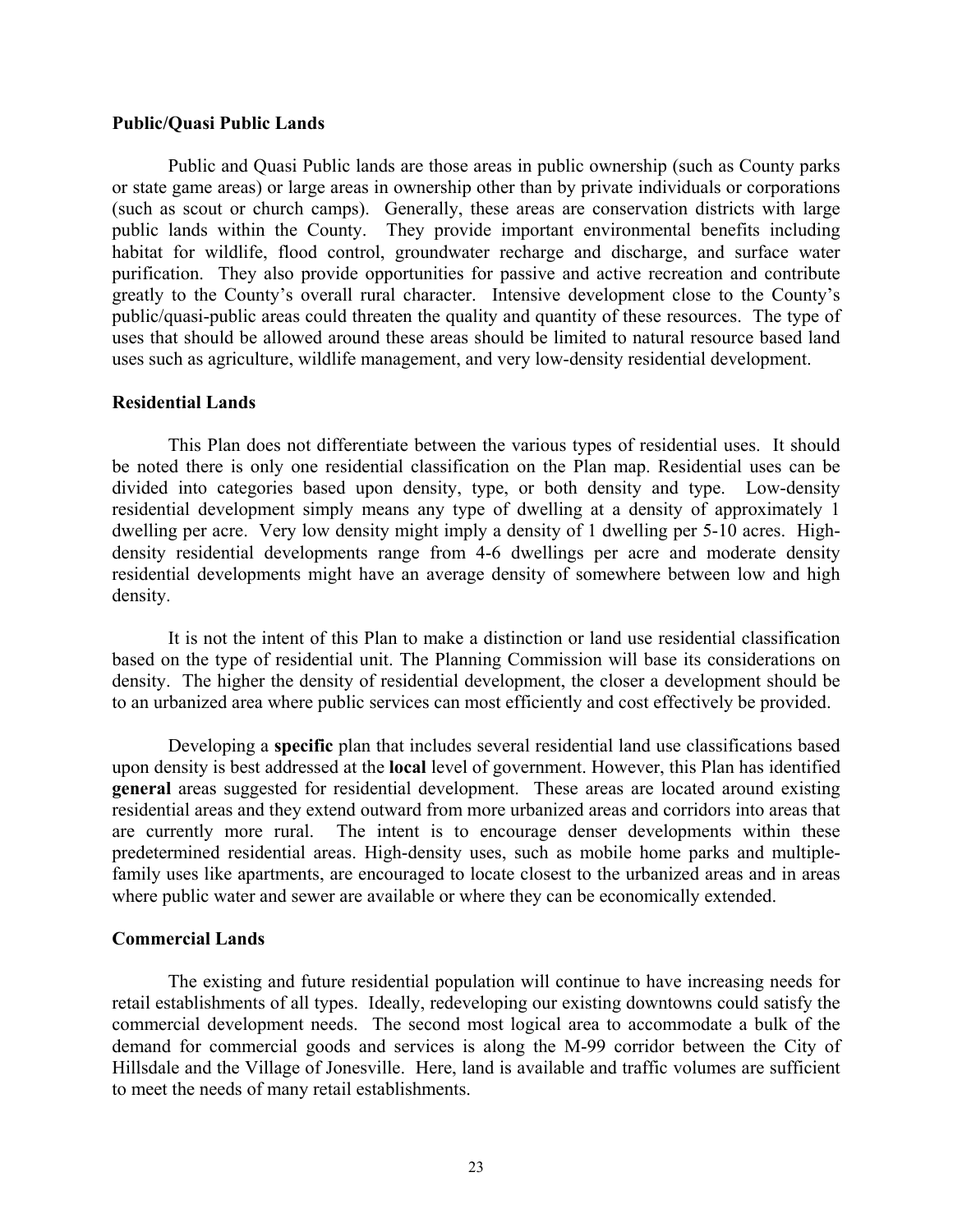### Public/Quasi Public Lands

Public and Quasi Public lands are those areas in public ownership (such as County parks or state game areas) or large areas in ownership other than by private individuals or corporations (such as scout or church camps). Generally, these areas are conservation districts with large public lands within the County. They provide important environmental benefits including habitat for wildlife, flood control, groundwater recharge and discharge, and surface water purification. They also provide opportunities for passive and active recreation and contribute greatly to the County's overall rural character. Intensive development close to the County's public/quasi-public areas could threaten the quality and quantity of these resources. The type of uses that should be allowed around these areas should be limited to natural resource based land uses such as agriculture, wildlife management, and very low-density residential development.

### Residential Lands

This Plan does not differentiate between the various types of residential uses. It should be noted there is only one residential classification on the Plan map. Residential uses can be divided into categories based upon density, type, or both density and type. Low-density residential development simply means any type of dwelling at a density of approximately 1 dwelling per acre. Very low density might imply a density of 1 dwelling per 5-10 acres. High-density residential developments range from 4-6 dwellings per acre and moderate density residential developments might have an average density of somewhere between low and high density.

It is not the intent of this Plan to make a distinction or land use residential classification based on the type of residential unit. The Planning Commission will base its considerations on density. The higher the density of residential development, the closer a development should be to an urbanized area where public services can most efficiently and cost effectively be provided.

Developing a **specific** plan that includes several residential land use classifications based upon density is best addressed at the **local** level of government. However, this Plan has identified **general** areas suggested for residential development. These areas are located around existing residential areas and they extend outward from more urbanized areas and corridors into areas that are currently more rural. The intent is to encourage denser developments within these predetermined residential areas. High-density uses, such as mobile home parks and multiple-family uses like apartments, are encouraged to locate closest to the urbanized areas and in areas where public water and sewer are available or where they can be economically extended.

### Commercial Lands

The existing and future residential population will continue to have increasing needs for retail establishments of all types. Ideally, redeveloping our existing downtowns could satisfy the commercial development needs. The second most logical area to accommodate a bulk of the demand for commercial goods and services is along the M-99 corridor between the City of Hillsdale and the Village of Jonesville. Here, land is available and traffic volumes are sufficient to meet the needs of many retail establishments.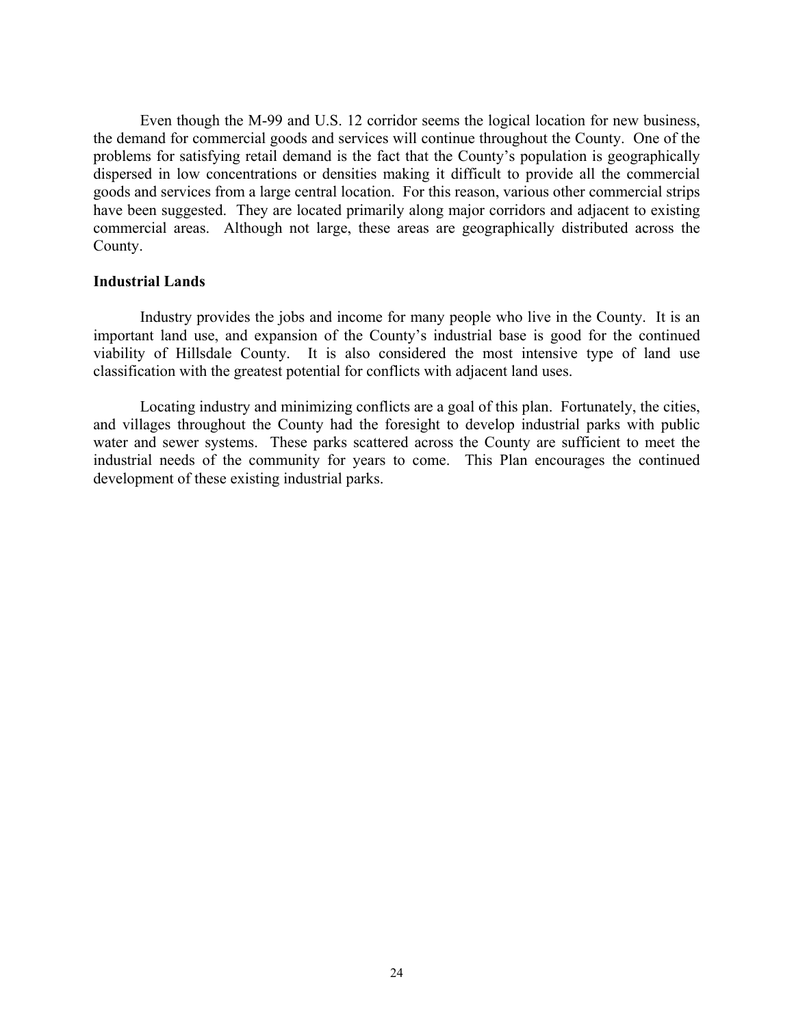Even though the M-99 and U.S. 12 corridor seems the logical location for new business, the demand for commercial goods and services will continue throughout the County. One of the problems for satisfying retail demand is the fact that the County's population is geographically dispersed in low concentrations or densities making it difficult to provide all the commercial goods and services from a large central location. For this reason, various other commercial strips have been suggested. They are located primarily along major corridors and adjacent to existing commercial areas. Although not large, these areas are geographically distributed across the County.

**Industrial Lands**

Industry provides the jobs and income for many people who live in the County. It is an important land use, and expansion of the County's industrial base is good for the continued viability of Hillsdale County. It is also considered the most intensive type of land use classification with the greatest potential for conflicts with adjacent land uses.

Locating industry and minimizing conflicts are a goal of this plan. Fortunately, the cities, and villages throughout the County had the foresight to develop industrial parks with public water and sewer systems. These parks scattered across the County are sufficient to meet the industrial needs of the community for years to come. This Plan encourages the continued development of these existing industrial parks.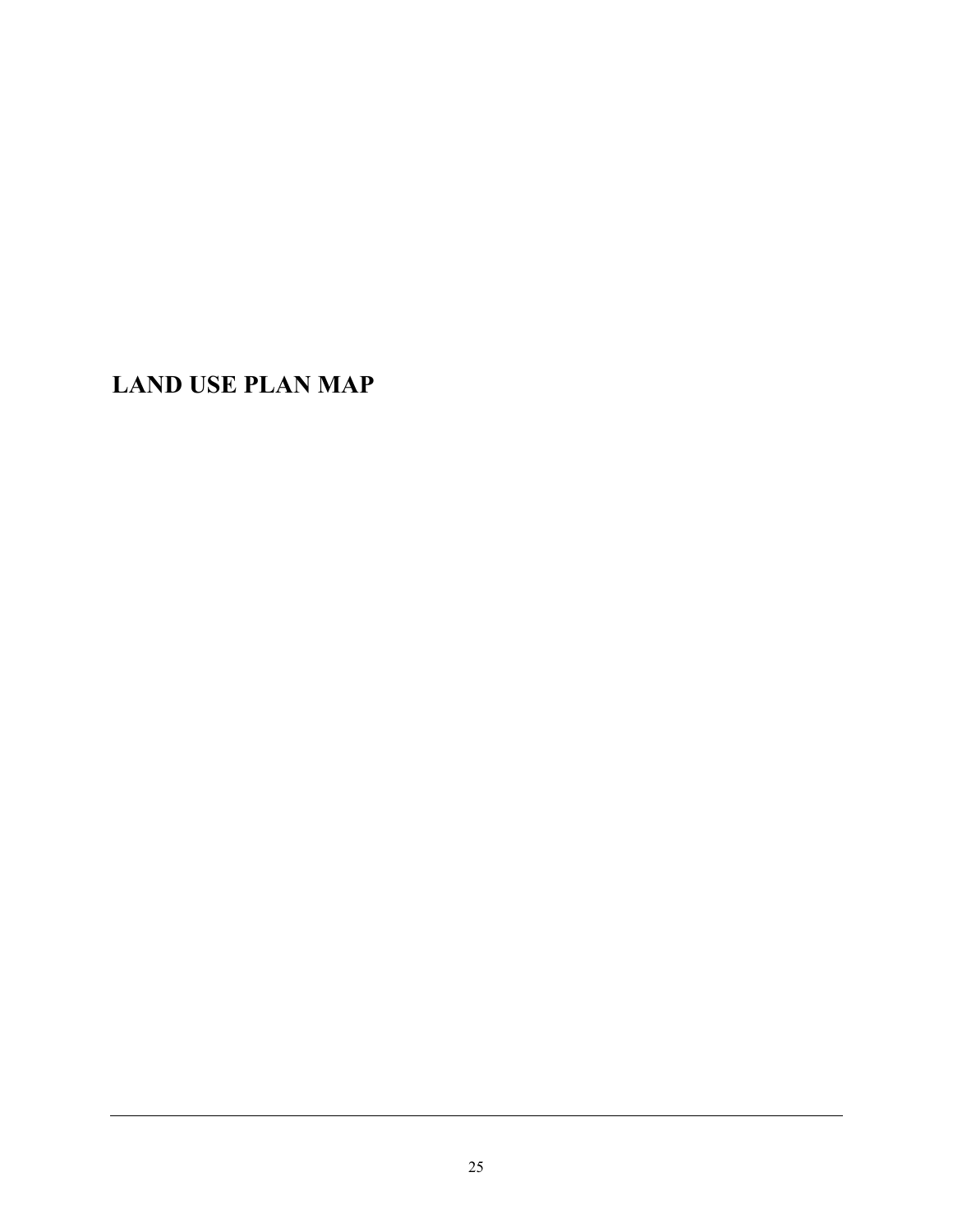# LAND USE PLAN MAP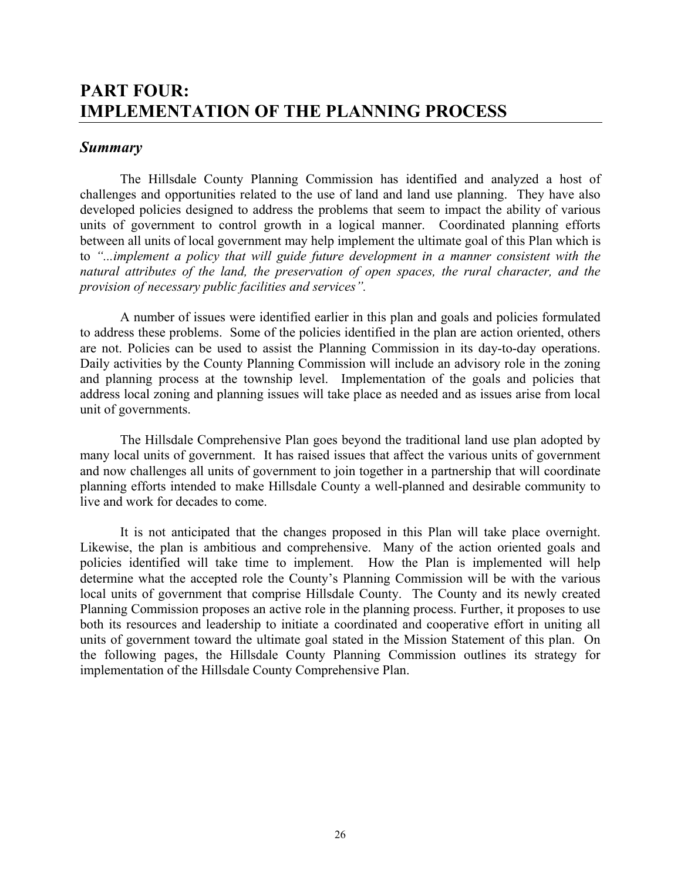# PART FOUR: IMPLEMENTATION OF THE PLANNING PROCESS

## *Summary*

The Hillsdale County Planning Commission has identified and analyzed a host of challenges and opportunities related to the use of land and land use planning. They have also developed policies designed to address the problems that seem to impact the ability of various units of government to control growth in a logical manner. Coordinated planning efforts between all units of local government may help implement the ultimate goal of this Plan which is to *"...implement a policy that will guide future development in a manner consistent with the natural attributes of the land, the preservation of open spaces, the rural character, and the provision of necessary public facilities and services".*

A number of issues were identified earlier in this plan and goals and policies formulated to address these problems. Some of the policies identified in the plan are action oriented, others are not. Policies can be used to assist the Planning Commission in its day-to-day operations. Daily activities by the County Planning Commission will include an advisory role in the zoning and planning process at the township level. Implementation of the goals and policies that address local zoning and planning issues will take place as needed and as issues arise from local unit of governments.

The Hillsdale Comprehensive Plan goes beyond the traditional land use plan adopted by many local units of government. It has raised issues that affect the various units of government and now challenges all units of government to join together in a partnership that will coordinate planning efforts intended to make Hillsdale County a well-planned and desirable community to live and work for decades to come.

It is not anticipated that the changes proposed in this Plan will take place overnight. Likewise, the plan is ambitious and comprehensive. Many of the action oriented goals and policies identified will take time to implement. How the Plan is implemented will help determine what the accepted role the County's Planning Commission will be with the various local units of government that comprise Hillsdale County. The County and its newly created Planning Commission proposes an active role in the planning process. Further, it proposes to use both its resources and leadership to initiate a coordinated and cooperative effort in uniting all units of government toward the ultimate goal stated in the Mission Statement of this plan. On the following pages, the Hillsdale County Planning Commission outlines its strategy for implementation of the Hillsdale County Comprehensive Plan.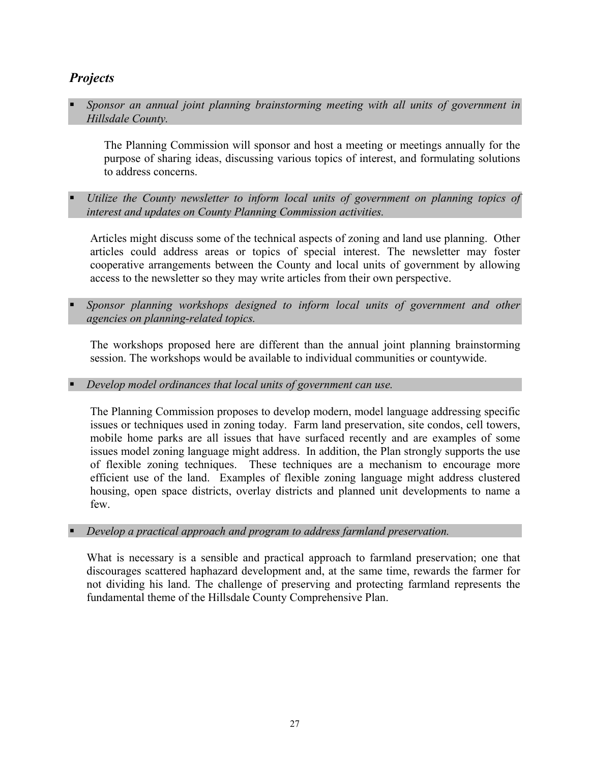## *Projects*

- *Sponsor an annual joint planning brainstorming meeting with all units of government in Hillsdale County.*

The Planning Commission will sponsor and host a meeting or meetings annually for the purpose of sharing ideas, discussing various topics of interest, and formulating solutions to address concerns.

- *Utilize the County newsletter to inform local units of government on planning topics of interest and updates on County Planning Commission activities.*

Articles might discuss some of the technical aspects of zoning and land use planning. Other articles could address areas or topics of special interest. The newsletter may foster cooperative arrangements between the County and local units of government by allowing access to the newsletter so they may write articles from their own perspective.

- *Sponsor planning workshops designed to inform local units of government and other agencies on planning-related topics.*

The workshops proposed here are different than the annual joint planning brainstorming session. The workshops would be available to individual communities or countywide.

- *Develop model ordinances that local units of government can use.*

The Planning Commission proposes to develop modern, model language addressing specific issues or techniques used in zoning today. Farm land preservation, site condos, cell towers, mobile home parks are all issues that have surfaced recently and are examples of some issues model zoning language might address. In addition, the Plan strongly supports the use of flexible zoning techniques. These techniques are a mechanism to encourage more efficient use of the land. Examples of flexible zoning language might address clustered housing, open space districts, overlay districts and planned unit developments to name a few.

- *Develop a practical approach and program to address farmland preservation.*

What is necessary is a sensible and practical approach to farmland preservation; one that discourages scattered haphazard development and, at the same time, rewards the farmer for not dividing his land. The challenge of preserving and protecting farmland represents the fundamental theme of the Hillsdale County Comprehensive Plan.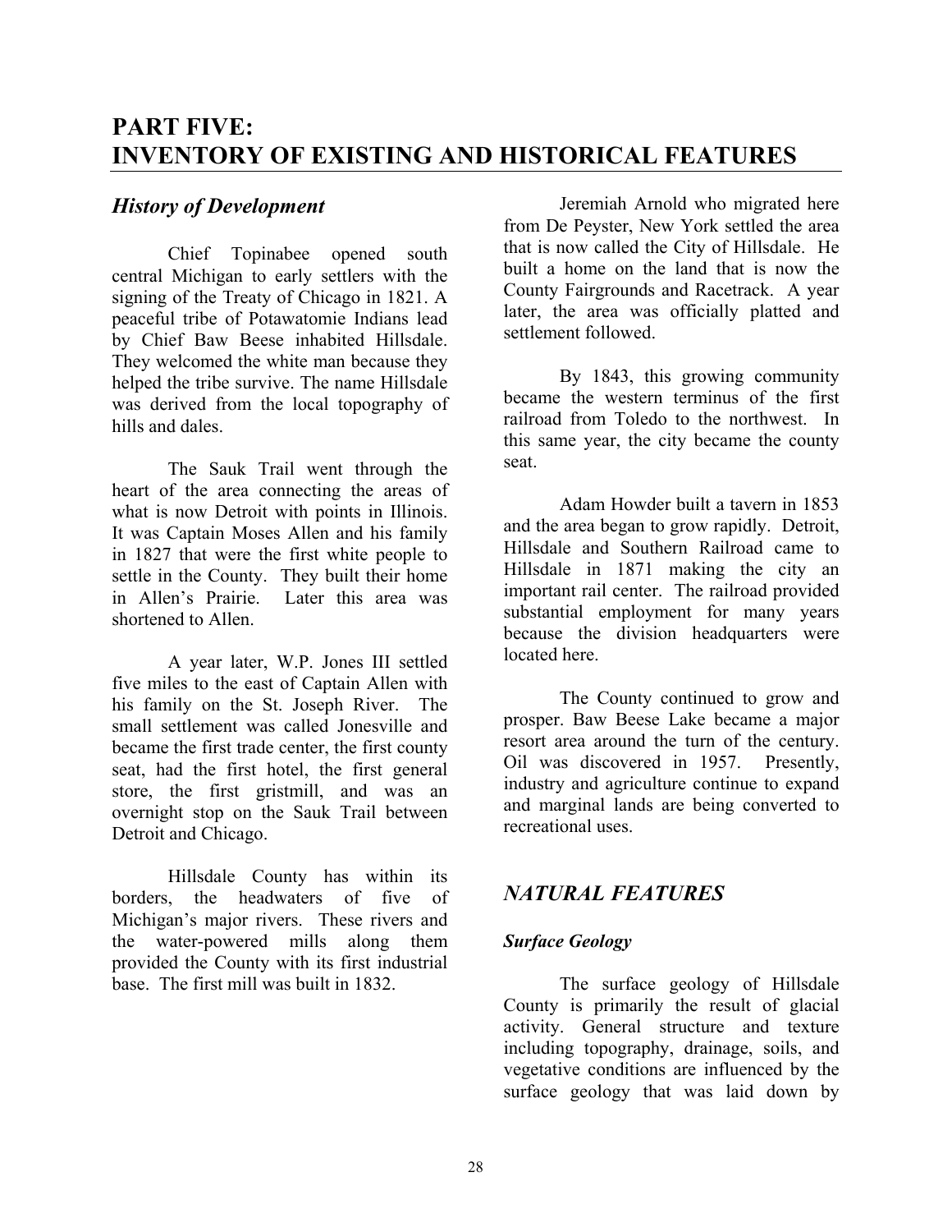# PART FIVE: INVENTORY OF EXISTING AND HISTORICAL FEATURES

## *History of Development*

Chief Topinabee opened south central Michigan to early settlers with the signing of the Treaty of Chicago in 1821. A peaceful tribe of Potawatomie Indians lead by Chief Baw Beese inhabited Hillsdale. They welcomed the white man because they helped the tribe survive. The name Hillsdale was derived from the local topography of hills and dales.

The Sauk Trail went through the heart of the area connecting the areas of what is now Detroit with points in Illinois. It was Captain Moses Allen and his family in 1827 that were the first white people to settle in the County. They built their home in Allen's Prairie. Later this area was shortened to Allen.

A year later, W.P. Jones III settled five miles to the east of Captain Allen with his family on the St. Joseph River. The small settlement was called Jonesville and became the first trade center, the first county seat, had the first hotel, the first general store, the first gristmill, and was an overnight stop on the Sauk Trail between Detroit and Chicago.

Hillsdale County has within its borders, the headwaters of five of Michigan's major rivers. These rivers and the water-powered mills along them provided the County with its first industrial base. The first mill was built in 1832.

Jeremiah Arnold who migrated here from De Peyster, New York settled the area that is now called the City of Hillsdale. He built a home on the land that is now the County Fairgrounds and Racetrack. A year later, the area was officially platted and settlement followed.

By 1843, this growing community became the western terminus of the first railroad from Toledo to the northwest. In this same year, the city became the county seat.

Adam Howder built a tavern in 1853 and the area began to grow rapidly. Detroit, Hillsdale and Southern Railroad came to Hillsdale in 1871 making the city an important rail center. The railroad provided substantial employment for many years because the division headquarters were located here.

The County continued to grow and prosper. Baw Beese Lake became a major resort area around the turn of the century. Oil was discovered in 1957. Presently, industry and agriculture continue to expand and marginal lands are being converted to recreational uses.

## *NATURAL FEATURES*

### *Surface Geology*

The surface geology of Hillsdale County is primarily the result of glacial activity. General structure and texture including topography, drainage, soils, and vegetative conditions are influenced by the surface geology that was laid down by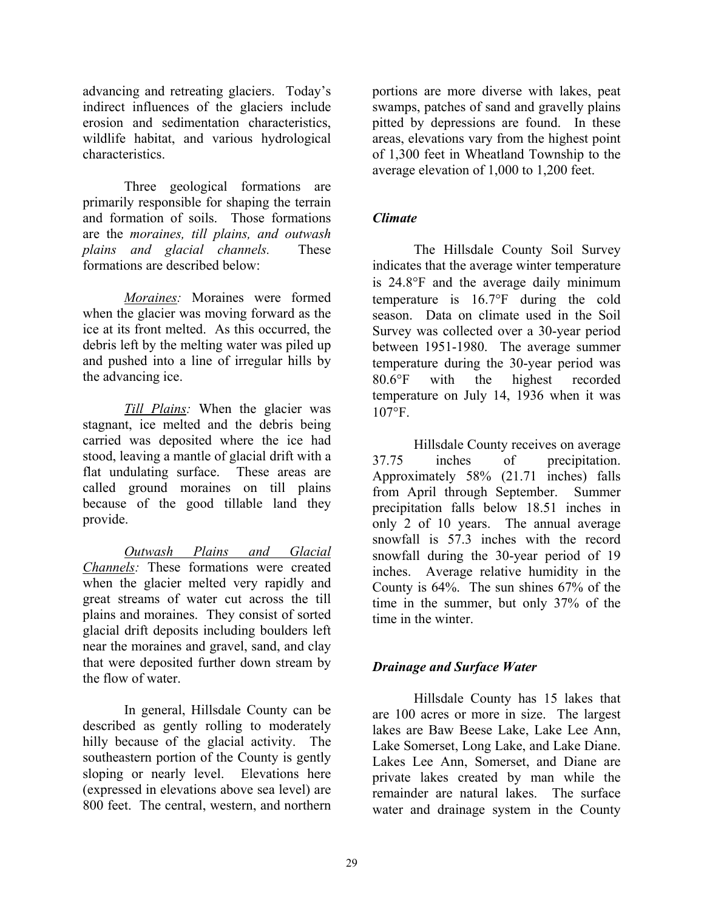advancing and retreating glaciers. Today's indirect influences of the glaciers include erosion and sedimentation characteristics, wildlife habitat, and various hydrological characteristics.

Three geological formations are primarily responsible for shaping the terrain and formation of soils. Those formations are the *moraines, till plains, and outwash plains and glacial channels.* These formations are described below:

*Moraines:* Moraines were formed when the glacier was moving forward as the ice at its front melted. As this occurred, the debris left by the melting water was piled up and pushed into a line of irregular hills by the advancing ice.

*Till Plains:* When the glacier was stagnant, ice melted and the debris being carried was deposited where the ice had stood, leaving a mantle of glacial drift with a flat undulating surface. These areas are called ground moraines on till plains because of the good tillable land they provide.

*Outwash Plains and Glacial Channels:* These formations were created when the glacier melted very rapidly and great streams of water cut across the till plains and moraines. They consist of sorted glacial drift deposits including boulders left near the moraines and gravel, sand, and clay that were deposited further down stream by the flow of water.

In general, Hillsdale County can be described as gently rolling to moderately hilly because of the glacial activity. The southeastern portion of the County is gently sloping or nearly level. Elevations here (expressed in elevations above sea level) are 800 feet. The central, western, and northern portions are more diverse with lakes, peat swamps, patches of sand and gravelly plains pitted by depressions are found. In these areas, elevations vary from the highest point of 1,300 feet in Wheatland Township to the average elevation of 1,000 to 1,200 feet.

### *Climate*

The Hillsdale County Soil Survey indicates that the average winter temperature is 24.8°F and the average daily minimum temperature is 16.7°F during the cold season. Data on climate used in the Soil Survey was collected over a 30-year period between 1951-1980. The average summer temperature during the 30-year period was 80.6°F with the highest recorded temperature on July 14, 1936 when it was 107°F.

Hillsdale County receives on average 37.75 inches of precipitation. Approximately 58% (21.71 inches) falls from April through September. Summer precipitation falls below 18.51 inches in only 2 of 10 years. The annual average snowfall is 57.3 inches with the record snowfall during the 30-year period of 19 inches. Average relative humidity in the County is 64%. The sun shines 67% of the time in the summer, but only 37% of the time in the winter.

### *Drainage and Surface Water*

Hillsdale County has 15 lakes that are 100 acres or more in size. The largest lakes are Baw Beese Lake, Lake Lee Ann, Lake Somerset, Long Lake, and Lake Diane. Lakes Lee Ann, Somerset, and Diane are private lakes created by man while the remainder are natural lakes. The surface water and drainage system in the County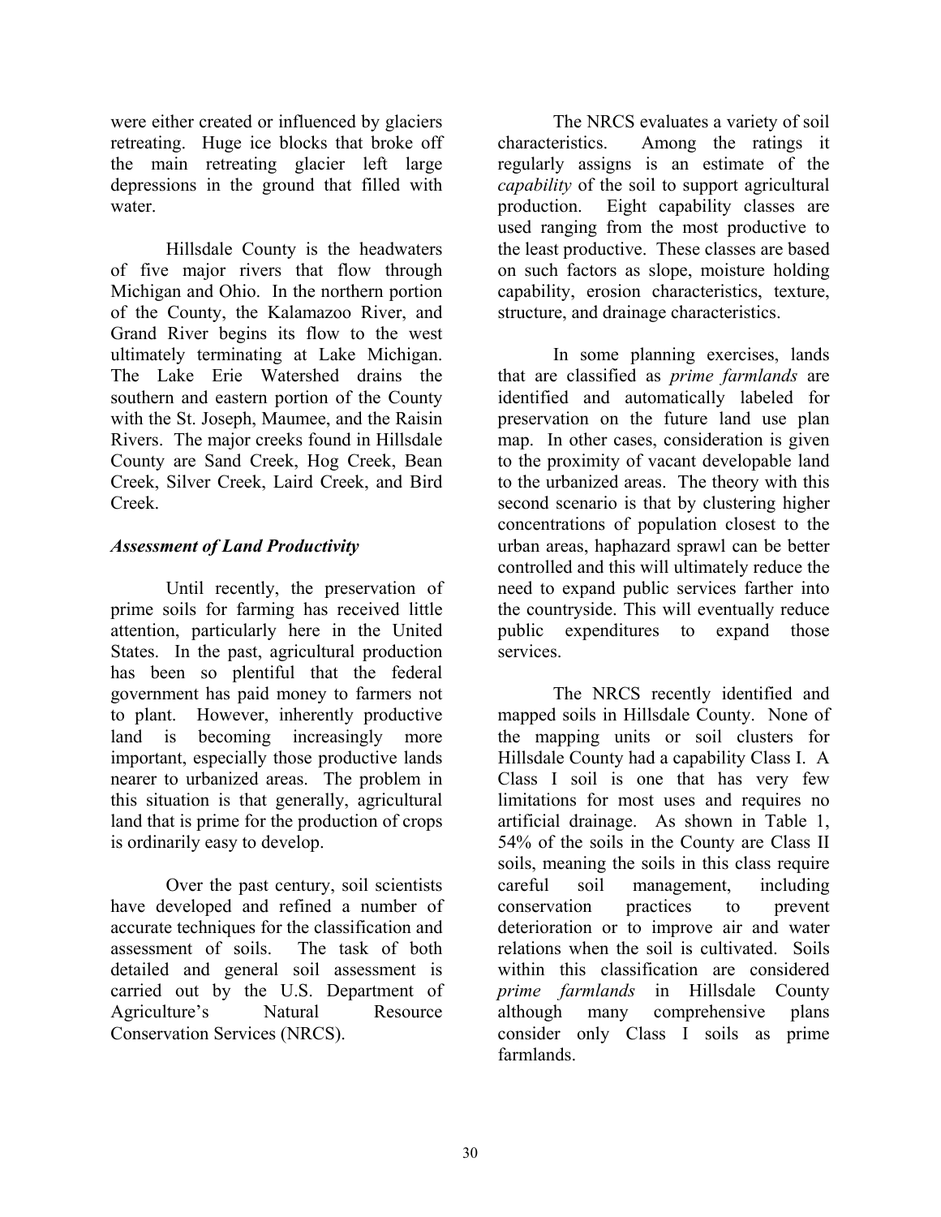were either created or influenced by glaciers retreating. Huge ice blocks that broke off the main retreating glacier left large depressions in the ground that filled with water.

Hillsdale County is the headwaters of five major rivers that flow through Michigan and Ohio. In the northern portion of the County, the Kalamazoo River, and Grand River begins its flow to the west ultimately terminating at Lake Michigan. The Lake Erie Watershed drains the southern and eastern portion of the County with the St. Joseph, Maumee, and the Raisin Rivers. The major creeks found in Hillsdale County are Sand Creek, Hog Creek, Bean Creek, Silver Creek, Laird Creek, and Bird Creek.

### *Assessment of Land Productivity*

Until recently, the preservation of prime soils for farming has received little attention, particularly here in the United States. In the past, agricultural production has been so plentiful that the federal government has paid money to farmers not to plant. However, inherently productive land is becoming increasingly more important, especially those productive lands nearer to urbanized areas. The problem in this situation is that generally, agricultural land that is prime for the production of crops is ordinarily easy to develop.

Over the past century, soil scientists have developed and refined a number of accurate techniques for the classification and assessment of soils. The task of both detailed and general soil assessment is carried out by the U.S. Department of Agriculture's Natural Resource Conservation Services (NRCS).

The NRCS evaluates a variety of soil characteristics. Among the ratings it regularly assigns is an estimate of the *capability* of the soil to support agricultural production. Eight capability classes are used ranging from the most productive to the least productive. These classes are based on such factors as slope, moisture holding capability, erosion characteristics, texture, structure, and drainage characteristics.

In some planning exercises, lands that are classified as *prime farmlands* are identified and automatically labeled for preservation on the future land use plan map. In other cases, consideration is given to the proximity of vacant developable land to the urbanized areas. The theory with this second scenario is that by clustering higher concentrations of population closest to the urban areas, haphazard sprawl can be better controlled and this will ultimately reduce the need to expand public services farther into the countryside. This will eventually reduce public expenditures to expand those services.

The NRCS recently identified and mapped soils in Hillsdale County. None of the mapping units or soil clusters for Hillsdale County had a capability Class I. A Class I soil is one that has very few limitations for most uses and requires no artificial drainage. As shown in Table 1, 54% of the soils in the County are Class II soils, meaning the soils in this class require careful soil management, including conservation practices to prevent deterioration or to improve air and water relations when the soil is cultivated. Soils within this classification are considered *prime farmlands* in Hillsdale County although many comprehensive plans consider only Class I soils as prime farmlands.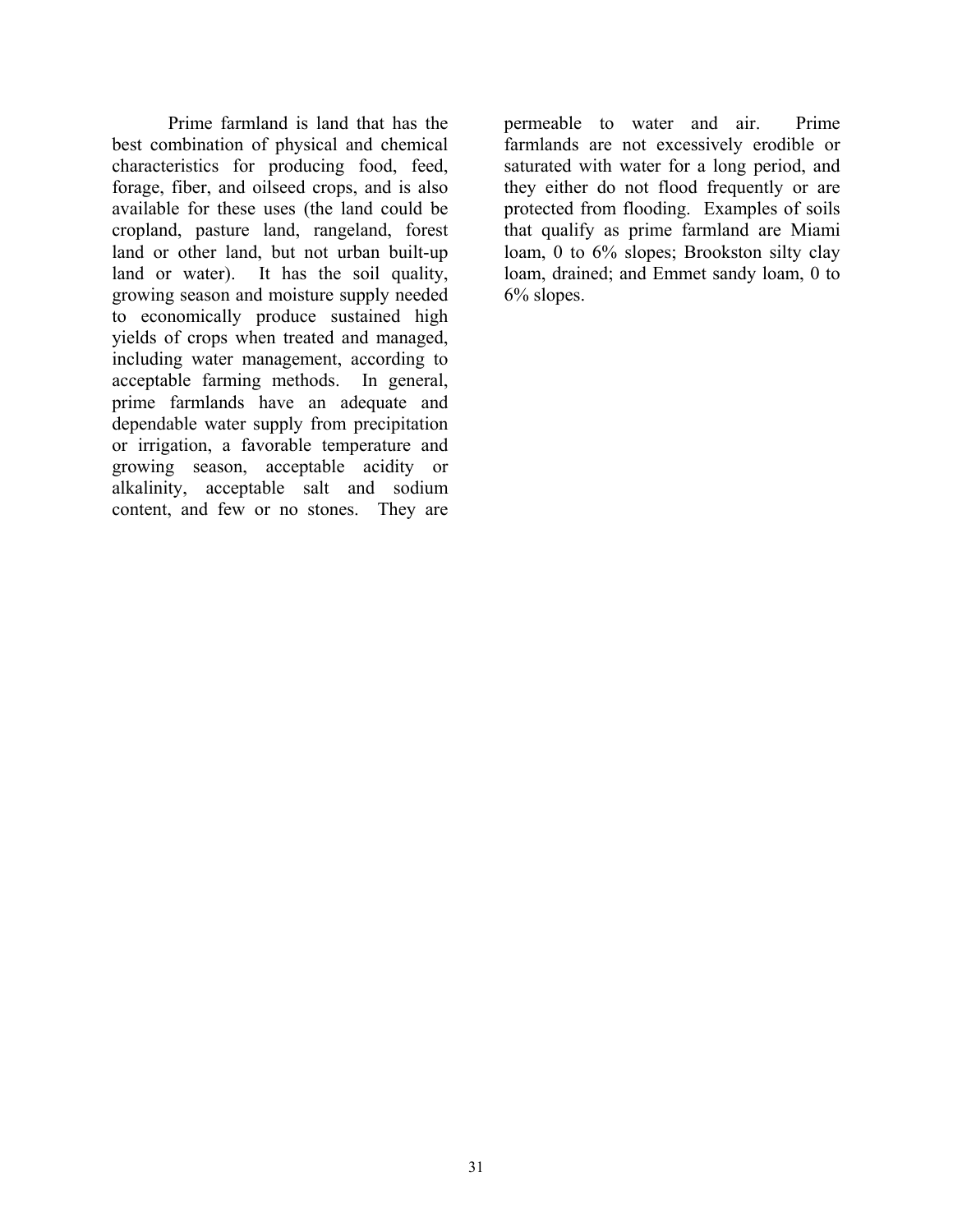Prime farmland is land that has the best combination of physical and chemical characteristics for producing food, feed, forage, fiber, and oilseed crops, and is also available for these uses (the land could be cropland, pasture land, rangeland, forest land or other land, but not urban built-up land or water). It has the soil quality, growing season and moisture supply needed to economically produce sustained high yields of crops when treated and managed, including water management, according to acceptable farming methods. In general, prime farmlands have an adequate and dependable water supply from precipitation or irrigation, a favorable temperature and growing season, acceptable acidity or alkalinity, acceptable salt and sodium content, and few or no stones. They are permeable to water and air. Prime farmlands are not excessively erodible or saturated with water for a long period, and they either do not flood frequently or are protected from flooding. Examples of soils that qualify as prime farmland are Miami loam, 0 to 6% slopes; Brookston silty clay loam, drained; and Emmet sandy loam, 0 to 6% slopes.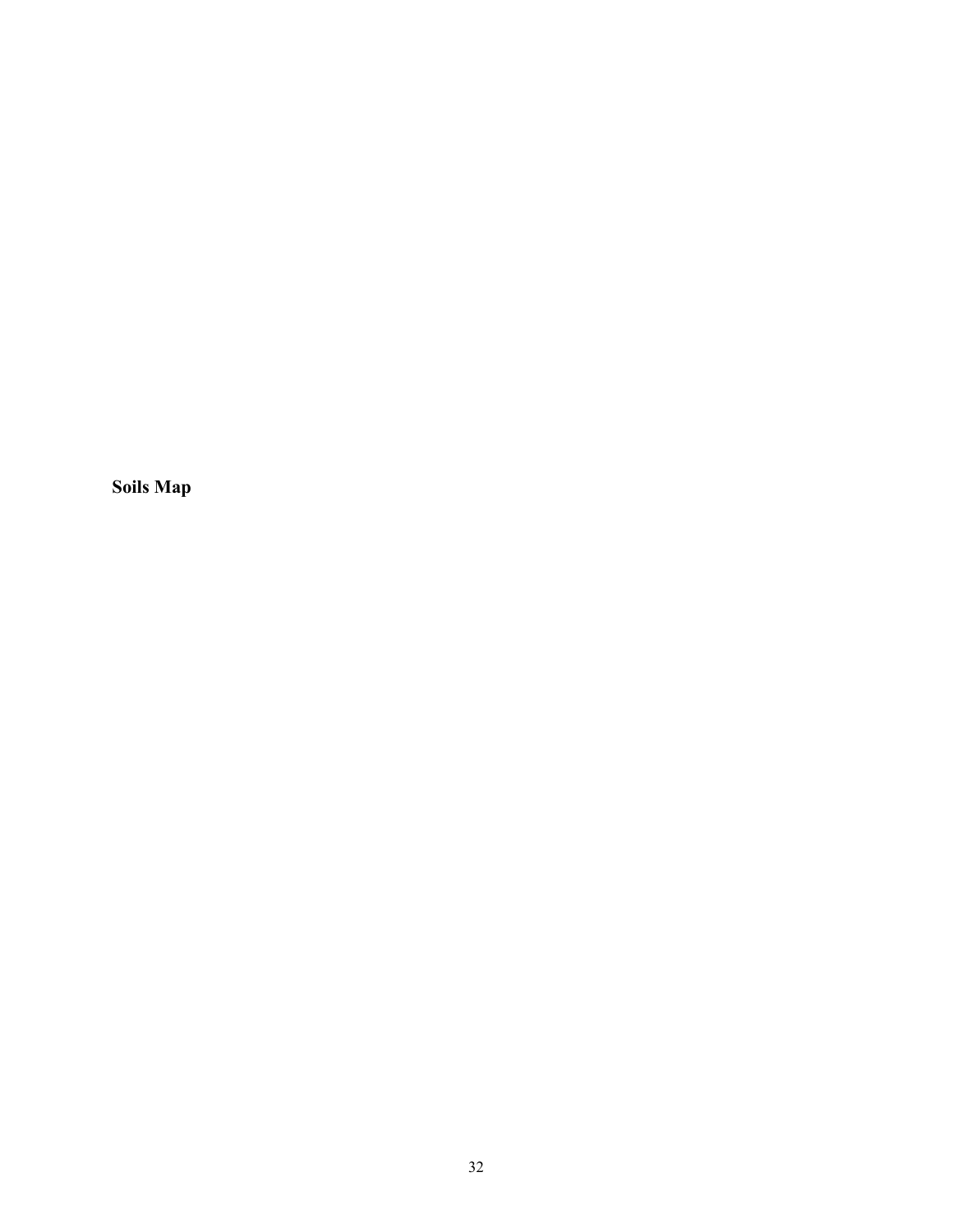**Soils Map**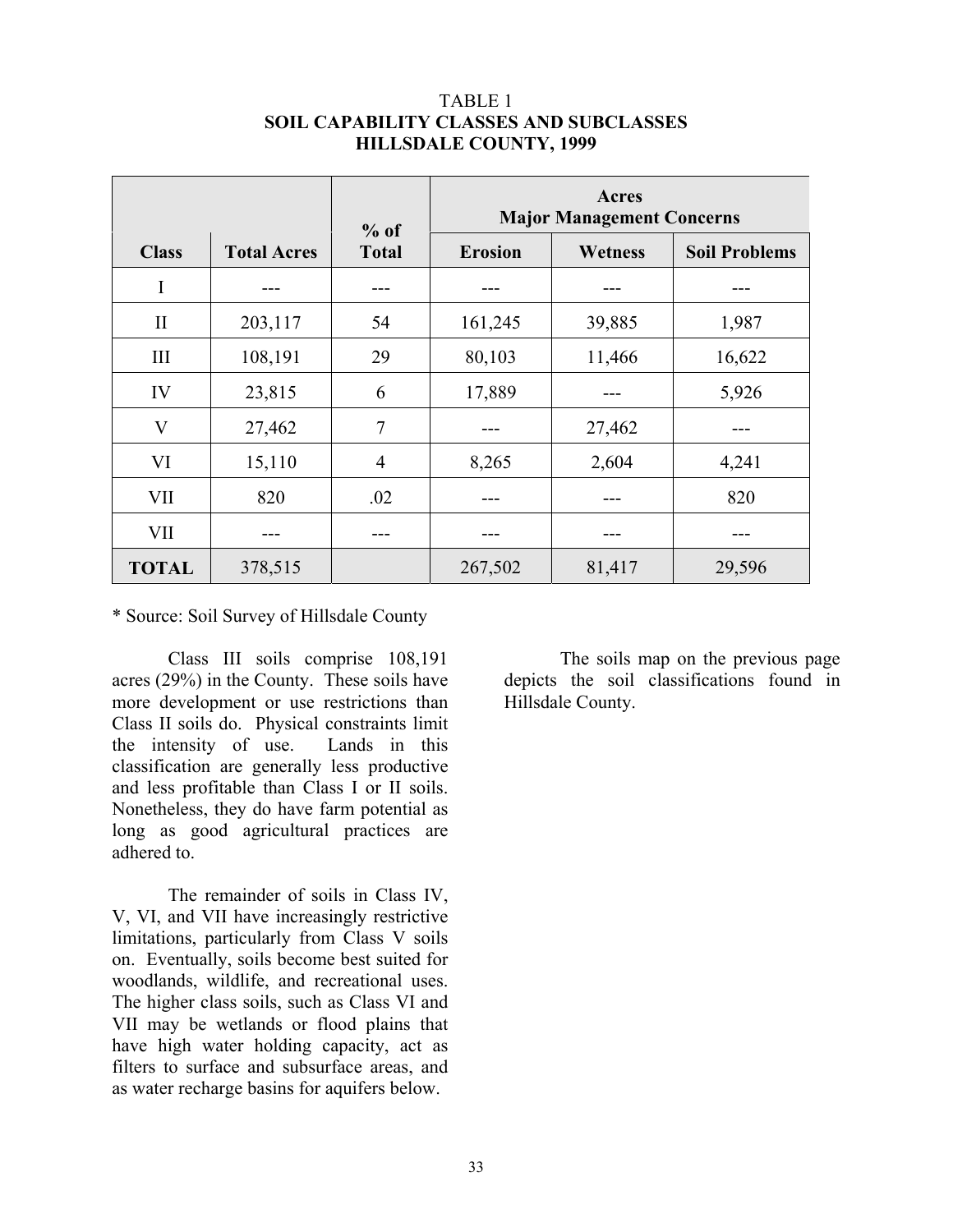TABLE 1
**SOIL CAPABILITY CLASSES AND SUBCLASSES**
**HILLSDALE COUNTY, 1999**

| | | | Acres Major Management Concerns | | |
|---|---|---|---|---|---|
| **Class** | **Total Acres** | **% of Total** | **Erosion** | **Wetness** | **Soil Problems** |
| I | --- | --- | --- | --- | --- |
| II | 203,117 | 54 | 161,245 | 39,885 | 1,987 |
| III | 108,191 | 29 | 80,103 | 11,466 | 16,622 |
| IV | 23,815 | 6 | 17,889 | --- | 5,926 |
| V | 27,462 | 7 | --- | 27,462 | --- |
| VI | 15,110 | 4 | 8,265 | 2,604 | 4,241 |
| VII | 820 | .02 | --- | --- | 820 |
| VII | --- | --- | --- | --- | --- |
| **TOTAL** | 378,515 | | 267,502 | 81,417 | 29,596 |

* Source: Soil Survey of Hillsdale County

Class III soils comprise 108,191 acres (29%) in the County. These soils have more development or use restrictions than Class II soils do. Physical constraints limit the intensity of use. Lands in this classification are generally less productive and less profitable than Class I or II soils. Nonetheless, they do have farm potential as long as good agricultural practices are adhered to.

The remainder of soils in Class IV, V, VI, and VII have increasingly restrictive limitations, particularly from Class V soils on. Eventually, soils become best suited for woodlands, wildlife, and recreational uses. The higher class soils, such as Class VI and VII may be wetlands or flood plains that have high water holding capacity, act as filters to surface and subsurface areas, and as water recharge basins for aquifers below.

The soils map on the previous page depicts the soil classifications found in Hillsdale County.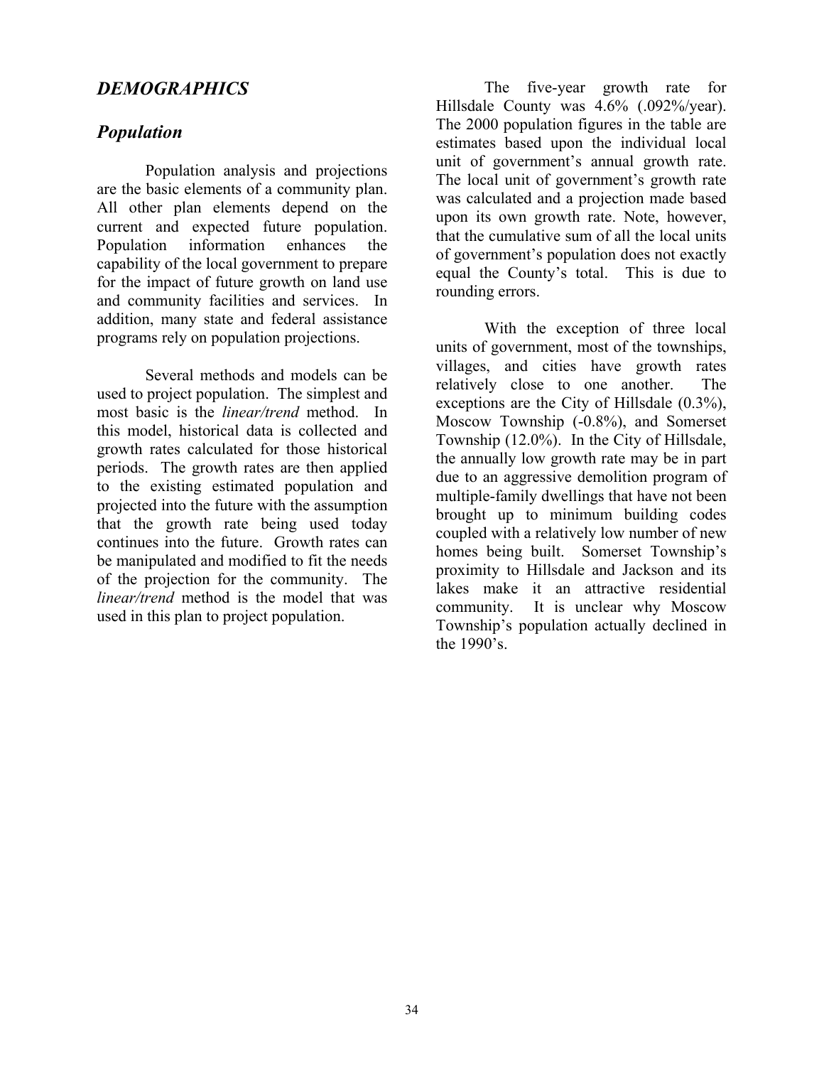## *DEMOGRAPHICS*

### *Population*

Population analysis and projections are the basic elements of a community plan. All other plan elements depend on the current and expected future population. Population information enhances the capability of the local government to prepare for the impact of future growth on land use and community facilities and services. In addition, many state and federal assistance programs rely on population projections.

Several methods and models can be used to project population. The simplest and most basic is the *linear/trend* method. In this model, historical data is collected and growth rates calculated for those historical periods. The growth rates are then applied to the existing estimated population and projected into the future with the assumption that the growth rate being used today continues into the future. Growth rates can be manipulated and modified to fit the needs of the projection for the community. The *linear/trend* method is the model that was used in this plan to project population.

The five-year growth rate for Hillsdale County was 4.6% (.092%/year). The 2000 population figures in the table are estimates based upon the individual local unit of government's annual growth rate. The local unit of government's growth rate was calculated and a projection made based upon its own growth rate. Note, however, that the cumulative sum of all the local units of government's population does not exactly equal the County's total. This is due to rounding errors.

With the exception of three local units of government, most of the townships, villages, and cities have growth rates relatively close to one another. The exceptions are the City of Hillsdale (0.3%), Moscow Township (-0.8%), and Somerset Township (12.0%). In the City of Hillsdale, the annually low growth rate may be in part due to an aggressive demolition program of multiple-family dwellings that have not been brought up to minimum building codes coupled with a relatively low number of new homes being built. Somerset Township's proximity to Hillsdale and Jackson and its lakes make it an attractive residential community. It is unclear why Moscow Township's population actually declined in the 1990's.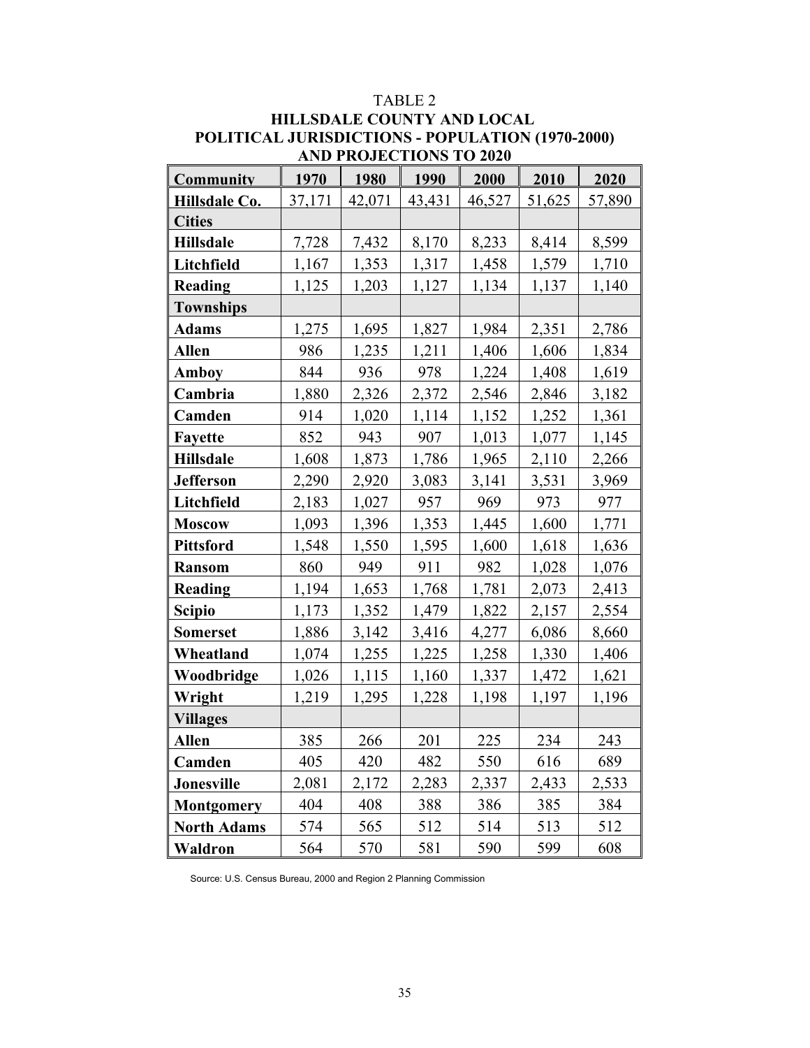TABLE 2

**HILLSDALE COUNTY AND LOCAL POLITICAL JURISDICTIONS - POPULATION (1970-2000) AND PROJECTIONS TO 2020**

| Community | 1970 | 1980 | 1990 | 2000 | 2010 | 2020 |
|---|---|---|---|---|---|---|
| **Hillsdale Co.** | 37,171 | 42,071 | 43,431 | 46,527 | 51,625 | 57,890 |
| **Cities** | | | | | | |
| **Hillsdale** | 7,728 | 7,432 | 8,170 | 8,233 | 8,414 | 8,599 |
| **Litchfield** | 1,167 | 1,353 | 1,317 | 1,458 | 1,579 | 1,710 |
| **Reading** | 1,125 | 1,203 | 1,127 | 1,134 | 1,137 | 1,140 |
| **Townships** | | | | | | |
| **Adams** | 1,275 | 1,695 | 1,827 | 1,984 | 2,351 | 2,786 |
| **Allen** | 986 | 1,235 | 1,211 | 1,406 | 1,606 | 1,834 |
| **Amboy** | 844 | 936 | 978 | 1,224 | 1,408 | 1,619 |
| **Cambria** | 1,880 | 2,326 | 2,372 | 2,546 | 2,846 | 3,182 |
| **Camden** | 914 | 1,020 | 1,114 | 1,152 | 1,252 | 1,361 |
| **Fayette** | 852 | 943 | 907 | 1,013 | 1,077 | 1,145 |
| **Hillsdale** | 1,608 | 1,873 | 1,786 | 1,965 | 2,110 | 2,266 |
| **Jefferson** | 2,290 | 2,920 | 3,083 | 3,141 | 3,531 | 3,969 |
| **Litchfield** | 2,183 | 1,027 | 957 | 969 | 973 | 977 |
| **Moscow** | 1,093 | 1,396 | 1,353 | 1,445 | 1,600 | 1,771 |
| **Pittsford** | 1,548 | 1,550 | 1,595 | 1,600 | 1,618 | 1,636 |
| **Ransom** | 860 | 949 | 911 | 982 | 1,028 | 1,076 |
| **Reading** | 1,194 | 1,653 | 1,768 | 1,781 | 2,073 | 2,413 |
| **Scipio** | 1,173 | 1,352 | 1,479 | 1,822 | 2,157 | 2,554 |
| **Somerset** | 1,886 | 3,142 | 3,416 | 4,277 | 6,086 | 8,660 |
| **Wheatland** | 1,074 | 1,255 | 1,225 | 1,258 | 1,330 | 1,406 |
| **Woodbridge** | 1,026 | 1,115 | 1,160 | 1,337 | 1,472 | 1,621 |
| **Wright** | 1,219 | 1,295 | 1,228 | 1,198 | 1,197 | 1,196 |
| **Villages** | | | | | | |
| **Allen** | 385 | 266 | 201 | 225 | 234 | 243 |
| **Camden** | 405 | 420 | 482 | 550 | 616 | 689 |
| **Jonesville** | 2,081 | 2,172 | 2,283 | 2,337 | 2,433 | 2,533 |
| **Montgomery** | 404 | 408 | 388 | 386 | 385 | 384 |
| **North Adams** | 574 | 565 | 512 | 514 | 513 | 512 |
| **Waldron** | 564 | 570 | 581 | 590 | 599 | 608 |

Source: U.S. Census Bureau, 2000 and Region 2 Planning Commission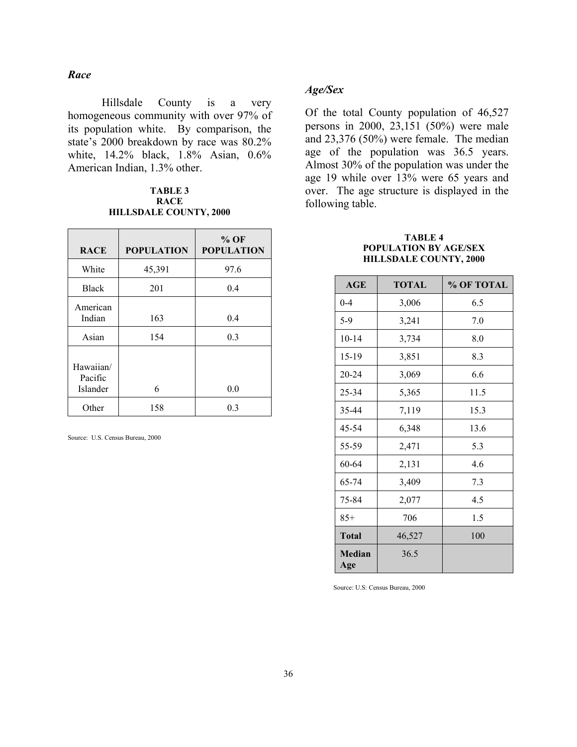### *Race*

Hillsdale County is a very homogeneous community with over 97% of its population white. By comparison, the state's 2000 breakdown by race was 80.2% white, 14.2% black, 1.8% Asian, 0.6% American Indian, 1.3% other.

**TABLE 3**
**RACE**
**HILLSDALE COUNTY, 2000**

| RACE | POPULATION | % OF POPULATION |
|---|---|---|
| White | 45,391 | 97.6 |
| Black | 201 | 0.4 |
| American Indian | 163 | 0.4 |
| Asian | 154 | 0.3 |
| Hawaiian/ Pacific Islander | 6 | 0.0 |
| Other | 158 | 0.3 |

Source: U.S. Census Bureau, 2000

### *Age/Sex*

Of the total County population of 46,527 persons in 2000, 23,151 (50%) were male and 23,376 (50%) were female. The median age of the population was 36.5 years. Almost 30% of the population was under the age 19 while over 13% were 65 years and over. The age structure is displayed in the following table.

**TABLE 4**
**POPULATION BY AGE/SEX**
**HILLSDALE COUNTY, 2000**

| AGE | TOTAL | % OF TOTAL |
|---|---|---|
| 0-4 | 3,006 | 6.5 |
| 5-9 | 3,241 | 7.0 |
| 10-14 | 3,734 | 8.0 |
| 15-19 | 3,851 | 8.3 |
| 20-24 | 3,069 | 6.6 |
| 25-34 | 5,365 | 11.5 |
| 35-44 | 7,119 | 15.3 |
| 45-54 | 6,348 | 13.6 |
| 55-59 | 2,471 | 5.3 |
| 60-64 | 2,131 | 4.6 |
| 65-74 | 3,409 | 7.3 |
| 75-84 | 2,077 | 4.5 |
| 85+ | 706 | 1.5 |
| **Total** | 46,527 | 100 |
| **Median Age** | 36.5 | |

Source: U.S: Census Bureau, 2000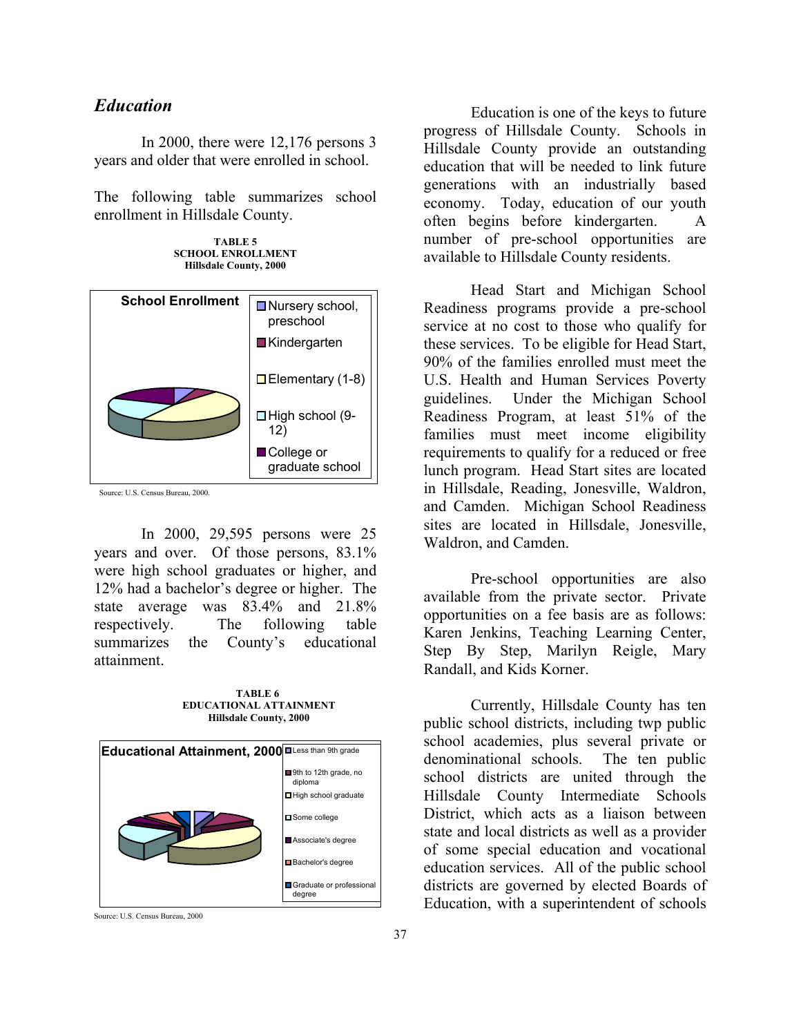## *Education*

In 2000, there were 12,176 persons 3 years and older that were enrolled in school.

The following table summarizes school enrollment in Hillsdale County.

**TABLE 5**
**SCHOOL ENROLLMENT**
**Hillsdale County, 2000**

**School Enrollment**

- Nursery school, preschool
- Kindergarten
- Elementary (1-8)
- High school (9-12)
- College or graduate school

Source: U.S. Census Bureau, 2000.

In 2000, 29,595 persons were 25 years and over. Of those persons, 83.1% were high school graduates or higher, and 12% had a bachelor's degree or higher. The state average was 83.4% and 21.8% respectively. The following table summarizes the County's educational attainment.

**TABLE 6**
**EDUCATIONAL ATTAINMENT**
**Hillsdale County, 2000**

**Educational Attainment, 2000**

- Less than 9th grade
- 9th to 12th grade, no diploma
- High school graduate
- Some college
- Associate's degree
- Bachelor's degree
- Graduate or professional degree

Source: U.S. Census Bureau, 2000

Education is one of the keys to future progress of Hillsdale County. Schools in Hillsdale County provide an outstanding education that will be needed to link future generations with an industrially based economy. Today, education of our youth often begins before kindergarten. A number of pre-school opportunities are available to Hillsdale County residents.

Head Start and Michigan School Readiness programs provide a pre-school service at no cost to those who qualify for these services. To be eligible for Head Start, 90% of the families enrolled must meet the U.S. Health and Human Services Poverty guidelines. Under the Michigan School Readiness Program, at least 51% of the families must meet income eligibility requirements to qualify for a reduced or free lunch program. Head Start sites are located in Hillsdale, Reading, Jonesville, Waldron, and Camden. Michigan School Readiness sites are located in Hillsdale, Jonesville, Waldron, and Camden.

Pre-school opportunities are also available from the private sector. Private opportunities on a fee basis are as follows: Karen Jenkins, Teaching Learning Center, Step By Step, Marilyn Reigle, Mary Randall, and Kids Korner.

Currently, Hillsdale County has ten public school districts, including twp public school academies, plus several private or denominational schools. The ten public school districts are united through the Hillsdale County Intermediate Schools District, which acts as a liaison between state and local districts as well as a provider of some special education and vocational education services. All of the public school districts are governed by elected Boards of Education, with a superintendent of schools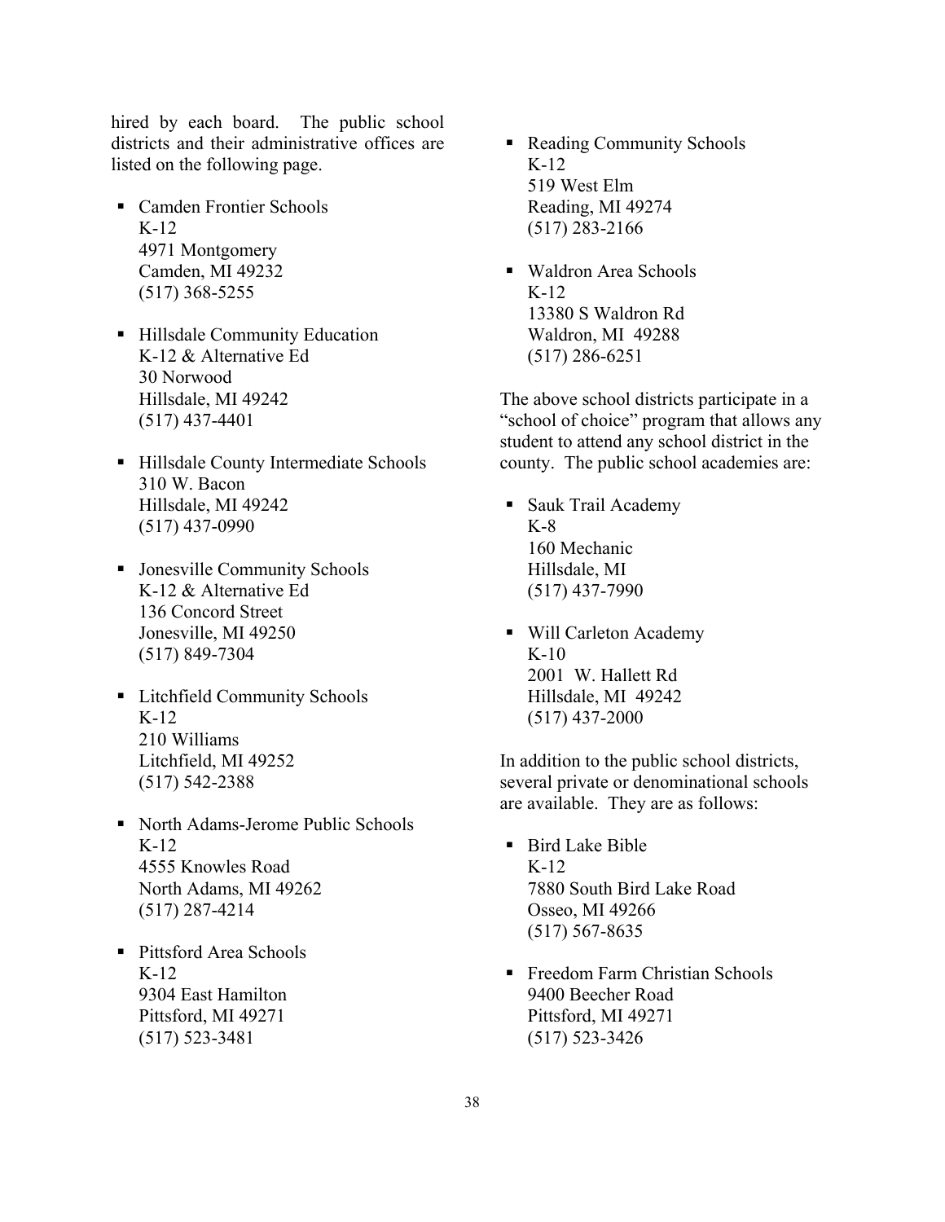hired by each board. The public school districts and their administrative offices are listed on the following page.

- Camden Frontier Schools
  K-12
  4971 Montgomery
  Camden, MI 49232
  (517) 368-5255

- Hillsdale Community Education
  K-12 & Alternative Ed
  30 Norwood
  Hillsdale, MI 49242
  (517) 437-4401

- Hillsdale County Intermediate Schools
  310 W. Bacon
  Hillsdale, MI 49242
  (517) 437-0990

- Jonesville Community Schools
  K-12 & Alternative Ed
  136 Concord Street
  Jonesville, MI 49250
  (517) 849-7304

- Litchfield Community Schools
  K-12
  210 Williams
  Litchfield, MI 49252
  (517) 542-2388

- North Adams-Jerome Public Schools
  K-12
  4555 Knowles Road
  North Adams, MI 49262
  (517) 287-4214

- Pittsford Area Schools
  K-12
  9304 East Hamilton
  Pittsford, MI 49271
  (517) 523-3481

- Reading Community Schools
  K-12
  519 West Elm
  Reading, MI 49274
  (517) 283-2166

- Waldron Area Schools
  K-12
  13380 S Waldron Rd
  Waldron, MI 49288
  (517) 286-6251

The above school districts participate in a "school of choice" program that allows any student to attend any school district in the county. The public school academies are:

- Sauk Trail Academy
  K-8
  160 Mechanic
  Hillsdale, MI
  (517) 437-7990

- Will Carleton Academy
  K-10
  2001 W. Hallett Rd
  Hillsdale, MI 49242
  (517) 437-2000

In addition to the public school districts, several private or denominational schools are available. They are as follows:

- Bird Lake Bible
  K-12
  7880 South Bird Lake Road
  Osseo, MI 49266
  (517) 567-8635

- Freedom Farm Christian Schools
  9400 Beecher Road
  Pittsford, MI 49271
  (517) 523-3426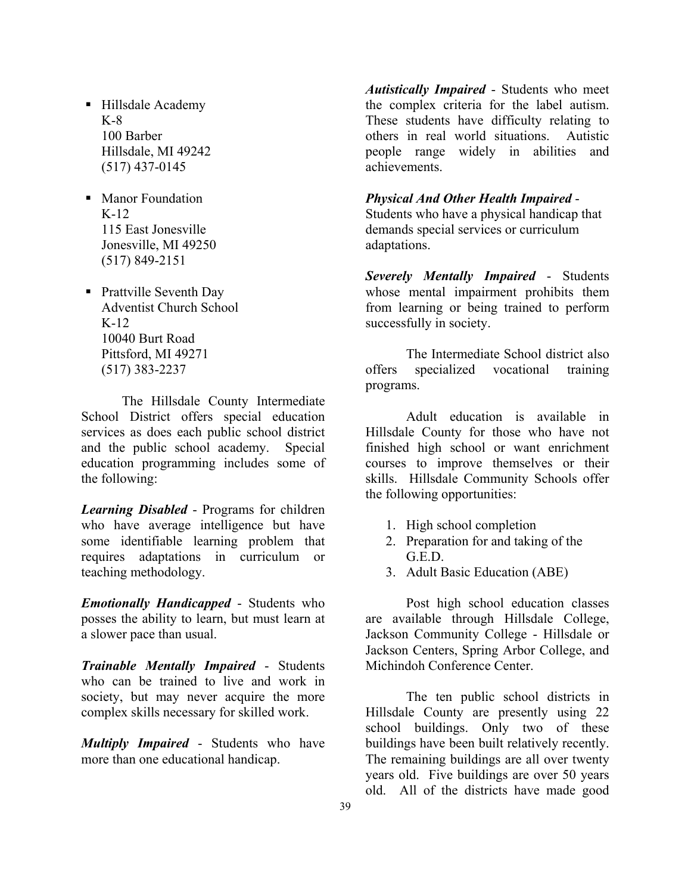- Hillsdale Academy
  K-8
  100 Barber
  Hillsdale, MI 49242
  (517) 437-0145

- Manor Foundation
  K-12
  115 East Jonesville
  Jonesville, MI 49250
  (517) 849-2151

- Prattville Seventh Day Adventist Church School
  K-12
  10040 Burt Road
  Pittsford, MI 49271
  (517) 383-2237

The Hillsdale County Intermediate School District offers special education services as does each public school district and the public school academy. Special education programming includes some of the following:

***Learning Disabled*** - Programs for children who have average intelligence but have some identifiable learning problem that requires adaptations in curriculum or teaching methodology.

***Emotionally Handicapped*** - Students who posses the ability to learn, but must learn at a slower pace than usual.

***Trainable Mentally Impaired*** - Students who can be trained to live and work in society, but may never acquire the more complex skills necessary for skilled work.

***Multiply Impaired*** - Students who have more than one educational handicap.

***Autistically Impaired*** - Students who meet the complex criteria for the label autism. These students have difficulty relating to others in real world situations. Autistic people range widely in abilities and achievements.

***Physical And Other Health Impaired*** - Students who have a physical handicap that demands special services or curriculum adaptations.

***Severely Mentally Impaired*** - Students whose mental impairment prohibits them from learning or being trained to perform successfully in society.

The Intermediate School district also offers specialized vocational training programs.

Adult education is available in Hillsdale County for those who have not finished high school or want enrichment courses to improve themselves or their skills. Hillsdale Community Schools offer the following opportunities:

1. High school completion
2. Preparation for and taking of the G.E.D.
3. Adult Basic Education (ABE)

Post high school education classes are available through Hillsdale College, Jackson Community College - Hillsdale or Jackson Centers, Spring Arbor College, and Michindoh Conference Center.

The ten public school districts in Hillsdale County are presently using 22 school buildings. Only two of these buildings have been built relatively recently. The remaining buildings are all over twenty years old. Five buildings are over 50 years old. All of the districts have made good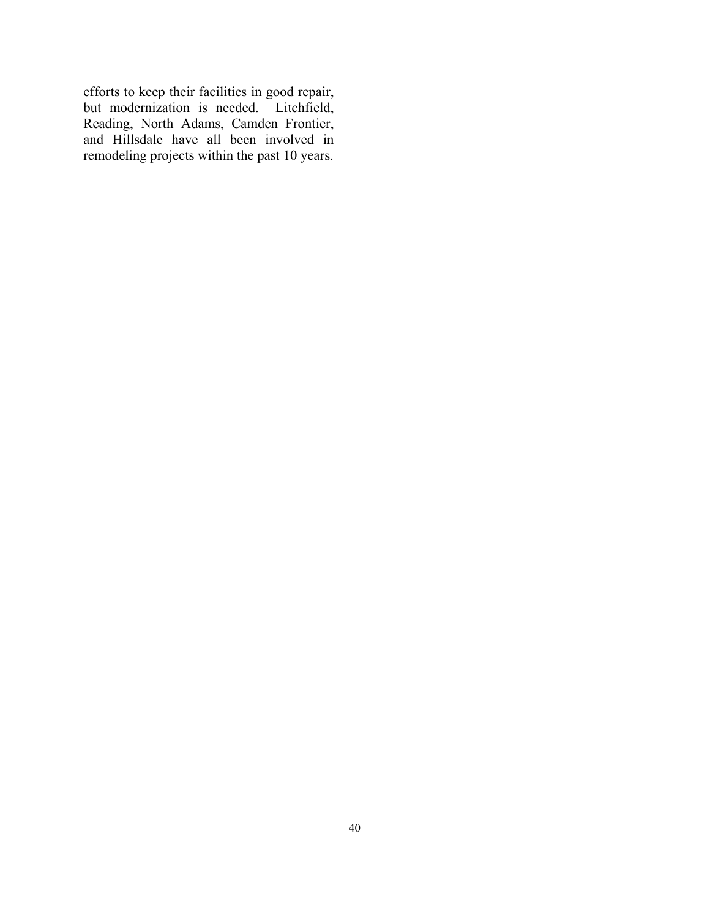efforts to keep their facilities in good repair, but modernization is needed. Litchfield, Reading, North Adams, Camden Frontier, and Hillsdale have all been involved in remodeling projects within the past 10 years.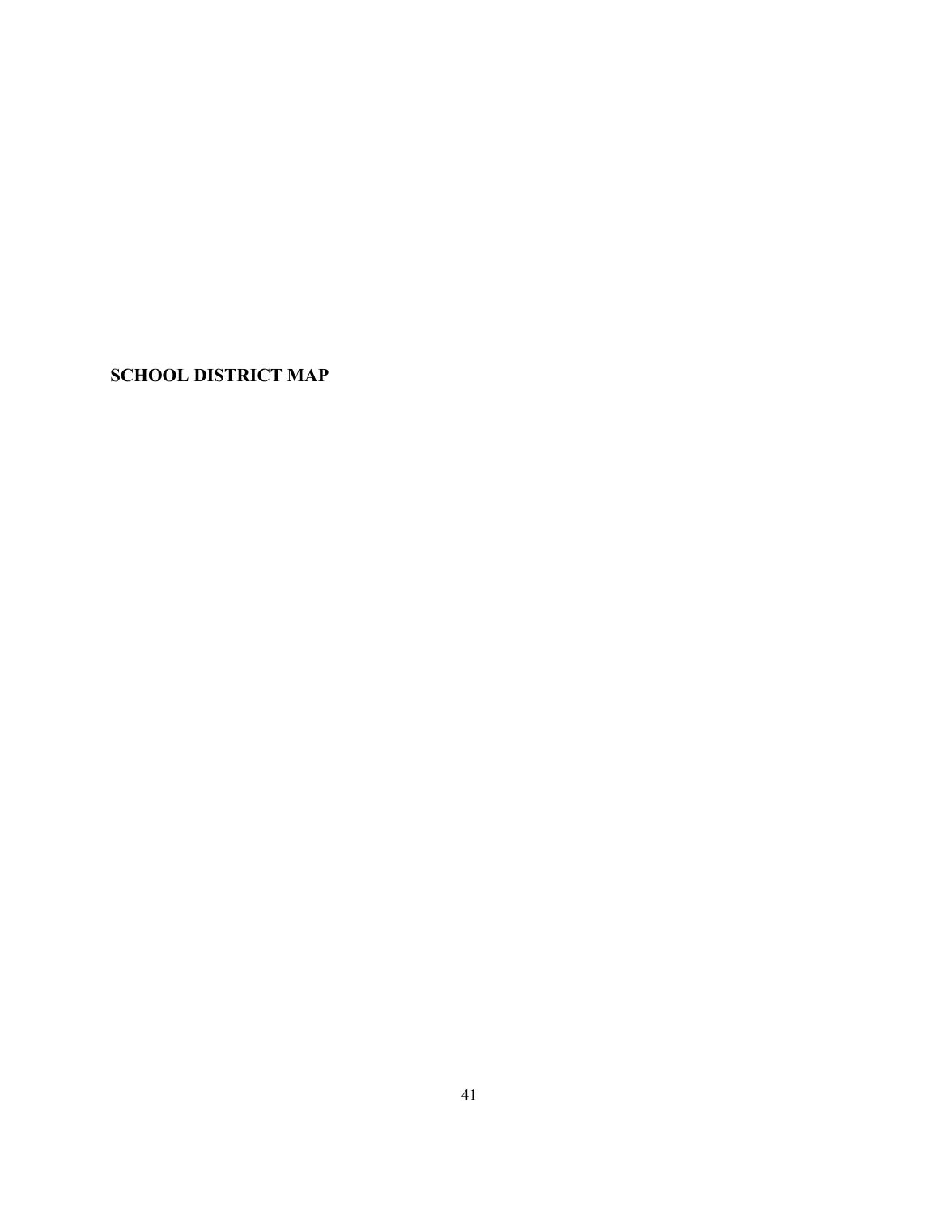**SCHOOL DISTRICT MAP**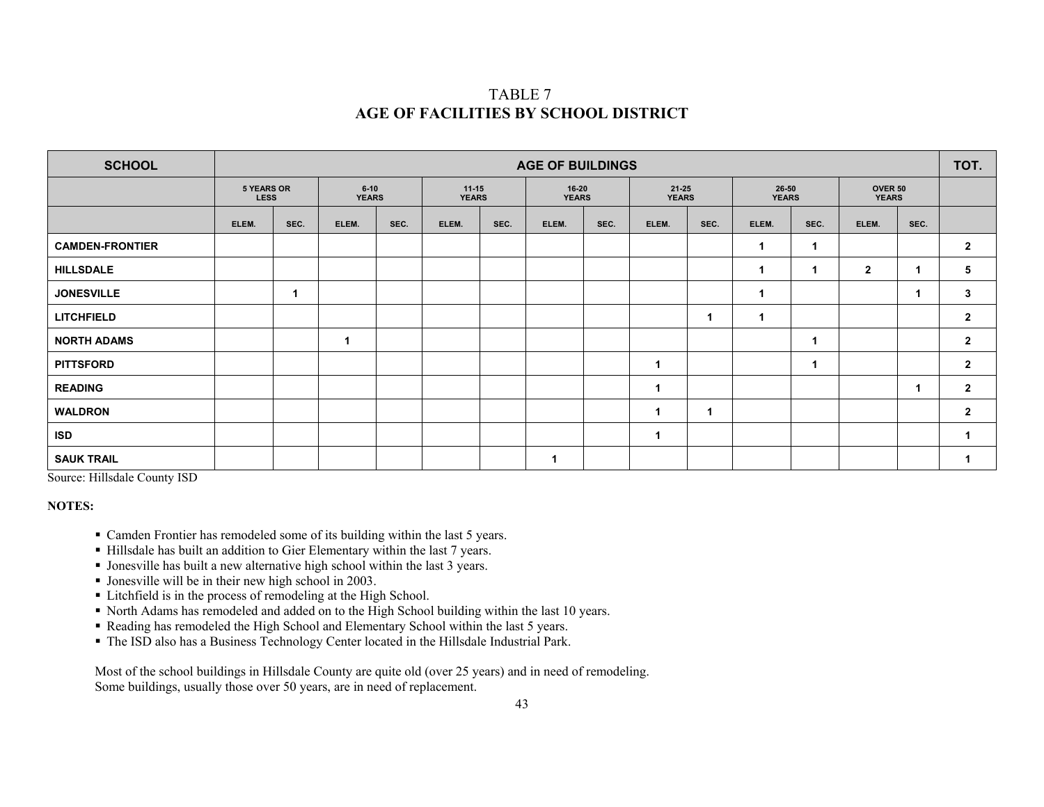TABLE 7
**AGE OF FACILITIES BY SCHOOL DISTRICT**

| SCHOOL | AGE OF BUILDINGS | | | | | | | | | | | | | | TOT. |
|---|---|---|---|---|---|---|---|---|---|---|---|---|---|---|---|
| | 5 YEARS OR LESS | | 6-10 YEARS | | 11-15 YEARS | | 16-20 YEARS | | 21-25 YEARS | | 26-50 YEARS | | OVER 50 YEARS | | |
| | ELEM. | SEC. | ELEM. | SEC. | ELEM. | SEC. | ELEM. | SEC. | ELEM. | SEC. | ELEM. | SEC. | ELEM. | SEC. | |
| **CAMDEN-FRONTIER** | | | | | | | | | | | 1 | 1 | | | 2 |
| **HILLSDALE** | | | | | | | | | | | 1 | 1 | 2 | 1 | 5 |
| **JONESVILLE** | | 1 | | | | | | | | | 1 | | | 1 | 3 |
| **LITCHFIELD** | | | | | | | | | | 1 | 1 | | | | 2 |
| **NORTH ADAMS** | | | 1 | | | | | | | | | 1 | | | 2 |
| **PITTSFORD** | | | | | | | | | 1 | | | 1 | | | 2 |
| **READING** | | | | | | | | | 1 | | | | | 1 | 2 |
| **WALDRON** | | | | | | | | | 1 | 1 | | | | | 2 |
| **ISD** | | | | | | | | | 1 | | | | | | 1 |
| **SAUK TRAIL** | | | | | | | 1 | | | | | | | | 1 |

Source: Hillsdale County ISD

**NOTES:**

- Camden Frontier has remodeled some of its building within the last 5 years.
- Hillsdale has built an addition to Gier Elementary within the last 7 years.
- Jonesville has built a new alternative high school within the last 3 years.
- Jonesville will be in their new high school in 2003.
- Litchfield is in the process of remodeling at the High School.
- North Adams has remodeled and added on to the High School building within the last 10 years.
- Reading has remodeled the High School and Elementary School within the last 5 years.
- The ISD also has a Business Technology Center located in the Hillsdale Industrial Park.

Most of the school buildings in Hillsdale County are quite old (over 25 years) and in need of remodeling. Some buildings, usually those over 50 years, are in need of replacement.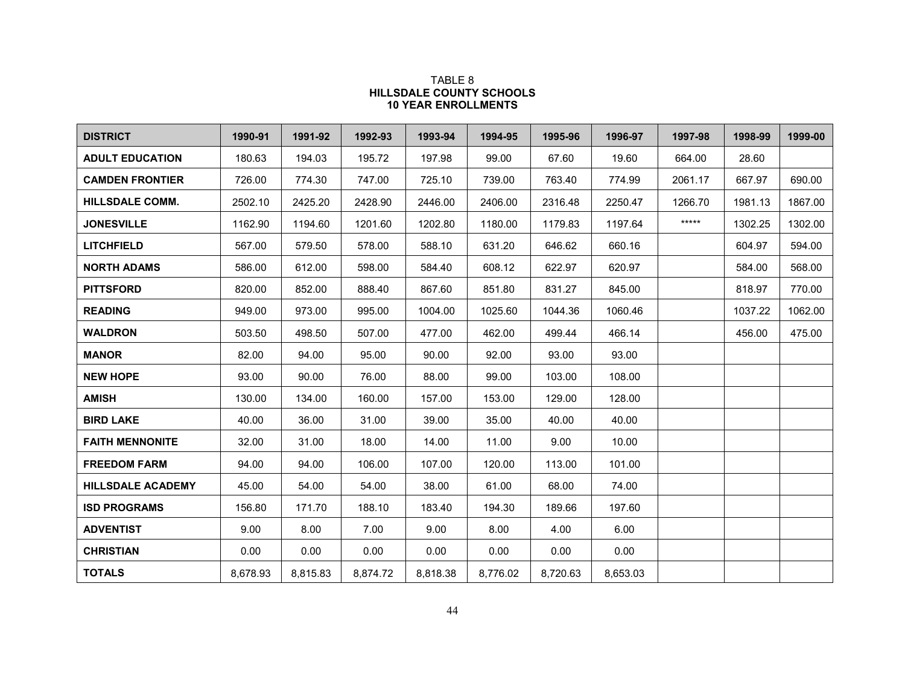TABLE 8
**HILLSDALE COUNTY SCHOOLS**
**10 YEAR ENROLLMENTS**

| DISTRICT | 1990-91 | 1991-92 | 1992-93 | 1993-94 | 1994-95 | 1995-96 | 1996-97 | 1997-98 | 1998-99 | 1999-00 |
|---|---|---|---|---|---|---|---|---|---|---|
| ADULT EDUCATION | 180.63 | 194.03 | 195.72 | 197.98 | 99.00 | 67.60 | 19.60 | 664.00 | 28.60 | |
| CAMDEN FRONTIER | 726.00 | 774.30 | 747.00 | 725.10 | 739.00 | 763.40 | 774.99 | 2061.17 | 667.97 | 690.00 |
| HILLSDALE COMM. | 2502.10 | 2425.20 | 2428.90 | 2446.00 | 2406.00 | 2316.48 | 2250.47 | 1266.70 | 1981.13 | 1867.00 |
| JONESVILLE | 1162.90 | 1194.60 | 1201.60 | 1202.80 | 1180.00 | 1179.83 | 1197.64 | ***** | 1302.25 | 1302.00 |
| LITCHFIELD | 567.00 | 579.50 | 578.00 | 588.10 | 631.20 | 646.62 | 660.16 | | 604.97 | 594.00 |
| NORTH ADAMS | 586.00 | 612.00 | 598.00 | 584.40 | 608.12 | 622.97 | 620.97 | | 584.00 | 568.00 |
| PITTSFORD | 820.00 | 852.00 | 888.40 | 867.60 | 851.80 | 831.27 | 845.00 | | 818.97 | 770.00 |
| READING | 949.00 | 973.00 | 995.00 | 1004.00 | 1025.60 | 1044.36 | 1060.46 | | 1037.22 | 1062.00 |
| WALDRON | 503.50 | 498.50 | 507.00 | 477.00 | 462.00 | 499.44 | 466.14 | | 456.00 | 475.00 |
| MANOR | 82.00 | 94.00 | 95.00 | 90.00 | 92.00 | 93.00 | 93.00 | | | |
| NEW HOPE | 93.00 | 90.00 | 76.00 | 88.00 | 99.00 | 103.00 | 108.00 | | | |
| AMISH | 130.00 | 134.00 | 160.00 | 157.00 | 153.00 | 129.00 | 128.00 | | | |
| BIRD LAKE | 40.00 | 36.00 | 31.00 | 39.00 | 35.00 | 40.00 | 40.00 | | | |
| FAITH MENNONITE | 32.00 | 31.00 | 18.00 | 14.00 | 11.00 | 9.00 | 10.00 | | | |
| FREEDOM FARM | 94.00 | 94.00 | 106.00 | 107.00 | 120.00 | 113.00 | 101.00 | | | |
| HILLSDALE ACADEMY | 45.00 | 54.00 | 54.00 | 38.00 | 61.00 | 68.00 | 74.00 | | | |
| ISD PROGRAMS | 156.80 | 171.70 | 188.10 | 183.40 | 194.30 | 189.66 | 197.60 | | | |
| ADVENTIST | 9.00 | 8.00 | 7.00 | 9.00 | 8.00 | 4.00 | 6.00 | | | |
| CHRISTIAN | 0.00 | 0.00 | 0.00 | 0.00 | 0.00 | 0.00 | 0.00 | | | |
| TOTALS | 8,678.93 | 8,815.83 | 8,874.72 | 8,818.38 | 8,776.02 | 8,720.63 | 8,653.03 | | | |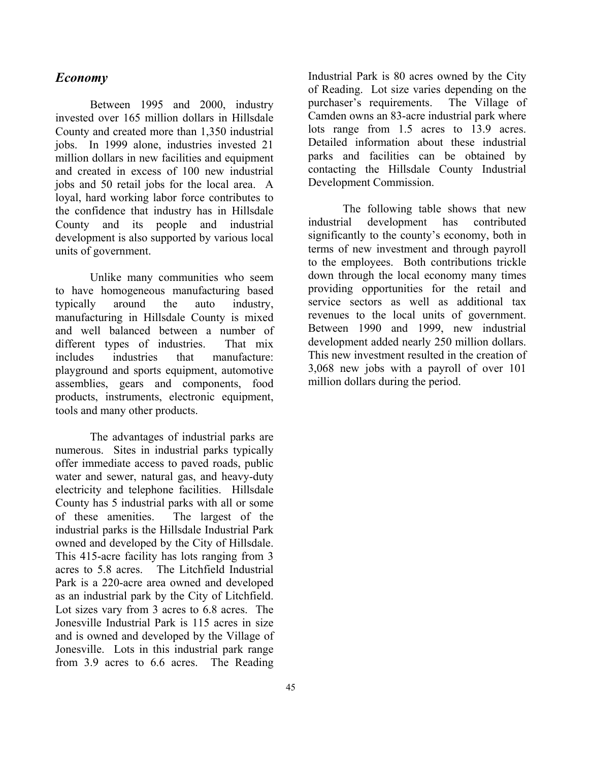## *Economy*

Between 1995 and 2000, industry invested over 165 million dollars in Hillsdale County and created more than 1,350 industrial jobs. In 1999 alone, industries invested 21 million dollars in new facilities and equipment and created in excess of 100 new industrial jobs and 50 retail jobs for the local area. A loyal, hard working labor force contributes to the confidence that industry has in Hillsdale County and its people and industrial development is also supported by various local units of government.

Unlike many communities who seem to have homogeneous manufacturing based typically around the auto industry, manufacturing in Hillsdale County is mixed and well balanced between a number of different types of industries. That mix includes industries that manufacture: playground and sports equipment, automotive assemblies, gears and components, food products, instruments, electronic equipment, tools and many other products.

The advantages of industrial parks are numerous. Sites in industrial parks typically offer immediate access to paved roads, public water and sewer, natural gas, and heavy-duty electricity and telephone facilities. Hillsdale County has 5 industrial parks with all or some of these amenities. The largest of the industrial parks is the Hillsdale Industrial Park owned and developed by the City of Hillsdale. This 415-acre facility has lots ranging from 3 acres to 5.8 acres. The Litchfield Industrial Park is a 220-acre area owned and developed as an industrial park by the City of Litchfield. Lot sizes vary from 3 acres to 6.8 acres. The Jonesville Industrial Park is 115 acres in size and is owned and developed by the Village of Jonesville. Lots in this industrial park range from 3.9 acres to 6.6 acres. The Reading Industrial Park is 80 acres owned by the City of Reading. Lot size varies depending on the purchaser's requirements. The Village of Camden owns an 83-acre industrial park where lots range from 1.5 acres to 13.9 acres. Detailed information about these industrial parks and facilities can be obtained by contacting the Hillsdale County Industrial Development Commission.

The following table shows that new industrial development has contributed significantly to the county's economy, both in terms of new investment and through payroll to the employees. Both contributions trickle down through the local economy many times providing opportunities for the retail and service sectors as well as additional tax revenues to the local units of government. Between 1990 and 1999, new industrial development added nearly 250 million dollars. This new investment resulted in the creation of 3,068 new jobs with a payroll of over 101 million dollars during the period.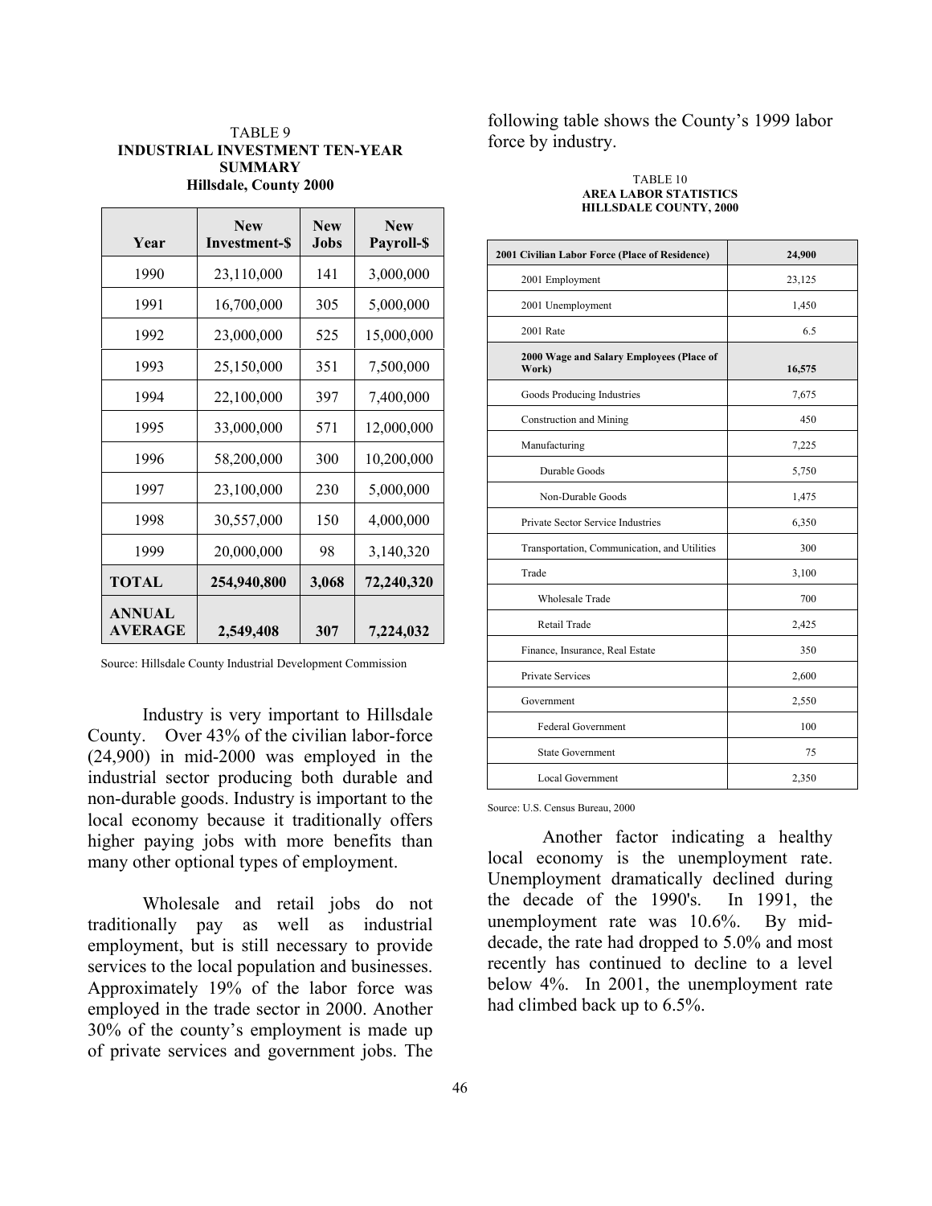TABLE 9
**INDUSTRIAL INVESTMENT TEN-YEAR SUMMARY**
**Hillsdale, County 2000**

| Year | New Investment-$ | New Jobs | New Payroll-$ |
|---|---|---|---|
| 1990 | 23,110,000 | 141 | 3,000,000 |
| 1991 | 16,700,000 | 305 | 5,000,000 |
| 1992 | 23,000,000 | 525 | 15,000,000 |
| 1993 | 25,150,000 | 351 | 7,500,000 |
| 1994 | 22,100,000 | 397 | 7,400,000 |
| 1995 | 33,000,000 | 571 | 12,000,000 |
| 1996 | 58,200,000 | 300 | 10,200,000 |
| 1997 | 23,100,000 | 230 | 5,000,000 |
| 1998 | 30,557,000 | 150 | 4,000,000 |
| 1999 | 20,000,000 | 98 | 3,140,320 |
| **TOTAL** | **254,940,800** | **3,068** | **72,240,320** |
| **ANNUAL AVERAGE** | **2,549,408** | **307** | **7,224,032** |

Source: Hillsdale County Industrial Development Commission

Industry is very important to Hillsdale County. Over 43% of the civilian labor-force (24,900) in mid-2000 was employed in the industrial sector producing both durable and non-durable goods. Industry is important to the local economy because it traditionally offers higher paying jobs with more benefits than many other optional types of employment.

Wholesale and retail jobs do not traditionally pay as well as industrial employment, but is still necessary to provide services to the local population and businesses. Approximately 19% of the labor force was employed in the trade sector in 2000. Another 30% of the county's employment is made up of private services and government jobs. The following table shows the County's 1999 labor force by industry.

TABLE 10
**AREA LABOR STATISTICS**
**HILLSDALE COUNTY, 2000**

| **2001 Civilian Labor Force (Place of Residence)** | **24,900** |
|---|---|
| 2001 Employment | 23,125 |
| 2001 Unemployment | 1,450 |
| 2001 Rate | 6.5 |
| **2000 Wage and Salary Employees (Place of Work)** | **16,575** |
| Goods Producing Industries | 7,675 |
| Construction and Mining | 450 |
| Manufacturing | 7,225 |
| Durable Goods | 5,750 |
| Non-Durable Goods | 1,475 |
| Private Sector Service Industries | 6,350 |
| Transportation, Communication, and Utilities | 300 |
| Trade | 3,100 |
| Wholesale Trade | 700 |
| Retail Trade | 2,425 |
| Finance, Insurance, Real Estate | 350 |
| Private Services | 2,600 |
| Government | 2,550 |
| Federal Government | 100 |
| State Government | 75 |
| Local Government | 2,350 |

Source: U.S. Census Bureau, 2000

Another factor indicating a healthy local economy is the unemployment rate. Unemployment dramatically declined during the decade of the 1990's. In 1991, the unemployment rate was 10.6%. By mid-decade, the rate had dropped to 5.0% and most recently has continued to decline to a level below 4%. In 2001, the unemployment rate had climbed back up to 6.5%.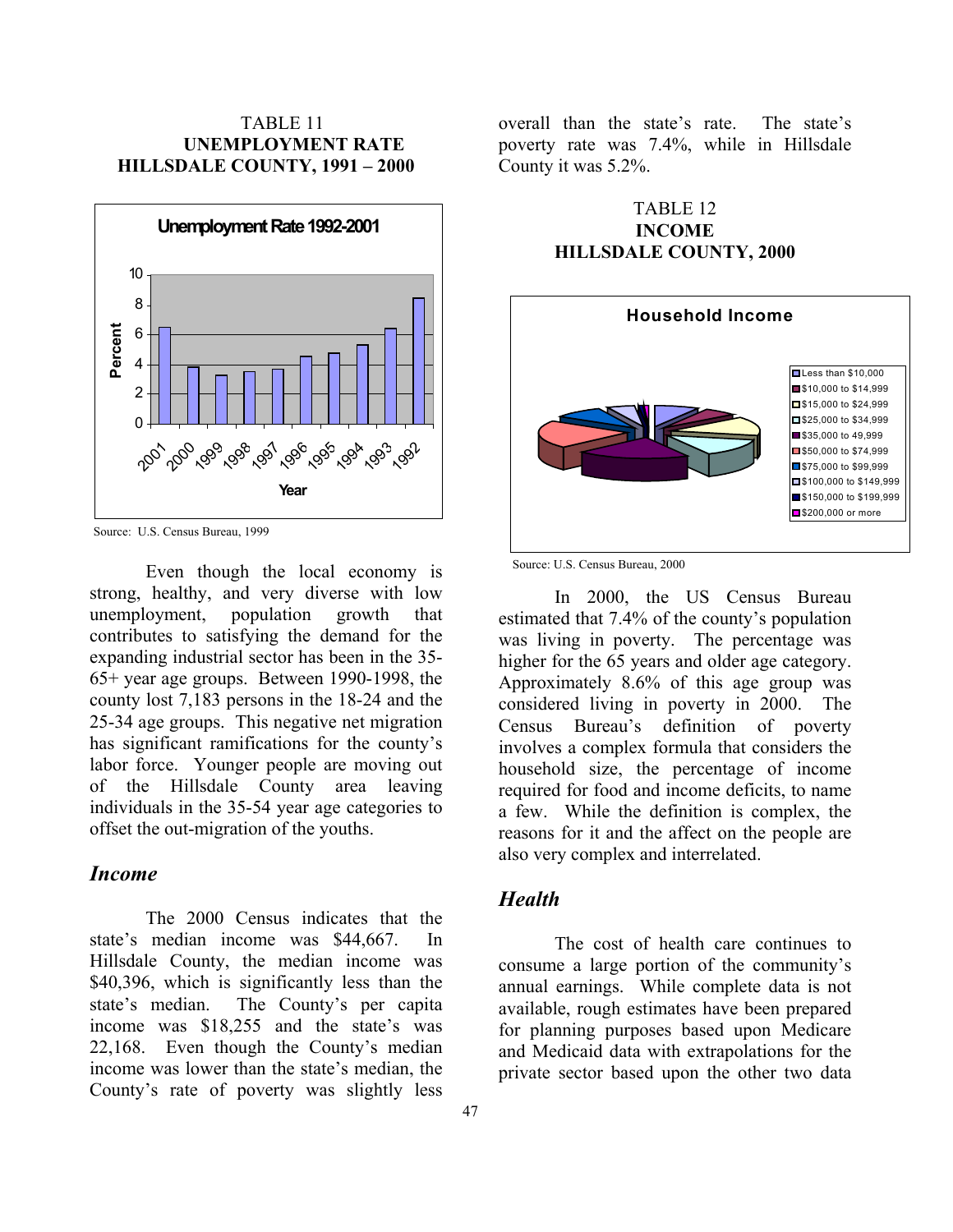TABLE 11
**UNEMPLOYMENT RATE**
**HILLSDALE COUNTY, 1991 – 2000**

Source: U.S. Census Bureau, 1999

Even though the local economy is strong, healthy, and very diverse with low unemployment, population growth that contributes to satisfying the demand for the expanding industrial sector has been in the 35-65+ year age groups. Between 1990-1998, the county lost 7,183 persons in the 18-24 and the 25-34 age groups. This negative net migration has significant ramifications for the county's labor force. Younger people are moving out of the Hillsdale County area leaving individuals in the 35-54 year age categories to offset the out-migration of the youths.

## *Income*

The 2000 Census indicates that the state's median income was $44,667. In Hillsdale County, the median income was $40,396, which is significantly less than the state's median. The County's per capita income was $18,255 and the state's was 22,168. Even though the County's median income was lower than the state's median, the County's rate of poverty was slightly less overall than the state's rate. The state's poverty rate was 7.4%, while in Hillsdale County it was 5.2%.

TABLE 12
**INCOME**
**HILLSDALE COUNTY, 2000**

Source: U.S. Census Bureau, 2000

In 2000, the US Census Bureau estimated that 7.4% of the county's population was living in poverty. The percentage was higher for the 65 years and older age category. Approximately 8.6% of this age group was considered living in poverty in 2000. The Census Bureau's definition of poverty involves a complex formula that considers the household size, the percentage of income required for food and income deficits, to name a few. While the definition is complex, the reasons for it and the affect on the people are also very complex and interrelated.

## *Health*

The cost of health care continues to consume a large portion of the community's annual earnings. While complete data is not available, rough estimates have been prepared for planning purposes based upon Medicare and Medicaid data with extrapolations for the private sector based upon the other two data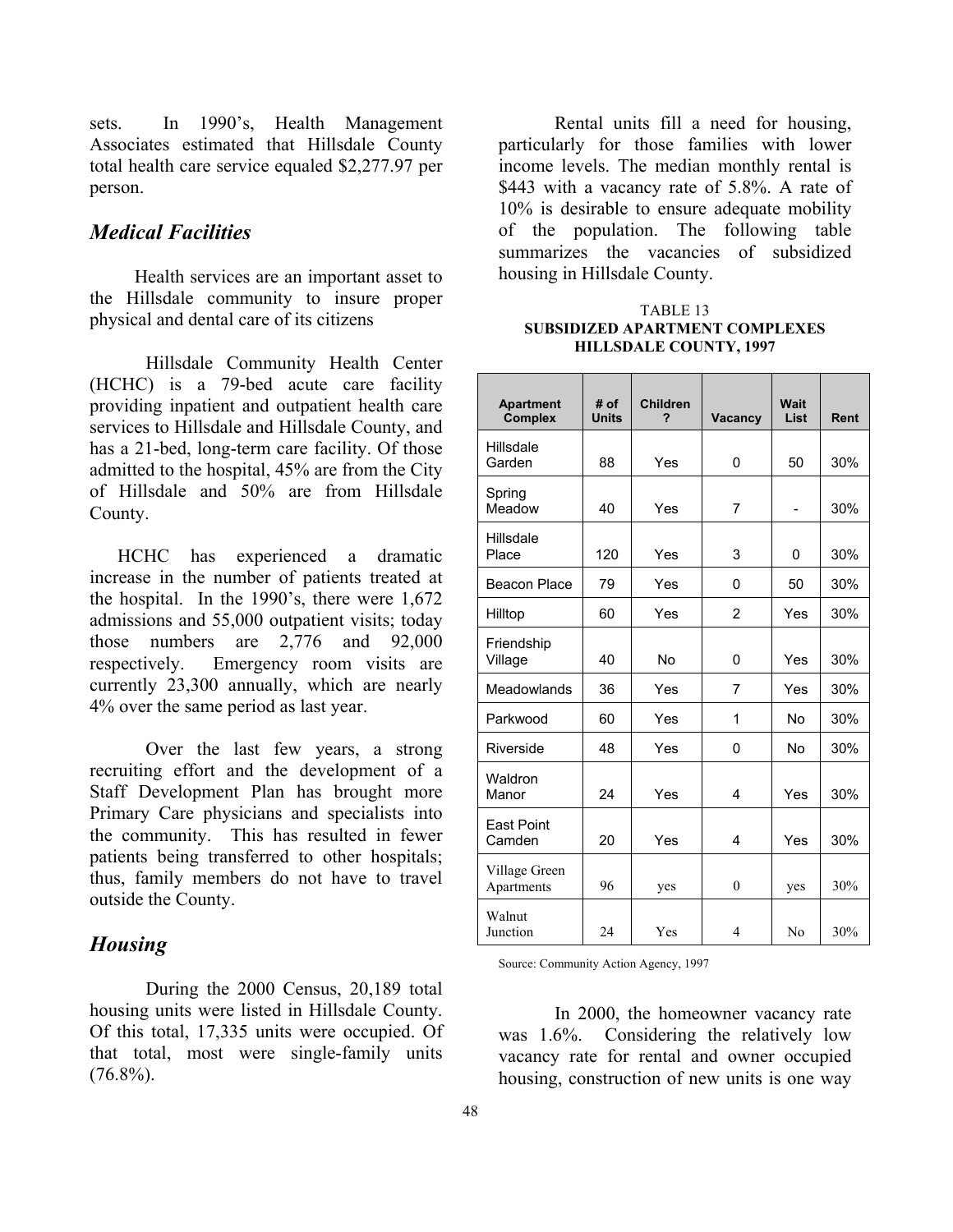sets. In 1990's, Health Management Associates estimated that Hillsdale County total health care service equaled $2,277.97 per person.

## *Medical Facilities*

Health services are an important asset to the Hillsdale community to insure proper physical and dental care of its citizens

Hillsdale Community Health Center (HCHC) is a 79-bed acute care facility providing inpatient and outpatient health care services to Hillsdale and Hillsdale County, and has a 21-bed, long-term care facility. Of those admitted to the hospital, 45% are from the City of Hillsdale and 50% are from Hillsdale County.

HCHC has experienced a dramatic increase in the number of patients treated at the hospital. In the 1990's, there were 1,672 admissions and 55,000 outpatient visits; today those numbers are 2,776 and 92,000 respectively. Emergency room visits are currently 23,300 annually, which are nearly 4% over the same period as last year.

Over the last few years, a strong recruiting effort and the development of a Staff Development Plan has brought more Primary Care physicians and specialists into the community. This has resulted in fewer patients being transferred to other hospitals; thus, family members do not have to travel outside the County.

## *Housing*

During the 2000 Census, 20,189 total housing units were listed in Hillsdale County. Of this total, 17,335 units were occupied. Of that total, most were single-family units (76.8%).

Rental units fill a need for housing, particularly for those families with lower income levels. The median monthly rental is $443 with a vacancy rate of 5.8%. A rate of 10% is desirable to ensure adequate mobility of the population. The following table summarizes the vacancies of subsidized housing in Hillsdale County.

TABLE 13
**SUBSIDIZED APARTMENT COMPLEXES HILLSDALE COUNTY, 1997**

| Apartment Complex | # of Units | Children ? | Vacancy | Wait List | Rent |
|---|---|---|---|---|---|
| Hillsdale Garden | 88 | Yes | 0 | 50 | 30% |
| Spring Meadow | 40 | Yes | 7 | - | 30% |
| Hillsdale Place | 120 | Yes | 3 | 0 | 30% |
| Beacon Place | 79 | Yes | 0 | 50 | 30% |
| Hilltop | 60 | Yes | 2 | Yes | 30% |
| Friendship Village | 40 | No | 0 | Yes | 30% |
| Meadowlands | 36 | Yes | 7 | Yes | 30% |
| Parkwood | 60 | Yes | 1 | No | 30% |
| Riverside | 48 | Yes | 0 | No | 30% |
| Waldron Manor | 24 | Yes | 4 | Yes | 30% |
| East Point Camden | 20 | Yes | 4 | Yes | 30% |
| Village Green Apartments | 96 | yes | 0 | yes | 30% |
| Walnut Junction | 24 | Yes | 4 | No | 30% |

Source: Community Action Agency, 1997

In 2000, the homeowner vacancy rate was 1.6%. Considering the relatively low vacancy rate for rental and owner occupied housing, construction of new units is one way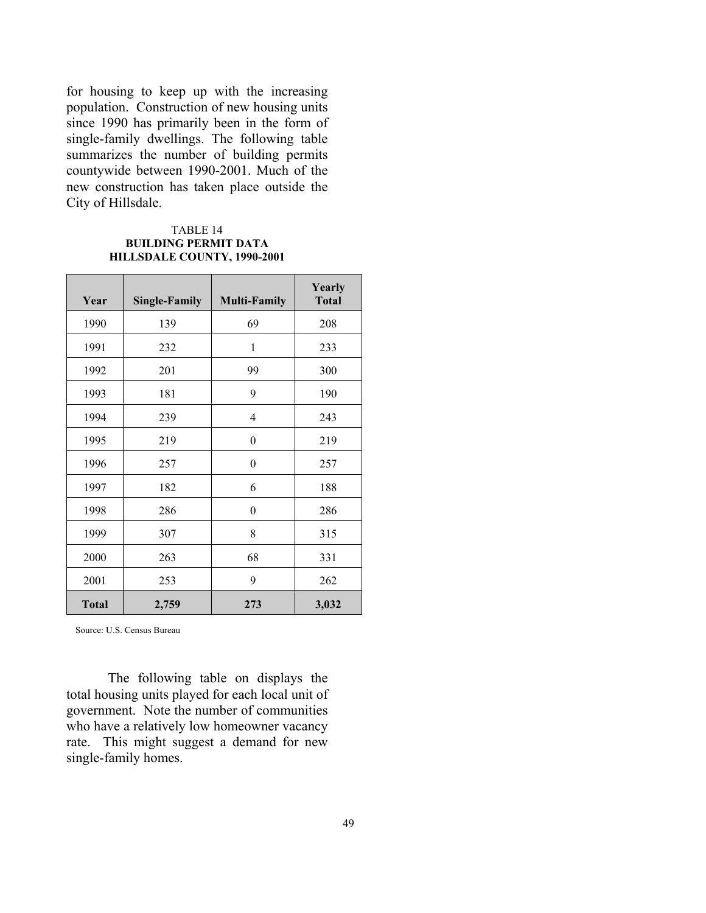for housing to keep up with the increasing population. Construction of new housing units since 1990 has primarily been in the form of single-family dwellings. The following table summarizes the number of building permits countywide between 1990-2001. Much of the new construction has taken place outside the City of Hillsdale.

TABLE 14
**BUILDING PERMIT DATA**
**HILLSDALE COUNTY, 1990-2001**

| Year | Single-Family | Multi-Family | Yearly Total |
|---|---|---|---|
| 1990 | 139 | 69 | 208 |
| 1991 | 232 | 1 | 233 |
| 1992 | 201 | 99 | 300 |
| 1993 | 181 | 9 | 190 |
| 1994 | 239 | 4 | 243 |
| 1995 | 219 | 0 | 219 |
| 1996 | 257 | 0 | 257 |
| 1997 | 182 | 6 | 188 |
| 1998 | 286 | 0 | 286 |
| 1999 | 307 | 8 | 315 |
| 2000 | 263 | 68 | 331 |
| 2001 | 253 | 9 | 262 |
| **Total** | **2,759** | **273** | **3,032** |

Source: U.S. Census Bureau

The following table on displays the total housing units played for each local unit of government. Note the number of communities who have a relatively low homeowner vacancy rate. This might suggest a demand for new single-family homes.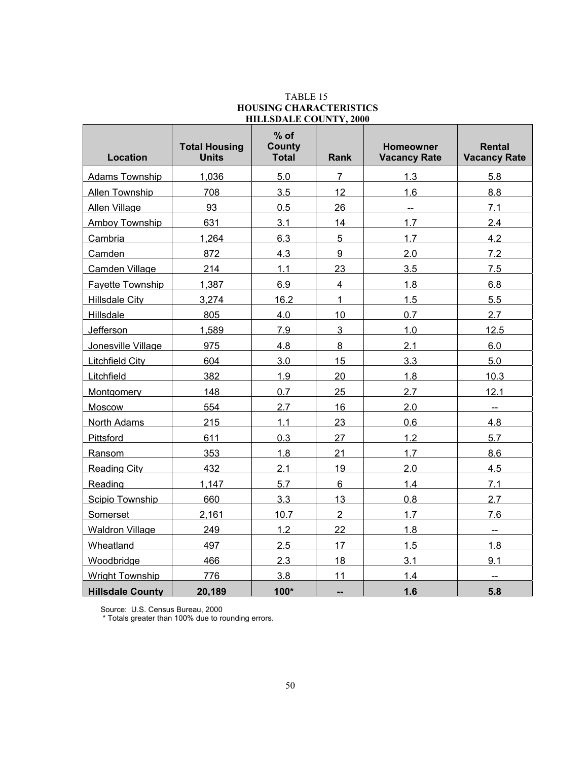TABLE 15
**HOUSING CHARACTERISTICS**
**HILLSDALE COUNTY, 2000**

| Location | Total Housing Units | % of County Total | Rank | Homeowner Vacancy Rate | Rental Vacancy Rate |
|---|---|---|---|---|---|
| Adams Township | 1,036 | 5.0 | 7 | 1.3 | 5.8 |
| Allen Township | 708 | 3.5 | 12 | 1.6 | 8.8 |
| Allen Village | 93 | 0.5 | 26 | -- | 7.1 |
| Amboy Township | 631 | 3.1 | 14 | 1.7 | 2.4 |
| Cambria | 1,264 | 6.3 | 5 | 1.7 | 4.2 |
| Camden | 872 | 4.3 | 9 | 2.0 | 7.2 |
| Camden Village | 214 | 1.1 | 23 | 3.5 | 7.5 |
| Fayette Township | 1,387 | 6.9 | 4 | 1.8 | 6.8 |
| Hillsdale City | 3,274 | 16.2 | 1 | 1.5 | 5.5 |
| Hillsdale | 805 | 4.0 | 10 | 0.7 | 2.7 |
| Jefferson | 1,589 | 7.9 | 3 | 1.0 | 12.5 |
| Jonesville Village | 975 | 4.8 | 8 | 2.1 | 6.0 |
| Litchfield City | 604 | 3.0 | 15 | 3.3 | 5.0 |
| Litchfield | 382 | 1.9 | 20 | 1.8 | 10.3 |
| Montgomery | 148 | 0.7 | 25 | 2.7 | 12.1 |
| Moscow | 554 | 2.7 | 16 | 2.0 | -- |
| North Adams | 215 | 1.1 | 23 | 0.6 | 4.8 |
| Pittsford | 611 | 0.3 | 27 | 1.2 | 5.7 |
| Ransom | 353 | 1.8 | 21 | 1.7 | 8.6 |
| Reading City | 432 | 2.1 | 19 | 2.0 | 4.5 |
| Reading | 1,147 | 5.7 | 6 | 1.4 | 7.1 |
| Scipio Township | 660 | 3.3 | 13 | 0.8 | 2.7 |
| Somerset | 2,161 | 10.7 | 2 | 1.7 | 7.6 |
| Waldron Village | 249 | 1.2 | 22 | 1.8 | -- |
| Wheatland | 497 | 2.5 | 17 | 1.5 | 1.8 |
| Woodbridge | 466 | 2.3 | 18 | 3.1 | 9.1 |
| Wright Township | 776 | 3.8 | 11 | 1.4 | -- |
| **Hillsdale County** | **20,189** | **100*** | **--** | **1.6** | **5.8** |

Source: U.S. Census Bureau, 2000
* Totals greater than 100% due to rounding errors.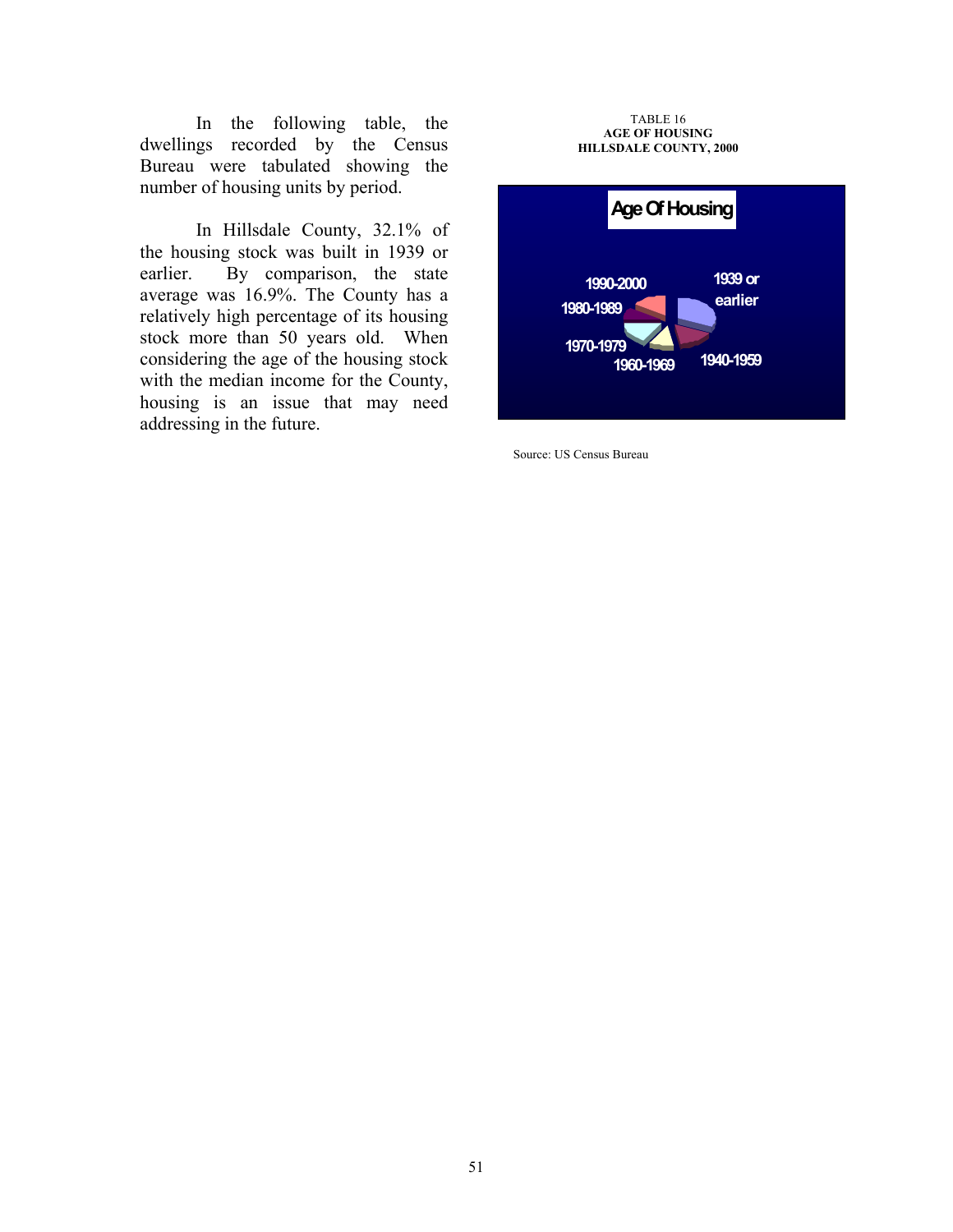In the following table, the dwellings recorded by the Census Bureau were tabulated showing the number of housing units by period.

In Hillsdale County, 32.1% of the housing stock was built in 1939 or earlier. By comparison, the state average was 16.9%. The County has a relatively high percentage of its housing stock more than 50 years old. When considering the age of the housing stock with the median income for the County, housing is an issue that may need addressing in the future.

TABLE 16
**AGE OF HOUSING**
**HILLSDALE COUNTY, 2000**

Age Of Housing

1990-2000
1980-1989
1970-1979
1960-1969
1940-1959
1939 or earlier

Source: US Census Bureau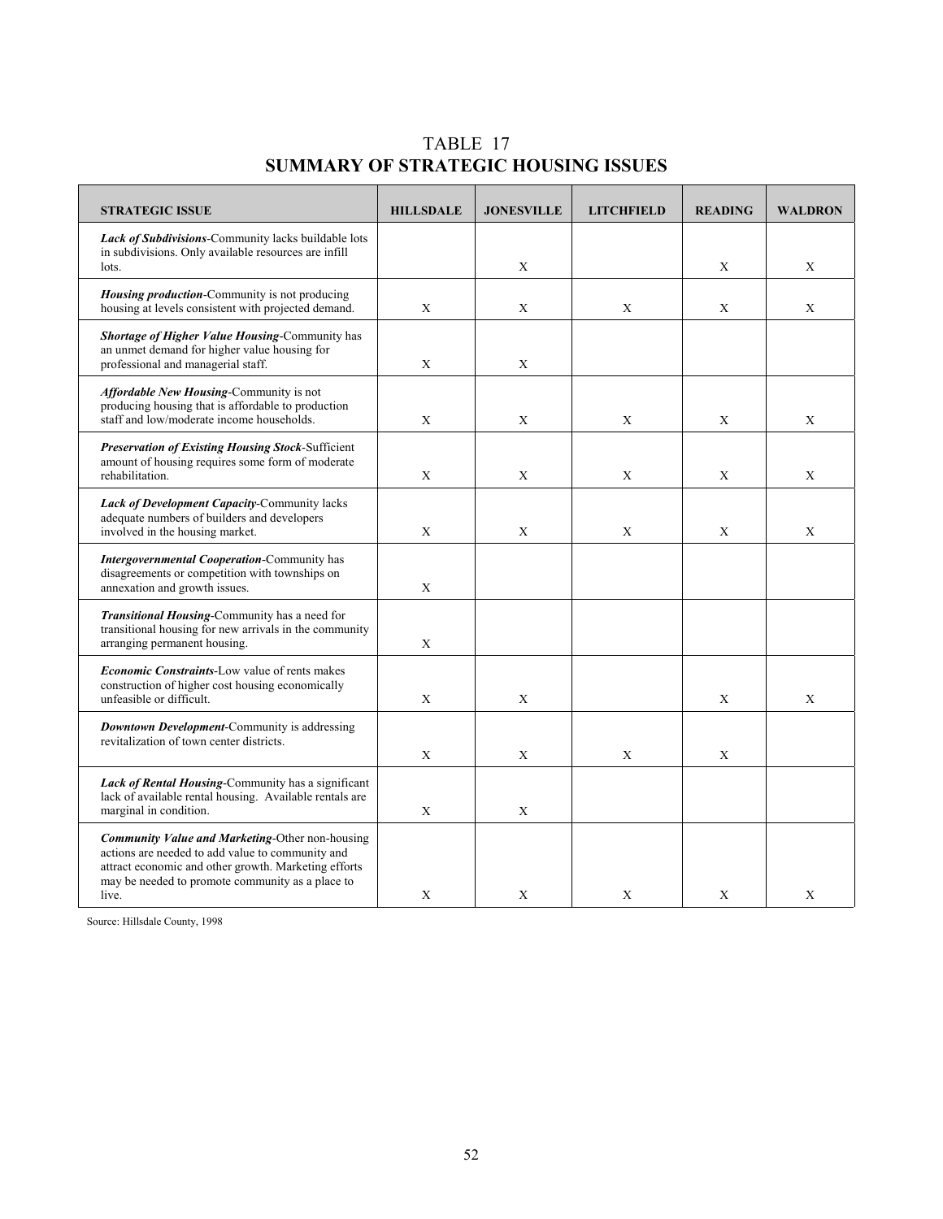# TABLE 17
## SUMMARY OF STRATEGIC HOUSING ISSUES

| STRATEGIC ISSUE | HILLSDALE | JONESVILLE | LITCHFIELD | READING | WALDRON |
|---|---|---|---|---|---|
| ***Lack of Subdivisions***-Community lacks buildable lots in subdivisions. Only available resources are infill lots. | | X | | X | X |
| ***Housing production***-Community is not producing housing at levels consistent with projected demand. | X | X | X | X | X |
| ***Shortage of Higher Value Housing***-Community has an unmet demand for higher value housing for professional and managerial staff. | X | X | | | |
| ***Affordable New Housing***-Community is not producing housing that is affordable to production staff and low/moderate income households. | X | X | X | X | X |
| ***Preservation of Existing Housing Stock***-Sufficient amount of housing requires some form of moderate rehabilitation. | X | X | X | X | X |
| ***Lack of Development Capacity***-Community lacks adequate numbers of builders and developers involved in the housing market. | X | X | X | X | X |
| ***Intergovernmental Cooperation***-Community has disagreements or competition with townships on annexation and growth issues. | X | | | | |
| ***Transitional Housing***-Community has a need for transitional housing for new arrivals in the community arranging permanent housing. | X | | | | |
| ***Economic Constraints***-Low value of rents makes construction of higher cost housing economically unfeasible or difficult. | X | X | | X | X |
| ***Downtown Development***-Community is addressing revitalization of town center districts. | X | X | X | X | |
| ***Lack of Rental Housing***-Community has a significant lack of available rental housing. Available rentals are marginal in condition. | X | X | | | |
| ***Community Value and Marketing***-Other non-housing actions are needed to add value to community and attract economic and other growth. Marketing efforts may be needed to promote community as a place to live. | X | X | X | X | X |

Source: Hillsdale County, 1998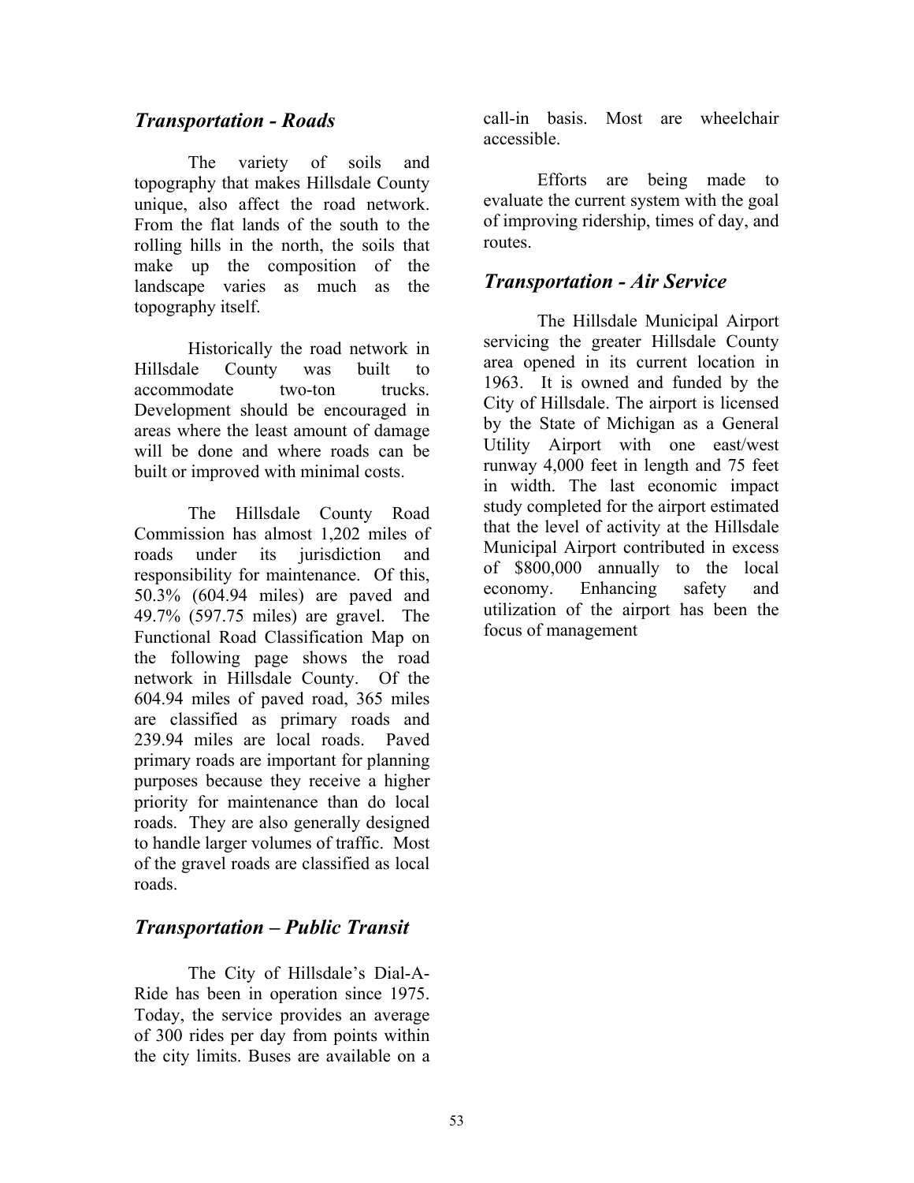## *Transportation - Roads*

The variety of soils and topography that makes Hillsdale County unique, also affect the road network. From the flat lands of the south to the rolling hills in the north, the soils that make up the composition of the landscape varies as much as the topography itself.

Historically the road network in Hillsdale County was built to accommodate two-ton trucks. Development should be encouraged in areas where the least amount of damage will be done and where roads can be built or improved with minimal costs.

The Hillsdale County Road Commission has almost 1,202 miles of roads under its jurisdiction and responsibility for maintenance. Of this, 50.3% (604.94 miles) are paved and 49.7% (597.75 miles) are gravel. The Functional Road Classification Map on the following page shows the road network in Hillsdale County. Of the 604.94 miles of paved road, 365 miles are classified as primary roads and 239.94 miles are local roads. Paved primary roads are important for planning purposes because they receive a higher priority for maintenance than do local roads. They are also generally designed to handle larger volumes of traffic. Most of the gravel roads are classified as local roads.

## *Transportation – Public Transit*

The City of Hillsdale's Dial-A-Ride has been in operation since 1975. Today, the service provides an average of 300 rides per day from points within the city limits. Buses are available on a call-in basis. Most are wheelchair accessible.

Efforts are being made to evaluate the current system with the goal of improving ridership, times of day, and routes.

## *Transportation - Air Service*

The Hillsdale Municipal Airport servicing the greater Hillsdale County area opened in its current location in 1963. It is owned and funded by the City of Hillsdale. The airport is licensed by the State of Michigan as a General Utility Airport with one east/west runway 4,000 feet in length and 75 feet in width. The last economic impact study completed for the airport estimated that the level of activity at the Hillsdale Municipal Airport contributed in excess of $800,000 annually to the local economy. Enhancing safety and utilization of the airport has been the focus of management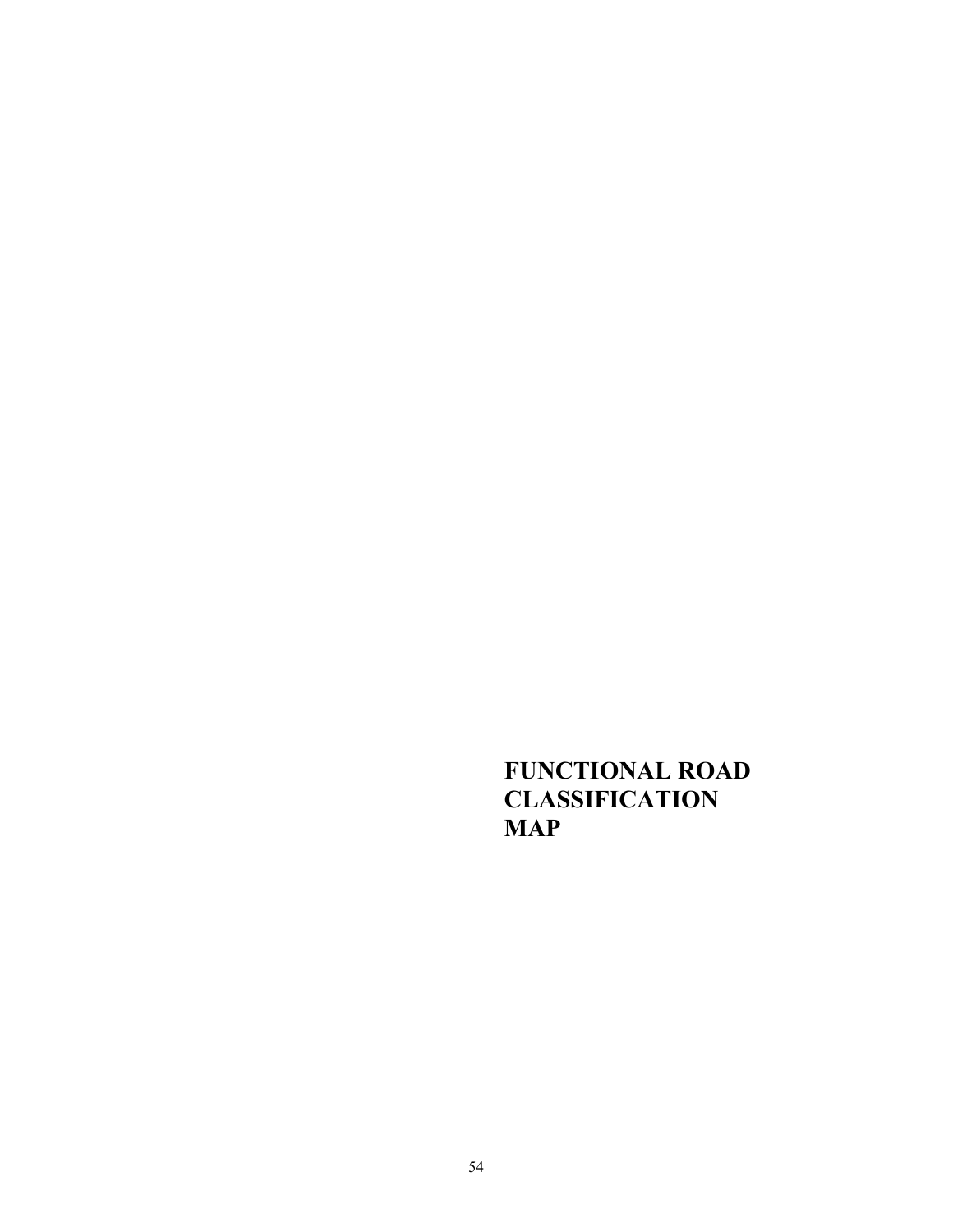# FUNCTIONAL ROAD CLASSIFICATION MAP